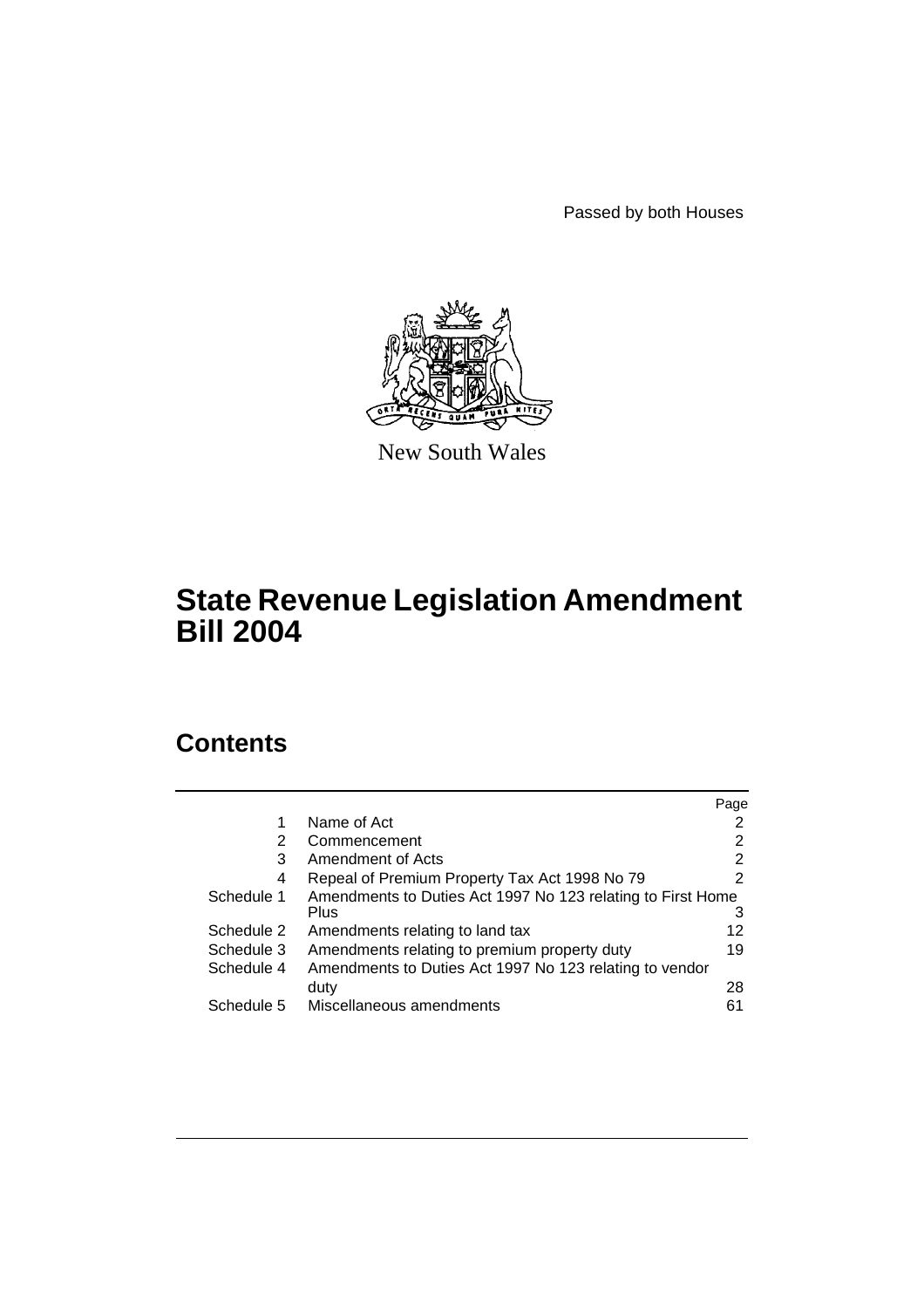Passed by both Houses

New South Wales

# State Revenue Legislation Amendment Bill 2004

## Contents

| | | Page |
|---|---|---|
| 1 | Name of Act | 2 |
| 2 | Commencement | 2 |
| 3 | Amendment of Acts | 2 |
| 4 | Repeal of Premium Property Tax Act 1998 No 79 | 2 |
| Schedule 1 | Amendments to Duties Act 1997 No 123 relating to First Home Plus | 3 |
| Schedule 2 | Amendments relating to land tax | 12 |
| Schedule 3 | Amendments relating to premium property duty | 19 |
| Schedule 4 | Amendments to Duties Act 1997 No 123 relating to vendor duty | 28 |
| Schedule 5 | Miscellaneous amendments | 61 |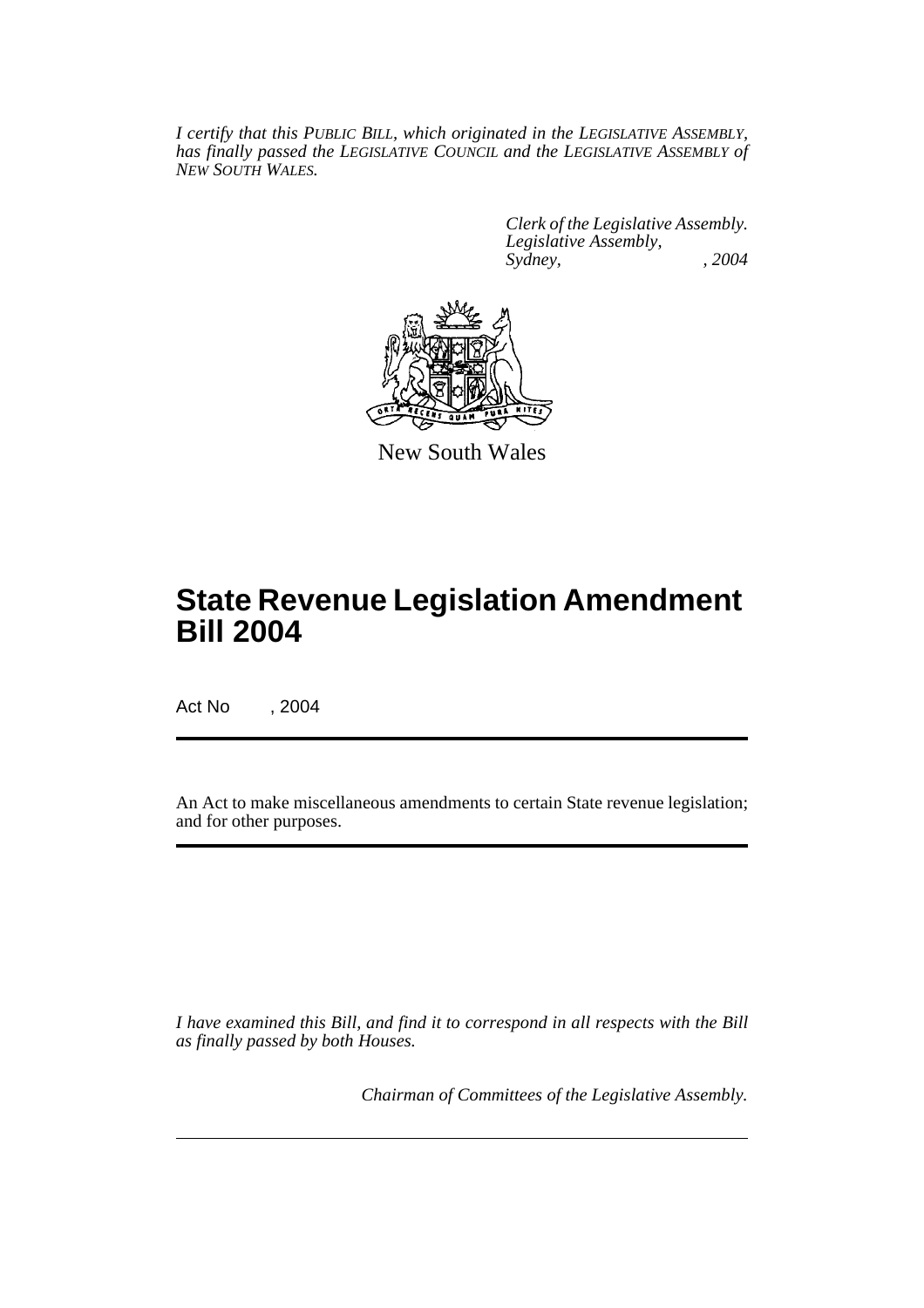*I certify that this PUBLIC BILL, which originated in the LEGISLATIVE ASSEMBLY, has finally passed the LEGISLATIVE COUNCIL and the LEGISLATIVE ASSEMBLY of NEW SOUTH WALES.*

*Clerk of the Legislative Assembly.*
*Legislative Assembly,*
*Sydney, , 2004*

New South Wales

# State Revenue Legislation Amendment Bill 2004

Act No , 2004

An Act to make miscellaneous amendments to certain State revenue legislation; and for other purposes.

*I have examined this Bill, and find it to correspond in all respects with the Bill as finally passed by both Houses.*

*Chairman of Committees of the Legislative Assembly.*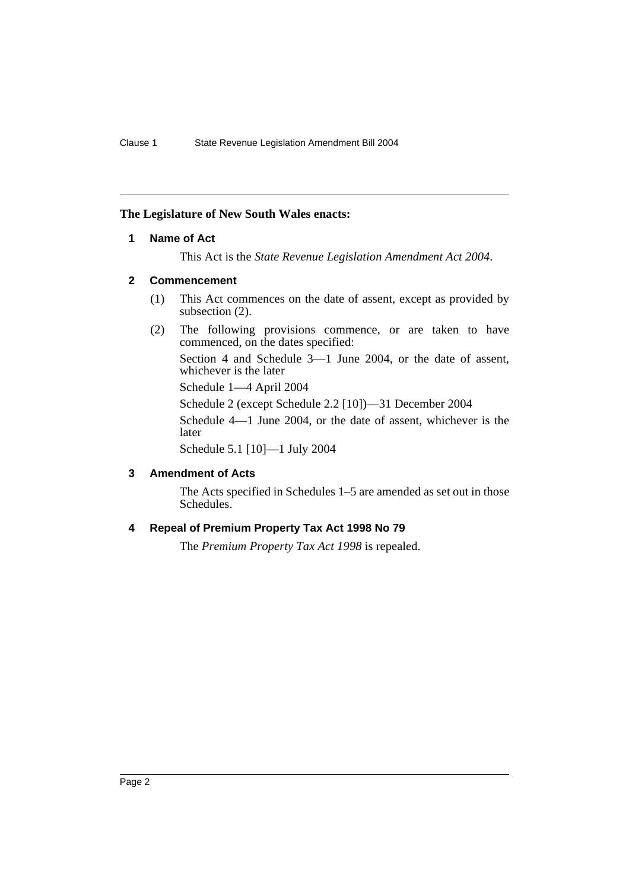**The Legislature of New South Wales enacts:**

## 1 Name of Act

This Act is the *State Revenue Legislation Amendment Act 2004*.

## 2 Commencement

(1) This Act commences on the date of assent, except as provided by subsection (2).

(2) The following provisions commence, or are taken to have commenced, on the dates specified:

Section 4 and Schedule 3—1 June 2004, or the date of assent, whichever is the later

Schedule 1—4 April 2004

Schedule 2 (except Schedule 2.2 [10])—31 December 2004

Schedule 4—1 June 2004, or the date of assent, whichever is the later

Schedule 5.1 [10]—1 July 2004

## 3 Amendment of Acts

The Acts specified in Schedules 1–5 are amended as set out in those Schedules.

## 4 Repeal of Premium Property Tax Act 1998 No 79

The *Premium Property Tax Act 1998* is repealed.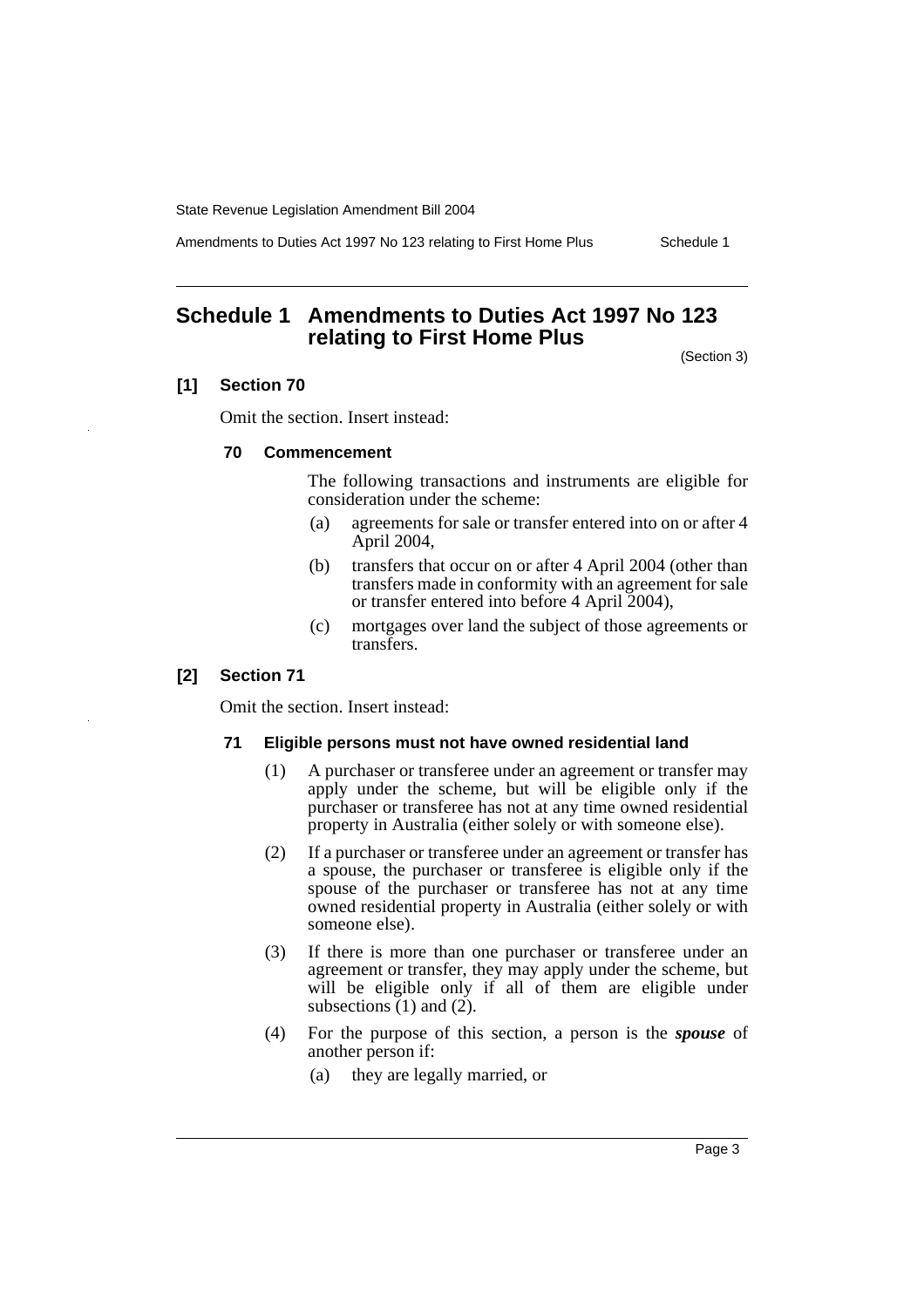# Schedule 1 Amendments to Duties Act 1997 No 123 relating to First Home Plus

(Section 3)

## [1] Section 70

Omit the section. Insert instead:

### 70 Commencement

The following transactions and instruments are eligible for consideration under the scheme:

(a) agreements for sale or transfer entered into on or after 4 April 2004,

(b) transfers that occur on or after 4 April 2004 (other than transfers made in conformity with an agreement for sale or transfer entered into before 4 April 2004),

(c) mortgages over land the subject of those agreements or transfers.

## [2] Section 71

Omit the section. Insert instead:

### 71 Eligible persons must not have owned residential land

(1) A purchaser or transferee under an agreement or transfer may apply under the scheme, but will be eligible only if the purchaser or transferee has not at any time owned residential property in Australia (either solely or with someone else).

(2) If a purchaser or transferee under an agreement or transfer has a spouse, the purchaser or transferee is eligible only if the spouse of the purchaser or transferee has not at any time owned residential property in Australia (either solely or with someone else).

(3) If there is more than one purchaser or transferee under an agreement or transfer, they may apply under the scheme, but will be eligible only if all of them are eligible under subsections (1) and (2).

(4) For the purpose of this section, a person is the ***spouse*** of another person if:

(a) they are legally married, or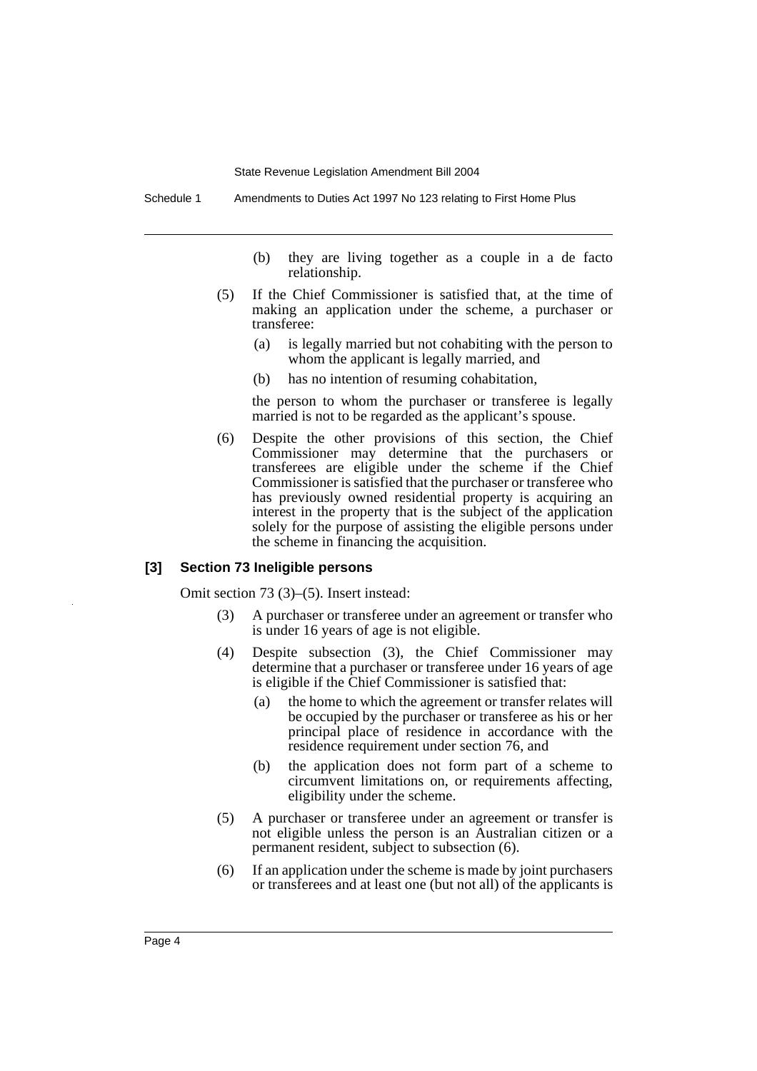(b) they are living together as a couple in a de facto relationship.

(5) If the Chief Commissioner is satisfied that, at the time of making an application under the scheme, a purchaser or transferee:

(a) is legally married but not cohabiting with the person to whom the applicant is legally married, and

(b) has no intention of resuming cohabitation,

the person to whom the purchaser or transferee is legally married is not to be regarded as the applicant's spouse.

(6) Despite the other provisions of this section, the Chief Commissioner may determine that the purchasers or transferees are eligible under the scheme if the Chief Commissioner is satisfied that the purchaser or transferee who has previously owned residential property is acquiring an interest in the property that is the subject of the application solely for the purpose of assisting the eligible persons under the scheme in financing the acquisition.

### [3] Section 73 Ineligible persons

Omit section 73 (3)–(5). Insert instead:

(3) A purchaser or transferee under an agreement or transfer who is under 16 years of age is not eligible.

(4) Despite subsection (3), the Chief Commissioner may determine that a purchaser or transferee under 16 years of age is eligible if the Chief Commissioner is satisfied that:

(a) the home to which the agreement or transfer relates will be occupied by the purchaser or transferee as his or her principal place of residence in accordance with the residence requirement under section 76, and

(b) the application does not form part of a scheme to circumvent limitations on, or requirements affecting, eligibility under the scheme.

(5) A purchaser or transferee under an agreement or transfer is not eligible unless the person is an Australian citizen or a permanent resident, subject to subsection (6).

(6) If an application under the scheme is made by joint purchasers or transferees and at least one (but not all) of the applicants is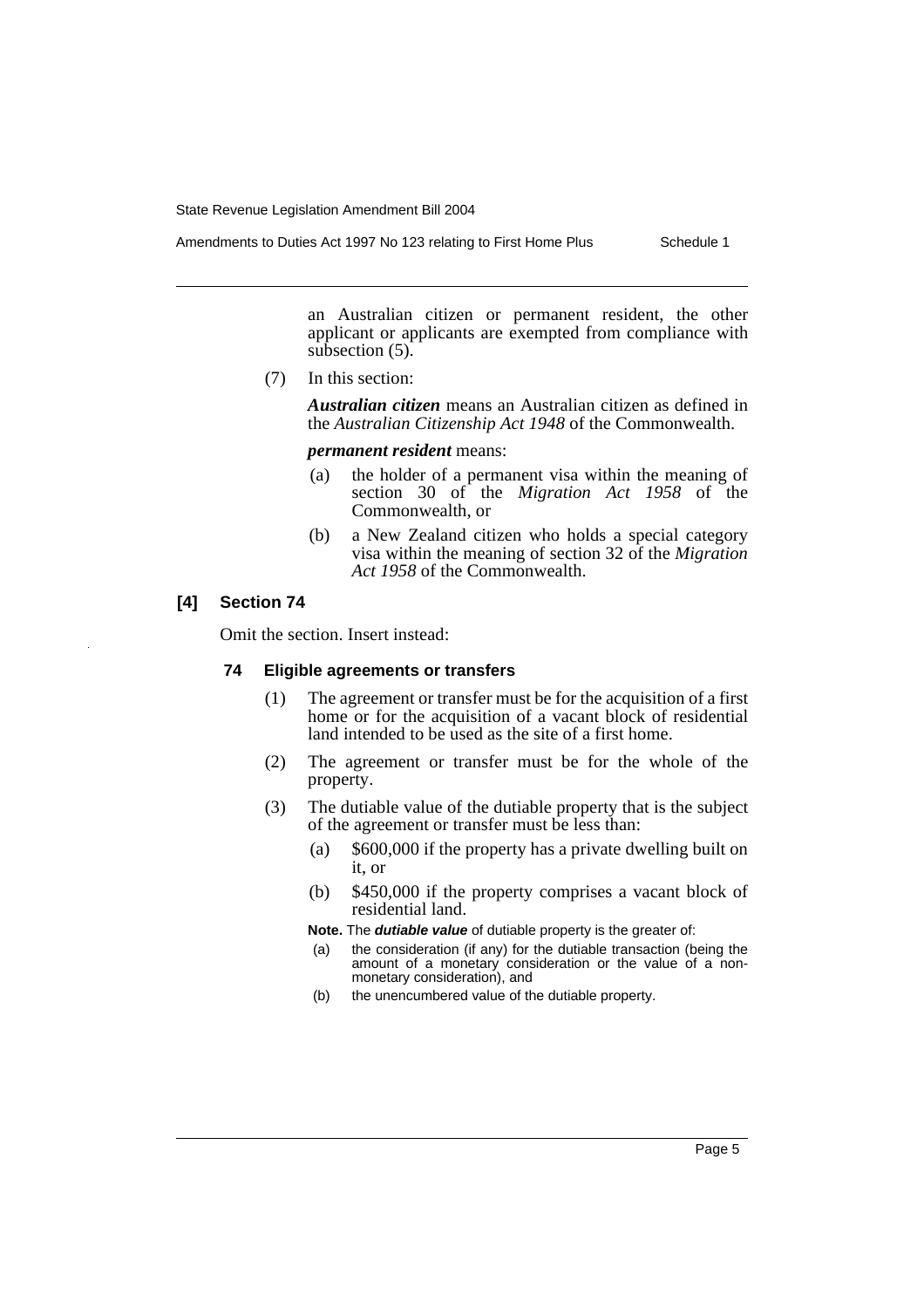an Australian citizen or permanent resident, the other applicant or applicants are exempted from compliance with subsection (5).

(7) In this section:

***Australian citizen*** means an Australian citizen as defined in the *Australian Citizenship Act 1948* of the Commonwealth.

***permanent resident*** means:

(a) the holder of a permanent visa within the meaning of section 30 of the *Migration Act 1958* of the Commonwealth, or

(b) a New Zealand citizen who holds a special category visa within the meaning of section 32 of the *Migration Act 1958* of the Commonwealth.

### [4] Section 74

Omit the section. Insert instead:

#### 74 Eligible agreements or transfers

(1) The agreement or transfer must be for the acquisition of a first home or for the acquisition of a vacant block of residential land intended to be used as the site of a first home.

(2) The agreement or transfer must be for the whole of the property.

(3) The dutiable value of the dutiable property that is the subject of the agreement or transfer must be less than:

(a) $600,000 if the property has a private dwelling built on it, or

(b) $450,000 if the property comprises a vacant block of residential land.

**Note.** The ***dutiable value*** of dutiable property is the greater of:

(a) the consideration (if any) for the dutiable transaction (being the amount of a monetary consideration or the value of a non-monetary consideration), and

(b) the unencumbered value of the dutiable property.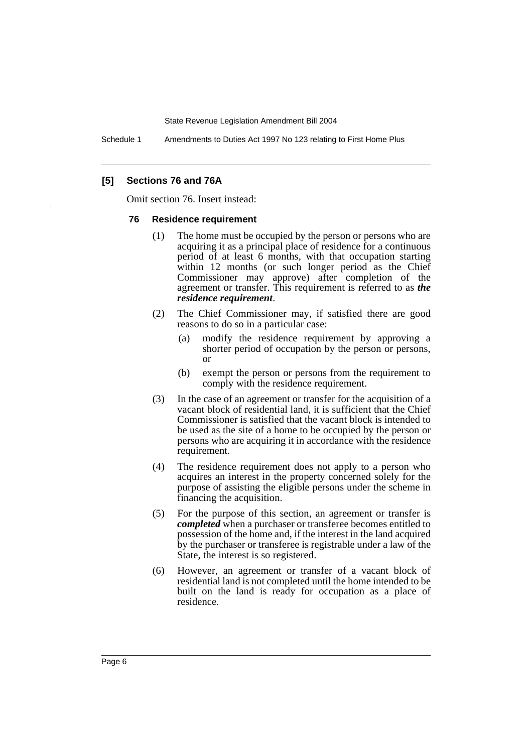**[5] Sections 76 and 76A**

Omit section 76. Insert instead:

**76 Residence requirement**

(1) The home must be occupied by the person or persons who are acquiring it as a principal place of residence for a continuous period of at least 6 months, with that occupation starting within 12 months (or such longer period as the Chief Commissioner may approve) after completion of the agreement or transfer. This requirement is referred to as ***the residence requirement***.

(2) The Chief Commissioner may, if satisfied there are good reasons to do so in a particular case:

(a) modify the residence requirement by approving a shorter period of occupation by the person or persons, or

(b) exempt the person or persons from the requirement to comply with the residence requirement.

(3) In the case of an agreement or transfer for the acquisition of a vacant block of residential land, it is sufficient that the Chief Commissioner is satisfied that the vacant block is intended to be used as the site of a home to be occupied by the person or persons who are acquiring it in accordance with the residence requirement.

(4) The residence requirement does not apply to a person who acquires an interest in the property concerned solely for the purpose of assisting the eligible persons under the scheme in financing the acquisition.

(5) For the purpose of this section, an agreement or transfer is ***completed*** when a purchaser or transferee becomes entitled to possession of the home and, if the interest in the land acquired by the purchaser or transferee is registrable under a law of the State, the interest is so registered.

(6) However, an agreement or transfer of a vacant block of residential land is not completed until the home intended to be built on the land is ready for occupation as a place of residence.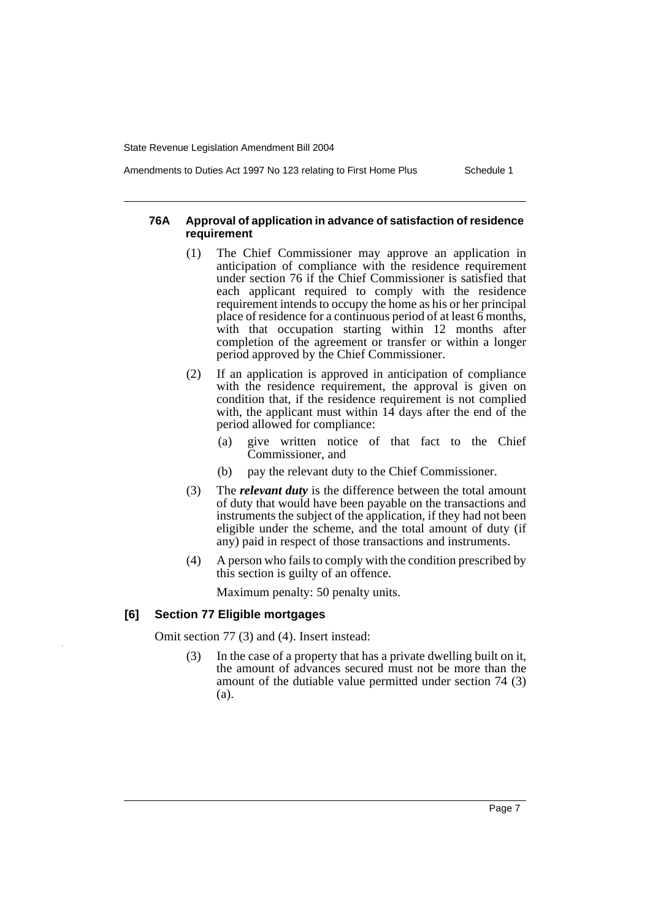#### 76A Approval of application in advance of satisfaction of residence requirement

(1) The Chief Commissioner may approve an application in anticipation of compliance with the residence requirement under section 76 if the Chief Commissioner is satisfied that each applicant required to comply with the residence requirement intends to occupy the home as his or her principal place of residence for a continuous period of at least 6 months, with that occupation starting within 12 months after completion of the agreement or transfer or within a longer period approved by the Chief Commissioner.

(2) If an application is approved in anticipation of compliance with the residence requirement, the approval is given on condition that, if the residence requirement is not complied with, the applicant must within 14 days after the end of the period allowed for compliance:

- (a) give written notice of that fact to the Chief Commissioner, and
- (b) pay the relevant duty to the Chief Commissioner.

(3) The ***relevant duty*** is the difference between the total amount of duty that would have been payable on the transactions and instruments the subject of the application, if they had not been eligible under the scheme, and the total amount of duty (if any) paid in respect of those transactions and instruments.

(4) A person who fails to comply with the condition prescribed by this section is guilty of an offence.

Maximum penalty: 50 penalty units.

### [6] Section 77 Eligible mortgages

Omit section 77 (3) and (4). Insert instead:

(3) In the case of a property that has a private dwelling built on it, the amount of advances secured must not be more than the amount of the dutiable value permitted under section 74 (3) (a).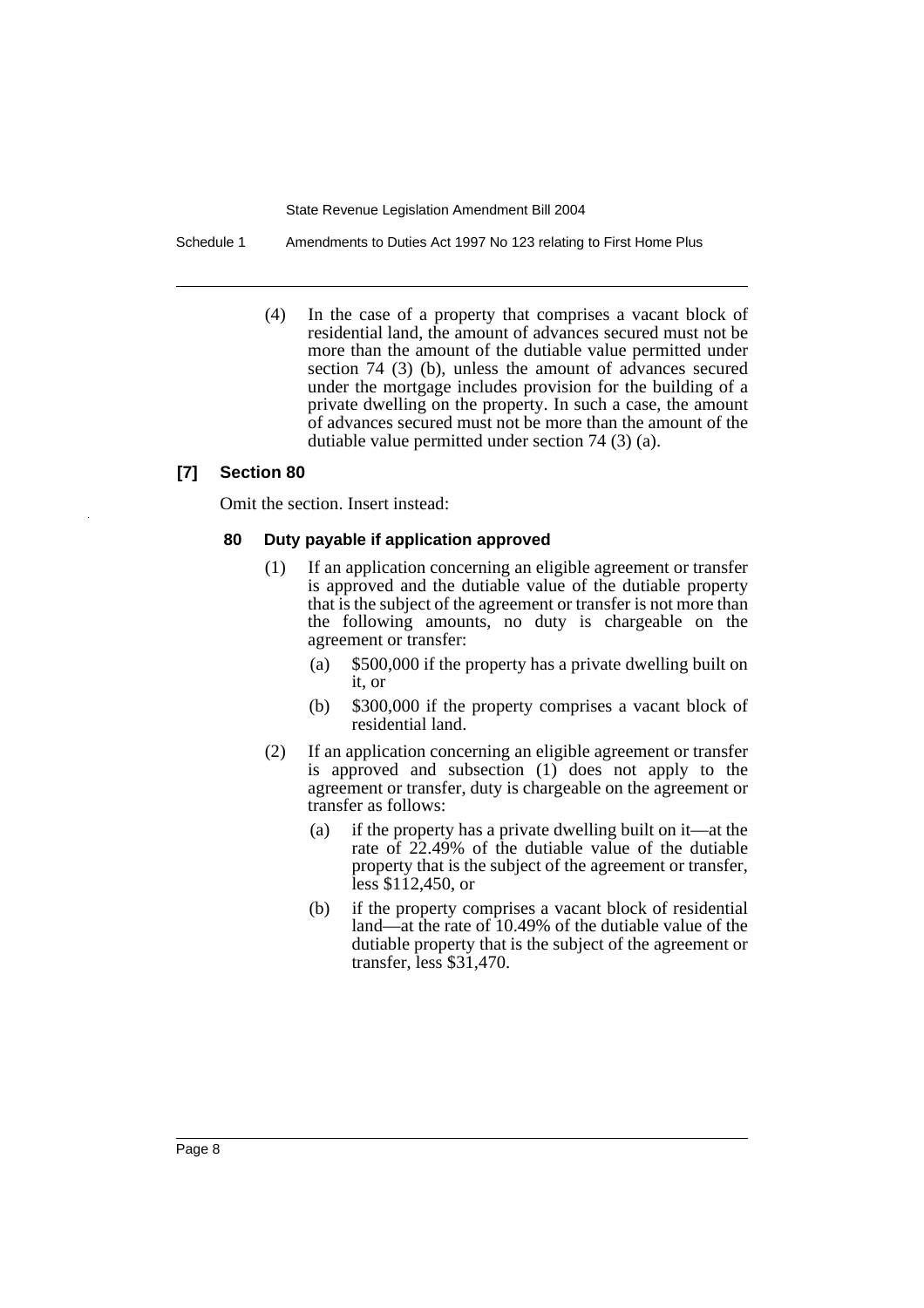(4) In the case of a property that comprises a vacant block of residential land, the amount of advances secured must not be more than the amount of the dutiable value permitted under section 74 (3) (b), unless the amount of advances secured under the mortgage includes provision for the building of a private dwelling on the property. In such a case, the amount of advances secured must not be more than the amount of the dutiable value permitted under section 74 (3) (a).

### [7] Section 80

Omit the section. Insert instead:

#### 80 Duty payable if application approved

(1) If an application concerning an eligible agreement or transfer is approved and the dutiable value of the dutiable property that is the subject of the agreement or transfer is not more than the following amounts, no duty is chargeable on the agreement or transfer:

(a) $500,000 if the property has a private dwelling built on it, or

(b) $300,000 if the property comprises a vacant block of residential land.

(2) If an application concerning an eligible agreement or transfer is approved and subsection (1) does not apply to the agreement or transfer, duty is chargeable on the agreement or transfer as follows:

(a) if the property has a private dwelling built on it—at the rate of 22.49% of the dutiable value of the dutiable property that is the subject of the agreement or transfer, less $112,450, or

(b) if the property comprises a vacant block of residential land—at the rate of 10.49% of the dutiable value of the dutiable property that is the subject of the agreement or transfer, less $31,470.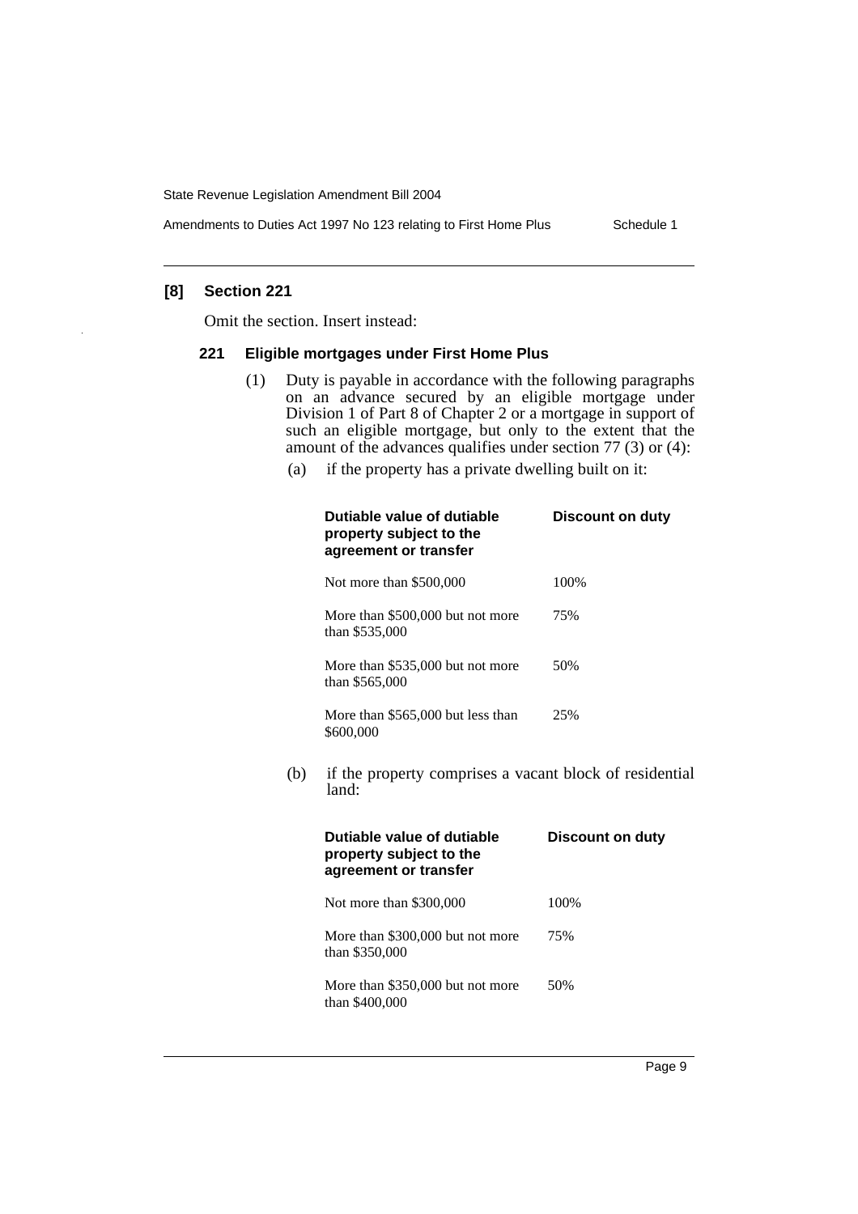**[8] Section 221**

Omit the section. Insert instead:

**221 Eligible mortgages under First Home Plus**

(1) Duty is payable in accordance with the following paragraphs on an advance secured by an eligible mortgage under Division 1 of Part 8 of Chapter 2 or a mortgage in support of such an eligible mortgage, but only to the extent that the amount of the advances qualifies under section 77 (3) or (4):

(a) if the property has a private dwelling built on it:

| Dutiable value of dutiable property subject to the agreement or transfer | Discount on duty |
|---|---|
| Not more than $500,000 | 100% |
| More than $500,000 but not more than $535,000 | 75% |
| More than $535,000 but not more than $565,000 | 50% |
| More than $565,000 but less than $600,000 | 25% |

(b) if the property comprises a vacant block of residential land:

| Dutiable value of dutiable property subject to the agreement or transfer | Discount on duty |
|---|---|
| Not more than $300,000 | 100% |
| More than $300,000 but not more than $350,000 | 75% |
| More than $350,000 but not more than $400,000 | 50% |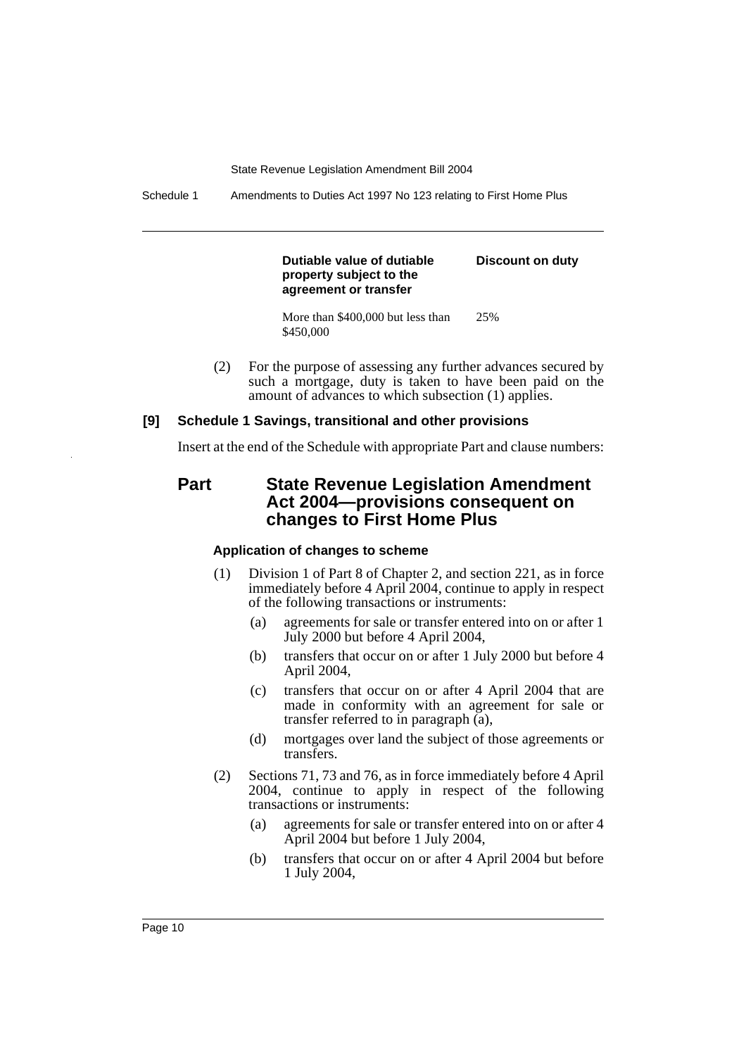| Dutiable value of dutiable property subject to the agreement or transfer | Discount on duty |
|---|---|
| More than $400,000 but less than $450,000 | 25% |

(2) For the purpose of assessing any further advances secured by such a mortgage, duty is taken to have been paid on the amount of advances to which subsection (1) applies.

**[9] Schedule 1 Savings, transitional and other provisions**

Insert at the end of the Schedule with appropriate Part and clause numbers:

## Part State Revenue Legislation Amendment Act 2004—provisions consequent on changes to First Home Plus

#### Application of changes to scheme

(1) Division 1 of Part 8 of Chapter 2, and section 221, as in force immediately before 4 April 2004, continue to apply in respect of the following transactions or instruments:

- (a) agreements for sale or transfer entered into on or after 1 July 2000 but before 4 April 2004,
- (b) transfers that occur on or after 1 July 2000 but before 4 April 2004,
- (c) transfers that occur on or after 4 April 2004 that are made in conformity with an agreement for sale or transfer referred to in paragraph (a),
- (d) mortgages over land the subject of those agreements or transfers.

(2) Sections 71, 73 and 76, as in force immediately before 4 April 2004, continue to apply in respect of the following transactions or instruments:

- (a) agreements for sale or transfer entered into on or after 4 April 2004 but before 1 July 2004,
- (b) transfers that occur on or after 4 April 2004 but before 1 July 2004,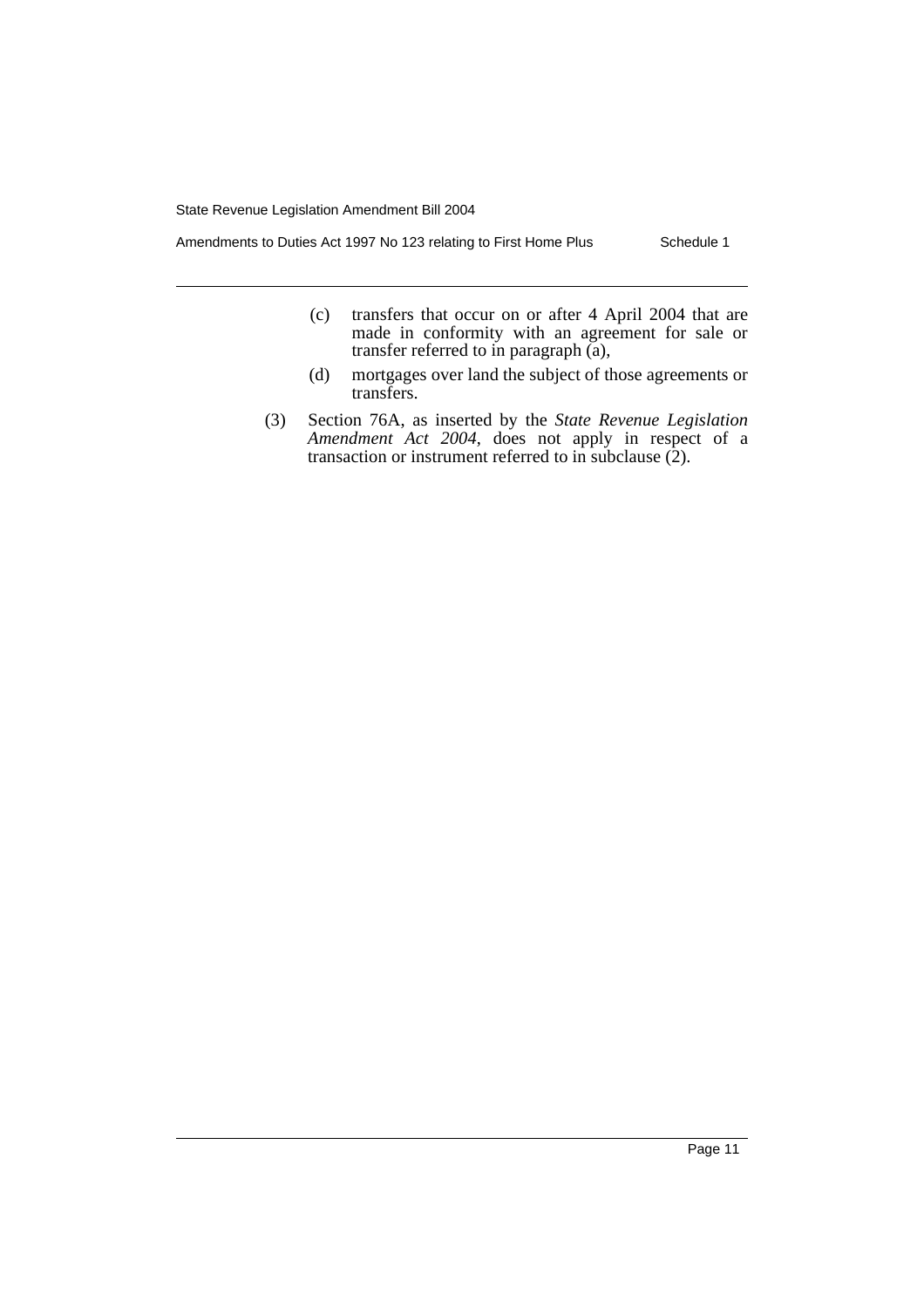(c) transfers that occur on or after 4 April 2004 that are made in conformity with an agreement for sale or transfer referred to in paragraph (a),

(d) mortgages over land the subject of those agreements or transfers.

(3) Section 76A, as inserted by the *State Revenue Legislation Amendment Act 2004*, does not apply in respect of a transaction or instrument referred to in subclause (2).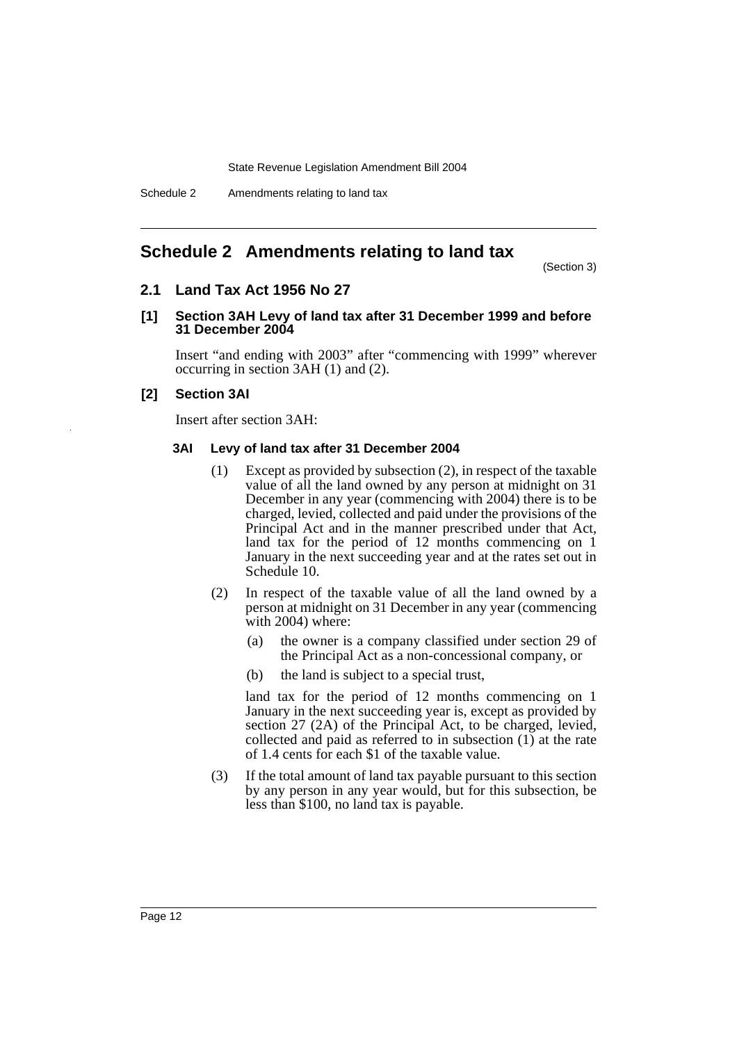# Schedule 2 Amendments relating to land tax

(Section 3)

## 2.1 Land Tax Act 1956 No 27

### [1] Section 3AH Levy of land tax after 31 December 1999 and before 31 December 2004

Insert "and ending with 2003" after "commencing with 1999" wherever occurring in section 3AH (1) and (2).

### [2] Section 3AI

Insert after section 3AH:

#### 3AI Levy of land tax after 31 December 2004

(1) Except as provided by subsection (2), in respect of the taxable value of all the land owned by any person at midnight on 31 December in any year (commencing with 2004) there is to be charged, levied, collected and paid under the provisions of the Principal Act and in the manner prescribed under that Act, land tax for the period of 12 months commencing on 1 January in the next succeeding year and at the rates set out in Schedule 10.

(2) In respect of the taxable value of all the land owned by a person at midnight on 31 December in any year (commencing with 2004) where:

- (a) the owner is a company classified under section 29 of the Principal Act as a non-concessional company, or
- (b) the land is subject to a special trust,

land tax for the period of 12 months commencing on 1 January in the next succeeding year is, except as provided by section 27 (2A) of the Principal Act, to be charged, levied, collected and paid as referred to in subsection (1) at the rate of 1.4 cents for each $1 of the taxable value.

(3) If the total amount of land tax payable pursuant to this section by any person in any year would, but for this subsection, be less than $100, no land tax is payable.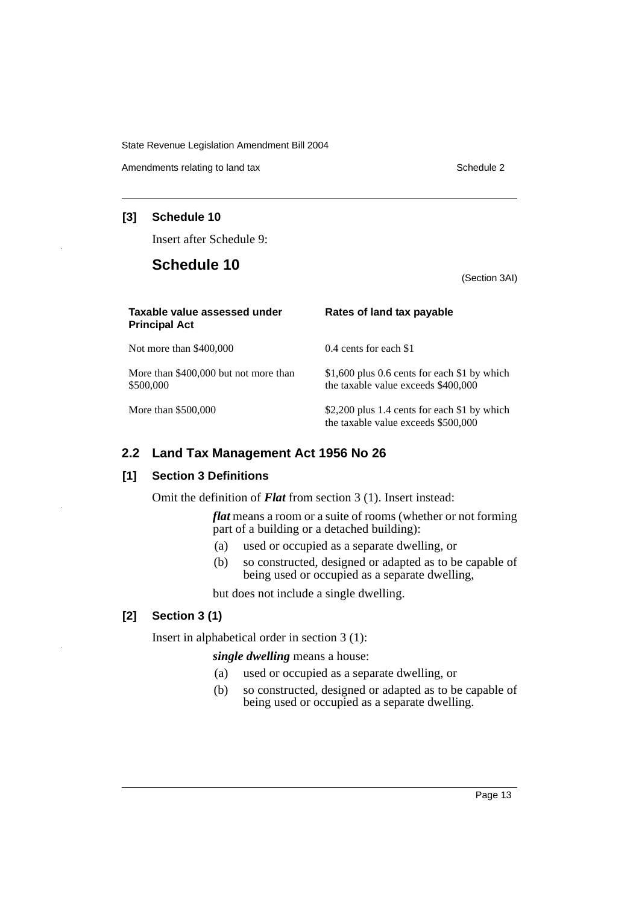**[3] Schedule 10**

Insert after Schedule 9:

## Schedule 10

(Section 3AI)

| Taxable value assessed under Principal Act | Rates of land tax payable |
|---|---|
| Not more than \$400,000 | 0.4 cents for each \$1 |
| More than \$400,000 but not more than \$500,000 | \$1,600 plus 0.6 cents for each \$1 by which the taxable value exceeds \$400,000 |
| More than \$500,000 | \$2,200 plus 1.4 cents for each \$1 by which the taxable value exceeds \$500,000 |

### 2.2 Land Tax Management Act 1956 No 26

**[1] Section 3 Definitions**

Omit the definition of ***Flat*** from section 3 (1). Insert instead:

> ***flat*** means a room or a suite of rooms (whether or not forming part of a building or a detached building):
>
> (a) used or occupied as a separate dwelling, or
>
> (b) so constructed, designed or adapted as to be capable of being used or occupied as a separate dwelling,
>
> but does not include a single dwelling.

**[2] Section 3 (1)**

Insert in alphabetical order in section 3 (1):

> ***single dwelling*** means a house:
>
> (a) used or occupied as a separate dwelling, or
>
> (b) so constructed, designed or adapted as to be capable of being used or occupied as a separate dwelling.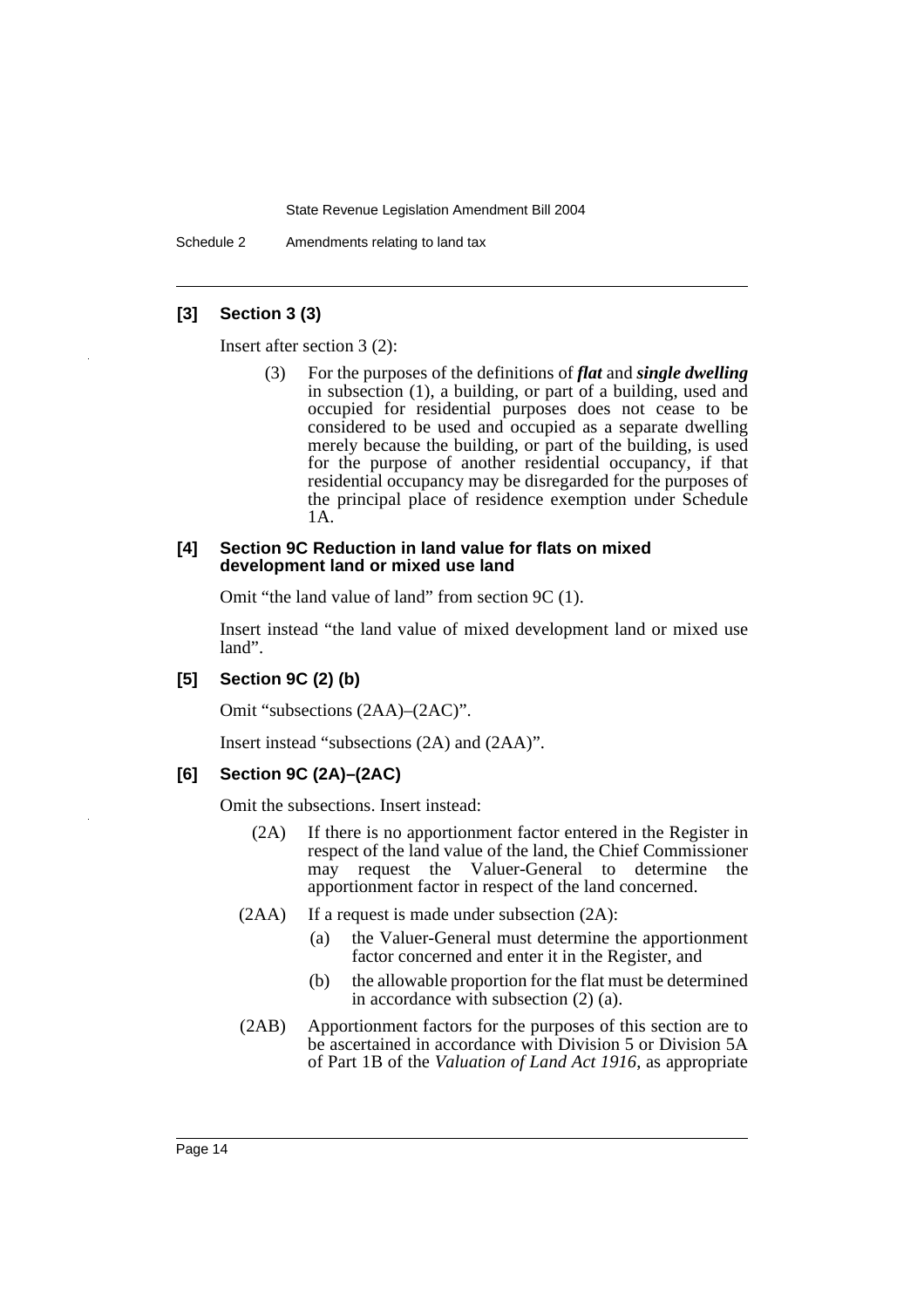### [3] Section 3 (3)

Insert after section 3 (2):

> (3) For the purposes of the definitions of ***flat*** and ***single dwelling*** in subsection (1), a building, or part of a building, used and occupied for residential purposes does not cease to be considered to be used and occupied as a separate dwelling merely because the building, or part of the building, is used for the purpose of another residential occupancy, if that residential occupancy may be disregarded for the purposes of the principal place of residence exemption under Schedule 1A.

### [4] Section 9C Reduction in land value for flats on mixed development land or mixed use land

Omit "the land value of land" from section 9C (1).

Insert instead "the land value of mixed development land or mixed use land".

### [5] Section 9C (2) (b)

Omit "subsections (2AA)–(2AC)".

Insert instead "subsections (2A) and (2AA)".

### [6] Section 9C (2A)–(2AC)

Omit the subsections. Insert instead:

> (2A) If there is no apportionment factor entered in the Register in respect of the land value of the land, the Chief Commissioner may request the Valuer-General to determine the apportionment factor in respect of the land concerned.
>
> (2AA) If a request is made under subsection (2A):
>
> (a) the Valuer-General must determine the apportionment factor concerned and enter it in the Register, and
>
> (b) the allowable proportion for the flat must be determined in accordance with subsection (2) (a).
>
> (2AB) Apportionment factors for the purposes of this section are to be ascertained in accordance with Division 5 or Division 5A of Part 1B of the *Valuation of Land Act 1916*, as appropriate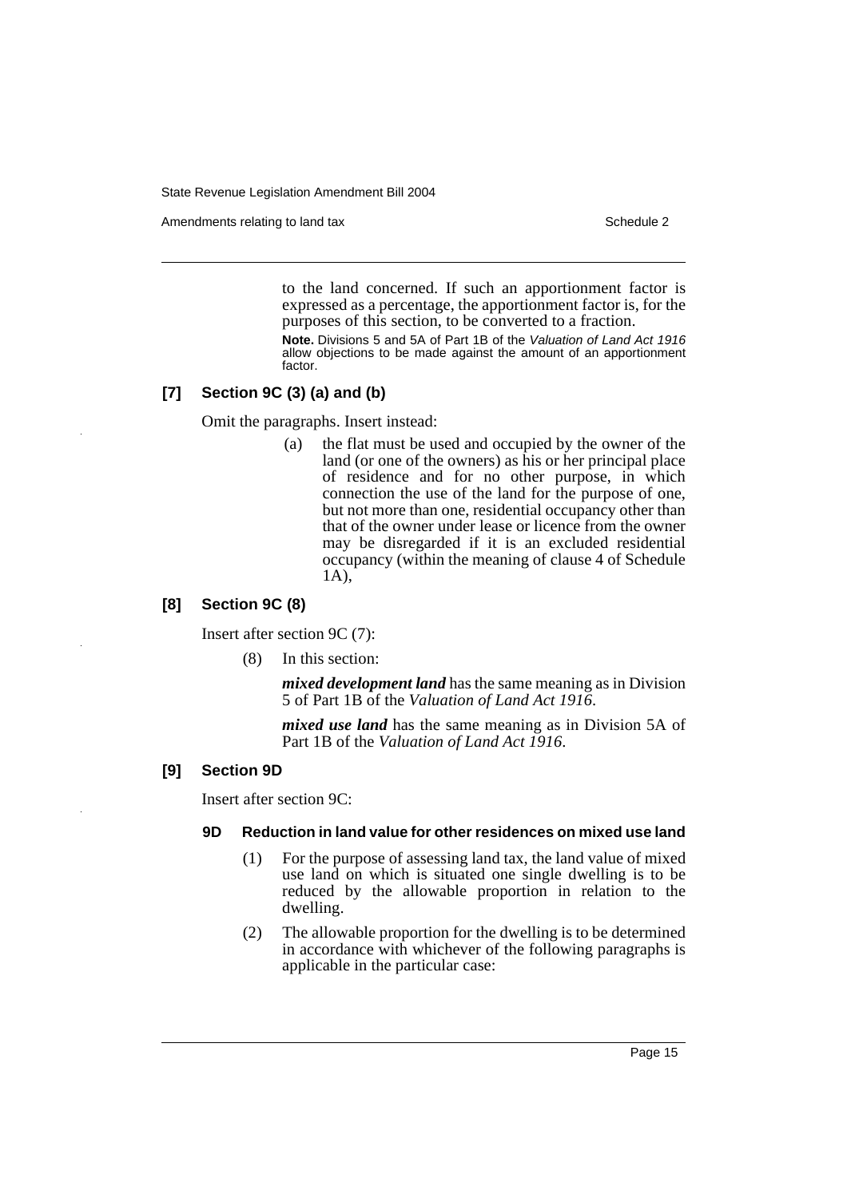to the land concerned. If such an apportionment factor is expressed as a percentage, the apportionment factor is, for the purposes of this section, to be converted to a fraction.

**Note.** Divisions 5 and 5A of Part 1B of the *Valuation of Land Act 1916* allow objections to be made against the amount of an apportionment factor.

### [7] Section 9C (3) (a) and (b)

Omit the paragraphs. Insert instead:

(a) the flat must be used and occupied by the owner of the land (or one of the owners) as his or her principal place of residence and for no other purpose, in which connection the use of the land for the purpose of one, but not more than one, residential occupancy other than that of the owner under lease or licence from the owner may be disregarded if it is an excluded residential occupancy (within the meaning of clause 4 of Schedule 1A),

### [8] Section 9C (8)

Insert after section 9C (7):

(8) In this section:

***mixed development land*** has the same meaning as in Division 5 of Part 1B of the *Valuation of Land Act 1916*.

***mixed use land*** has the same meaning as in Division 5A of Part 1B of the *Valuation of Land Act 1916*.

### [9] Section 9D

Insert after section 9C:

#### 9D Reduction in land value for other residences on mixed use land

(1) For the purpose of assessing land tax, the land value of mixed use land on which is situated one single dwelling is to be reduced by the allowable proportion in relation to the dwelling.

(2) The allowable proportion for the dwelling is to be determined in accordance with whichever of the following paragraphs is applicable in the particular case: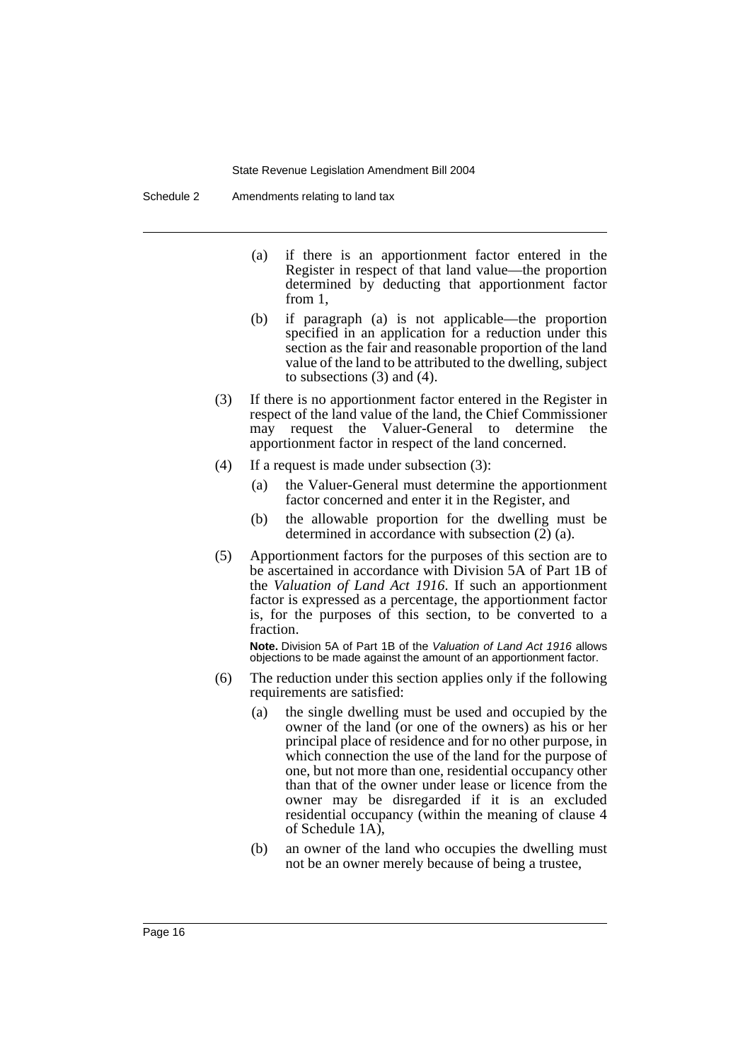(a) if there is an apportionment factor entered in the Register in respect of that land value—the proportion determined by deducting that apportionment factor from 1,

(b) if paragraph (a) is not applicable—the proportion specified in an application for a reduction under this section as the fair and reasonable proportion of the land value of the land to be attributed to the dwelling, subject to subsections (3) and (4).

(3) If there is no apportionment factor entered in the Register in respect of the land value of the land, the Chief Commissioner may request the Valuer-General to determine the apportionment factor in respect of the land concerned.

(4) If a request is made under subsection (3):

(a) the Valuer-General must determine the apportionment factor concerned and enter it in the Register, and

(b) the allowable proportion for the dwelling must be determined in accordance with subsection (2) (a).

(5) Apportionment factors for the purposes of this section are to be ascertained in accordance with Division 5A of Part 1B of the *Valuation of Land Act 1916*. If such an apportionment factor is expressed as a percentage, the apportionment factor is, for the purposes of this section, to be converted to a fraction.

**Note.** Division 5A of Part 1B of the *Valuation of Land Act 1916* allows objections to be made against the amount of an apportionment factor.

(6) The reduction under this section applies only if the following requirements are satisfied:

(a) the single dwelling must be used and occupied by the owner of the land (or one of the owners) as his or her principal place of residence and for no other purpose, in which connection the use of the land for the purpose of one, but not more than one, residential occupancy other than that of the owner under lease or licence from the owner may be disregarded if it is an excluded residential occupancy (within the meaning of clause 4 of Schedule 1A),

(b) an owner of the land who occupies the dwelling must not be an owner merely because of being a trustee,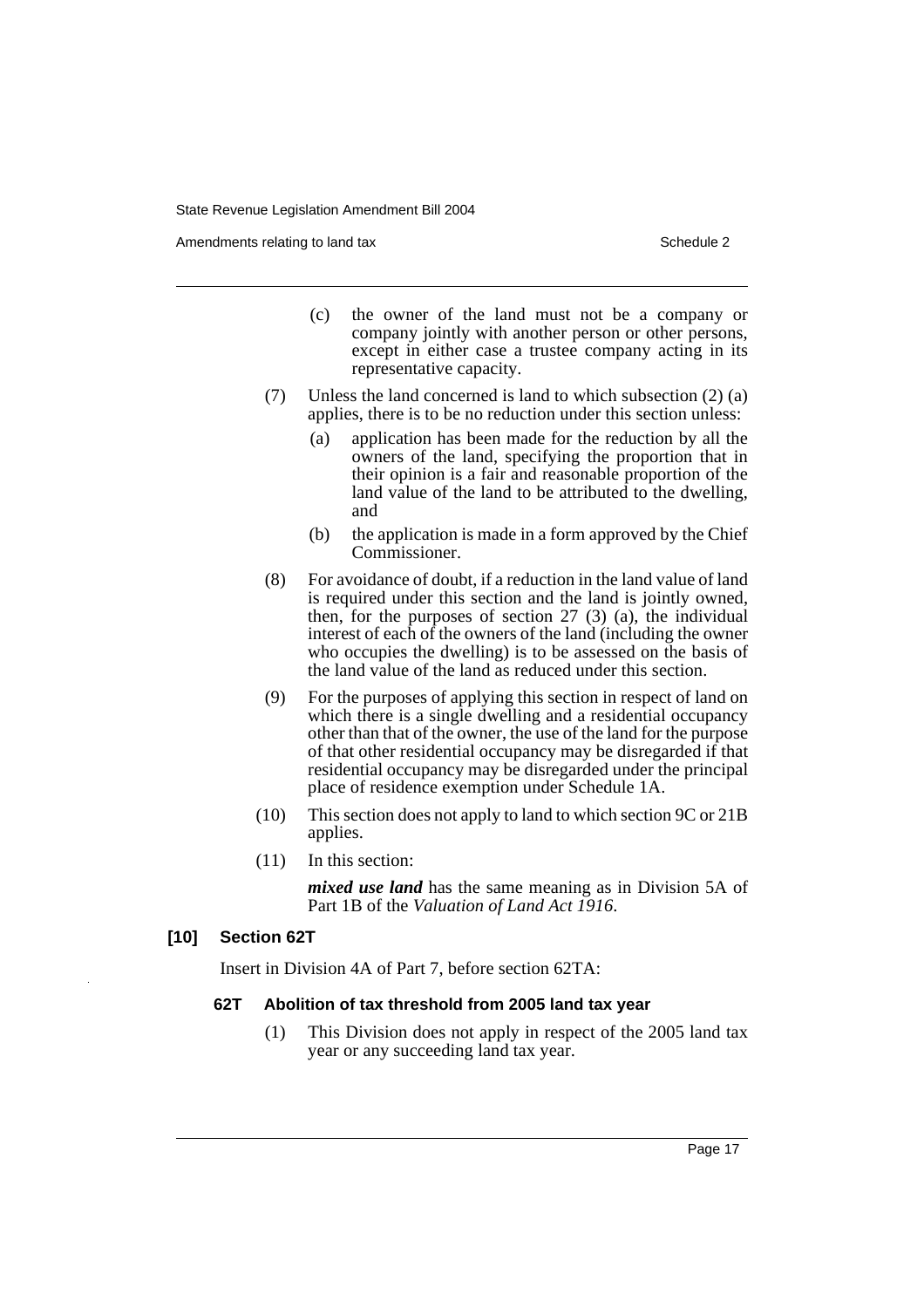(c) the owner of the land must not be a company or company jointly with another person or other persons, except in either case a trustee company acting in its representative capacity.

(7) Unless the land concerned is land to which subsection (2) (a) applies, there is to be no reduction under this section unless:

(a) application has been made for the reduction by all the owners of the land, specifying the proportion that in their opinion is a fair and reasonable proportion of the land value of the land to be attributed to the dwelling, and

(b) the application is made in a form approved by the Chief Commissioner.

(8) For avoidance of doubt, if a reduction in the land value of land is required under this section and the land is jointly owned, then, for the purposes of section 27 (3) (a), the individual interest of each of the owners of the land (including the owner who occupies the dwelling) is to be assessed on the basis of the land value of the land as reduced under this section.

(9) For the purposes of applying this section in respect of land on which there is a single dwelling and a residential occupancy other than that of the owner, the use of the land for the purpose of that other residential occupancy may be disregarded if that residential occupancy may be disregarded under the principal place of residence exemption under Schedule 1A.

(10) This section does not apply to land to which section 9C or 21B applies.

(11) In this section:

***mixed use land*** has the same meaning as in Division 5A of Part 1B of the *Valuation of Land Act 1916*.

**[10] Section 62T**

Insert in Division 4A of Part 7, before section 62TA:

**62T Abolition of tax threshold from 2005 land tax year**

(1) This Division does not apply in respect of the 2005 land tax year or any succeeding land tax year.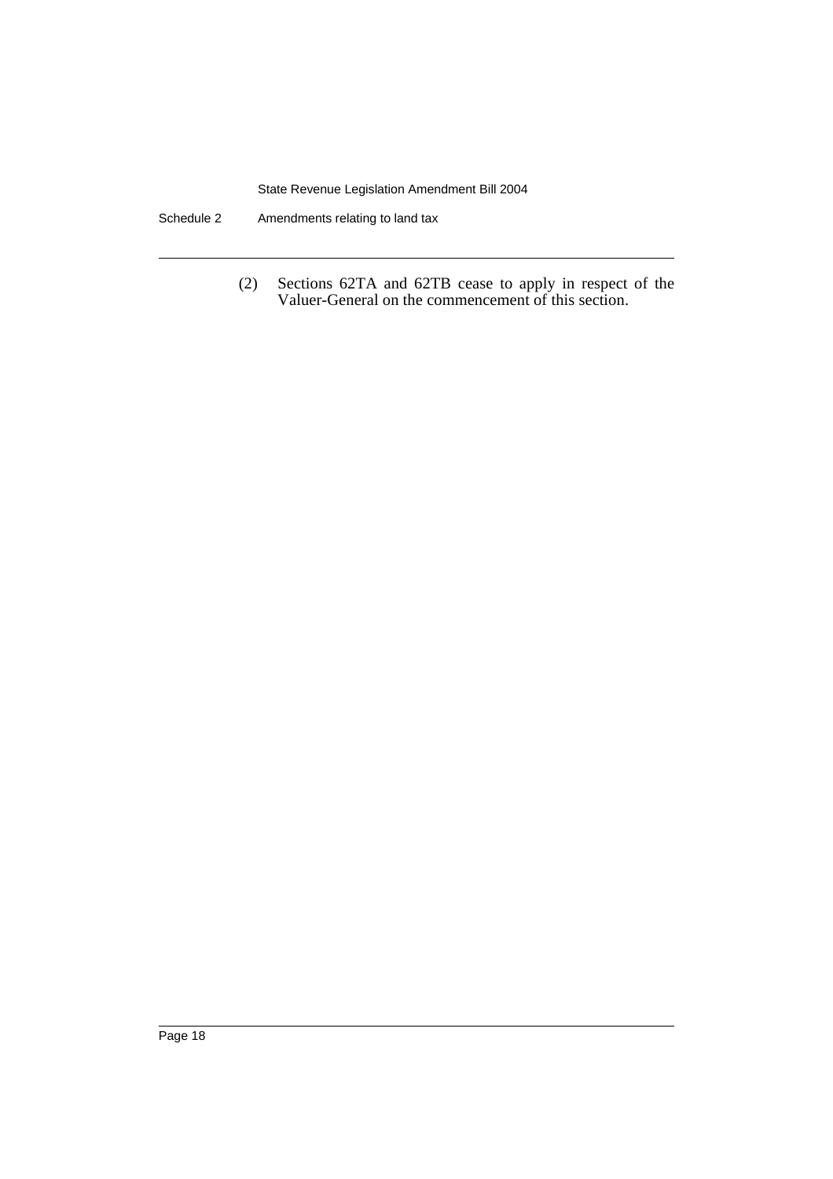(2) Sections 62TA and 62TB cease to apply in respect of the Valuer-General on the commencement of this section.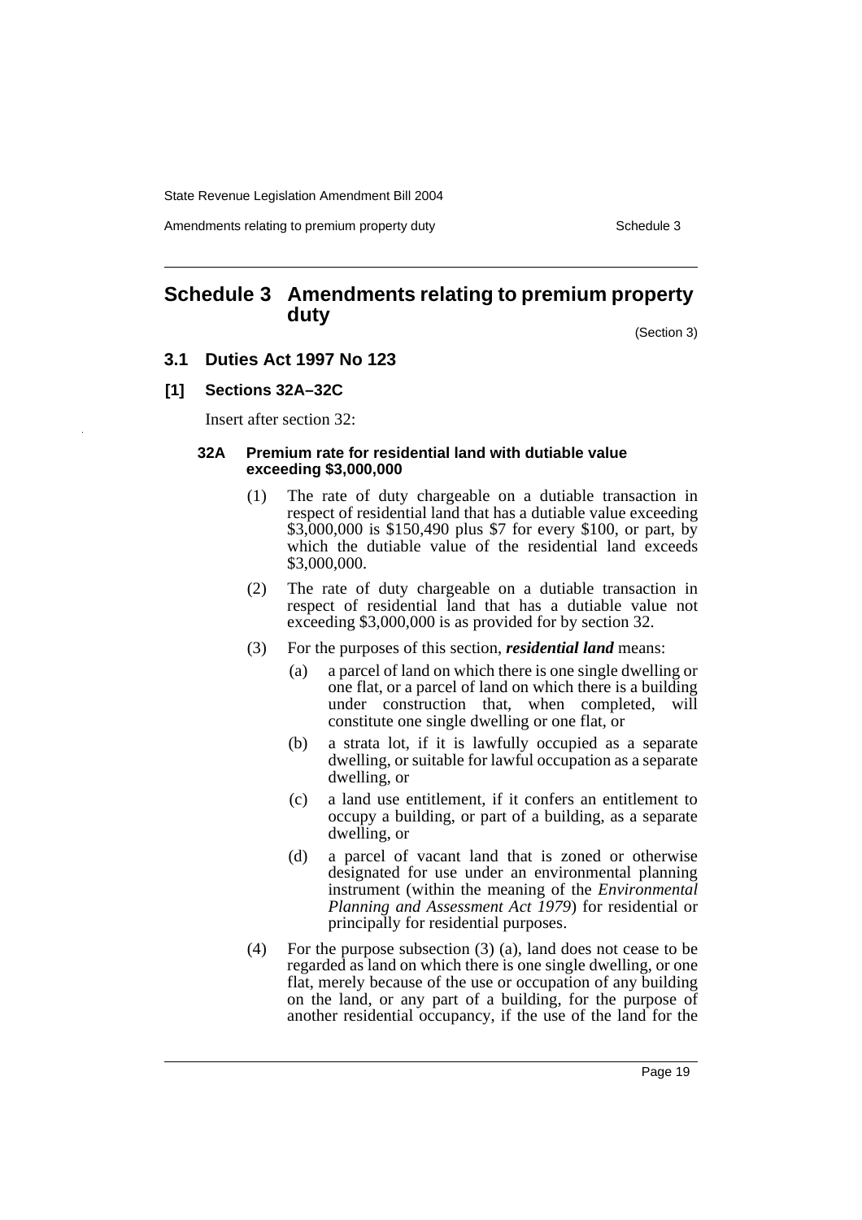# Schedule 3 Amendments relating to premium property duty

(Section 3)

## 3.1 Duties Act 1997 No 123

### [1] Sections 32A–32C

Insert after section 32:

#### 32A Premium rate for residential land with dutiable value exceeding $3,000,000

(1) The rate of duty chargeable on a dutiable transaction in respect of residential land that has a dutiable value exceeding $3,000,000 is $150,490 plus $7 for every $100, or part, by which the dutiable value of the residential land exceeds $3,000,000.

(2) The rate of duty chargeable on a dutiable transaction in respect of residential land that has a dutiable value not exceeding $3,000,000 is as provided for by section 32.

(3) For the purposes of this section, ***residential land*** means:

- (a) a parcel of land on which there is one single dwelling or one flat, or a parcel of land on which there is a building under construction that, when completed, will constitute one single dwelling or one flat, or
- (b) a strata lot, if it is lawfully occupied as a separate dwelling, or suitable for lawful occupation as a separate dwelling, or
- (c) a land use entitlement, if it confers an entitlement to occupy a building, or part of a building, as a separate dwelling, or
- (d) a parcel of vacant land that is zoned or otherwise designated for use under an environmental planning instrument (within the meaning of the *Environmental Planning and Assessment Act 1979*) for residential or principally for residential purposes.

(4) For the purpose subsection (3) (a), land does not cease to be regarded as land on which there is one single dwelling, or one flat, merely because of the use or occupation of any building on the land, or any part of a building, for the purpose of another residential occupancy, if the use of the land for the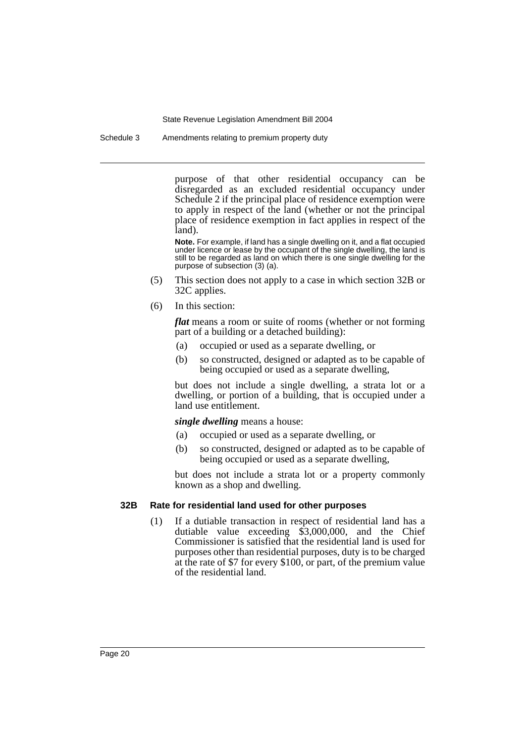purpose of that other residential occupancy can be disregarded as an excluded residential occupancy under Schedule 2 if the principal place of residence exemption were to apply in respect of the land (whether or not the principal place of residence exemption in fact applies in respect of the land).

**Note.** For example, if land has a single dwelling on it, and a flat occupied under licence or lease by the occupant of the single dwelling, the land is still to be regarded as land on which there is one single dwelling for the purpose of subsection (3) (a).

(5) This section does not apply to a case in which section 32B or 32C applies.

(6) In this section:

***flat*** means a room or suite of rooms (whether or not forming part of a building or a detached building):

(a) occupied or used as a separate dwelling, or

(b) so constructed, designed or adapted as to be capable of being occupied or used as a separate dwelling,

but does not include a single dwelling, a strata lot or a dwelling, or portion of a building, that is occupied under a land use entitlement.

***single dwelling*** means a house:

(a) occupied or used as a separate dwelling, or

(b) so constructed, designed or adapted as to be capable of being occupied or used as a separate dwelling,

but does not include a strata lot or a property commonly known as a shop and dwelling.

#### 32B Rate for residential land used for other purposes

(1) If a dutiable transaction in respect of residential land has a dutiable value exceeding $3,000,000, and the Chief Commissioner is satisfied that the residential land is used for purposes other than residential purposes, duty is to be charged at the rate of $7 for every $100, or part, of the premium value of the residential land.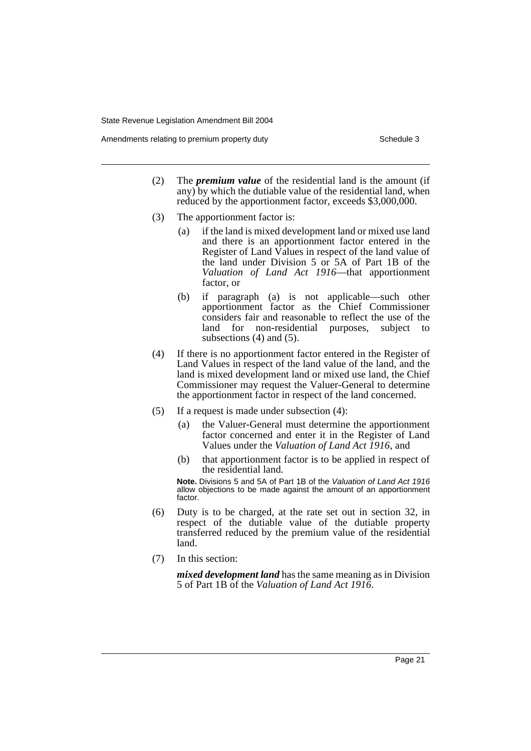(2) The ***premium value*** of the residential land is the amount (if any) by which the dutiable value of the residential land, when reduced by the apportionment factor, exceeds $3,000,000.

(3) The apportionment factor is:

(a) if the land is mixed development land or mixed use land and there is an apportionment factor entered in the Register of Land Values in respect of the land value of the land under Division 5 or 5A of Part 1B of the *Valuation of Land Act 1916*—that apportionment factor, or

(b) if paragraph (a) is not applicable—such other apportionment factor as the Chief Commissioner considers fair and reasonable to reflect the use of the land for non-residential purposes, subject to subsections (4) and (5).

(4) If there is no apportionment factor entered in the Register of Land Values in respect of the land value of the land, and the land is mixed development land or mixed use land, the Chief Commissioner may request the Valuer-General to determine the apportionment factor in respect of the land concerned.

(5) If a request is made under subsection (4):

(a) the Valuer-General must determine the apportionment factor concerned and enter it in the Register of Land Values under the *Valuation of Land Act 1916*, and

(b) that apportionment factor is to be applied in respect of the residential land.

**Note.** Divisions 5 and 5A of Part 1B of the *Valuation of Land Act 1916* allow objections to be made against the amount of an apportionment factor.

(6) Duty is to be charged, at the rate set out in section 32, in respect of the dutiable value of the dutiable property transferred reduced by the premium value of the residential land.

(7) In this section:

***mixed development land*** has the same meaning as in Division 5 of Part 1B of the *Valuation of Land Act 1916*.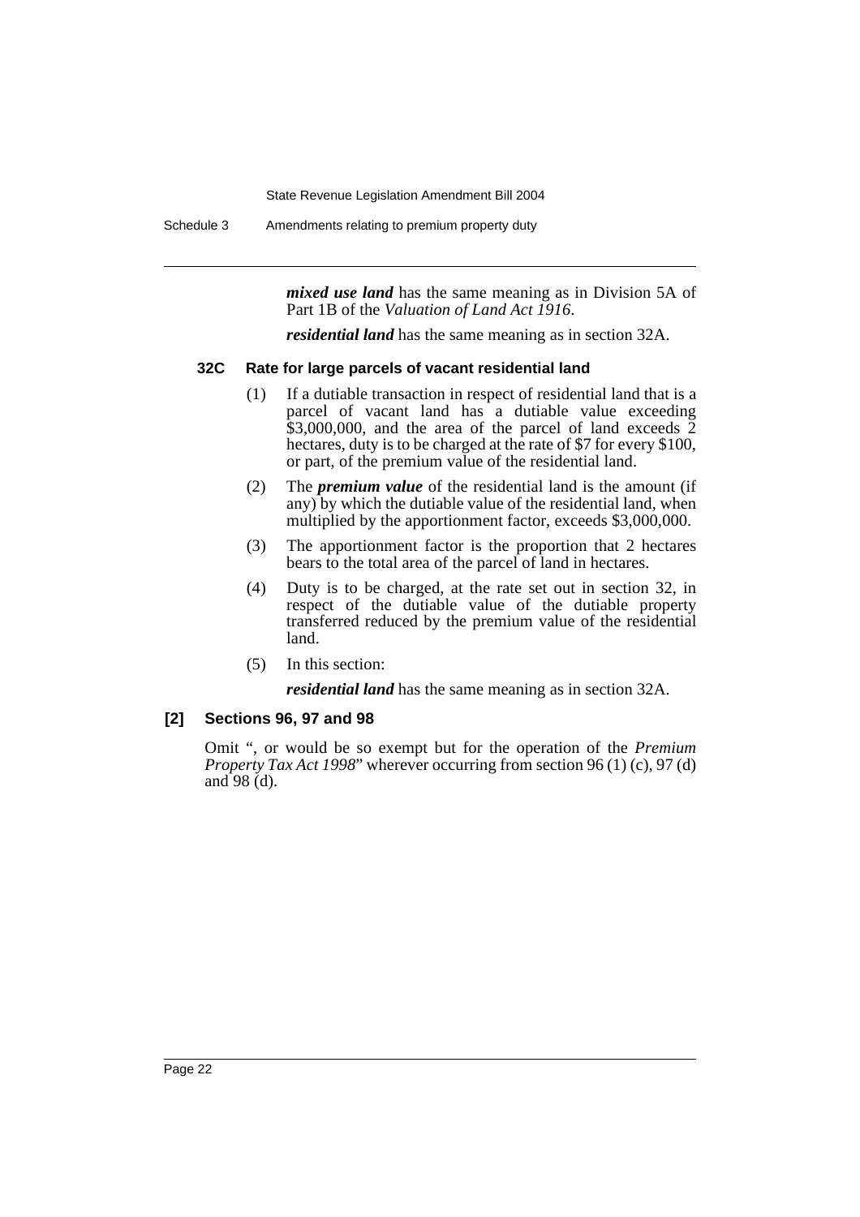***mixed use land*** has the same meaning as in Division 5A of Part 1B of the *Valuation of Land Act 1916*.

***residential land*** has the same meaning as in section 32A.

#### 32C Rate for large parcels of vacant residential land

(1) If a dutiable transaction in respect of residential land that is a parcel of vacant land has a dutiable value exceeding $3,000,000, and the area of the parcel of land exceeds 2 hectares, duty is to be charged at the rate of $7 for every $100, or part, of the premium value of the residential land.

(2) The ***premium value*** of the residential land is the amount (if any) by which the dutiable value of the residential land, when multiplied by the apportionment factor, exceeds $3,000,000.

(3) The apportionment factor is the proportion that 2 hectares bears to the total area of the parcel of land in hectares.

(4) Duty is to be charged, at the rate set out in section 32, in respect of the dutiable value of the dutiable property transferred reduced by the premium value of the residential land.

(5) In this section:

***residential land*** has the same meaning as in section 32A.

#### [2] Sections 96, 97 and 98

Omit ", or would be so exempt but for the operation of the *Premium Property Tax Act 1998*" wherever occurring from section 96 (1) (c), 97 (d) and 98 (d).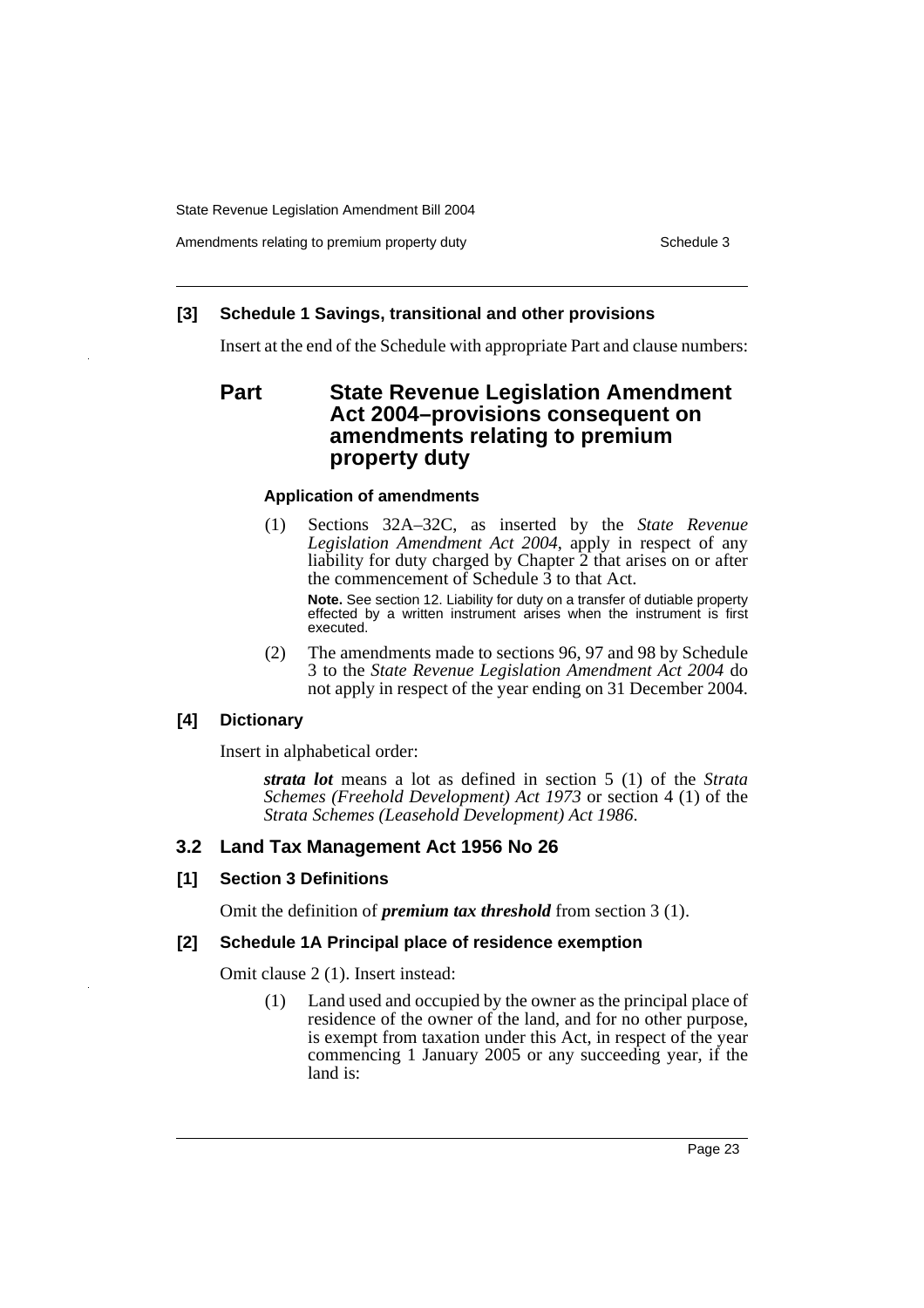**[3] Schedule 1 Savings, transitional and other provisions**

Insert at the end of the Schedule with appropriate Part and clause numbers:

## Part State Revenue Legislation Amendment Act 2004–provisions consequent on amendments relating to premium property duty

**Application of amendments**

(1) Sections 32A–32C, as inserted by the *State Revenue Legislation Amendment Act 2004*, apply in respect of any liability for duty charged by Chapter 2 that arises on or after the commencement of Schedule 3 to that Act.

**Note.** See section 12. Liability for duty on a transfer of dutiable property effected by a written instrument arises when the instrument is first executed.

(2) The amendments made to sections 96, 97 and 98 by Schedule 3 to the *State Revenue Legislation Amendment Act 2004* do not apply in respect of the year ending on 31 December 2004.

**[4] Dictionary**

Insert in alphabetical order:

***strata lot*** means a lot as defined in section 5 (1) of the *Strata Schemes (Freehold Development) Act 1973* or section 4 (1) of the *Strata Schemes (Leasehold Development) Act 1986*.

## 3.2 Land Tax Management Act 1956 No 26

**[1] Section 3 Definitions**

Omit the definition of ***premium tax threshold*** from section 3 (1).

**[2] Schedule 1A Principal place of residence exemption**

Omit clause 2 (1). Insert instead:

(1) Land used and occupied by the owner as the principal place of residence of the owner of the land, and for no other purpose, is exempt from taxation under this Act, in respect of the year commencing 1 January 2005 or any succeeding year, if the land is: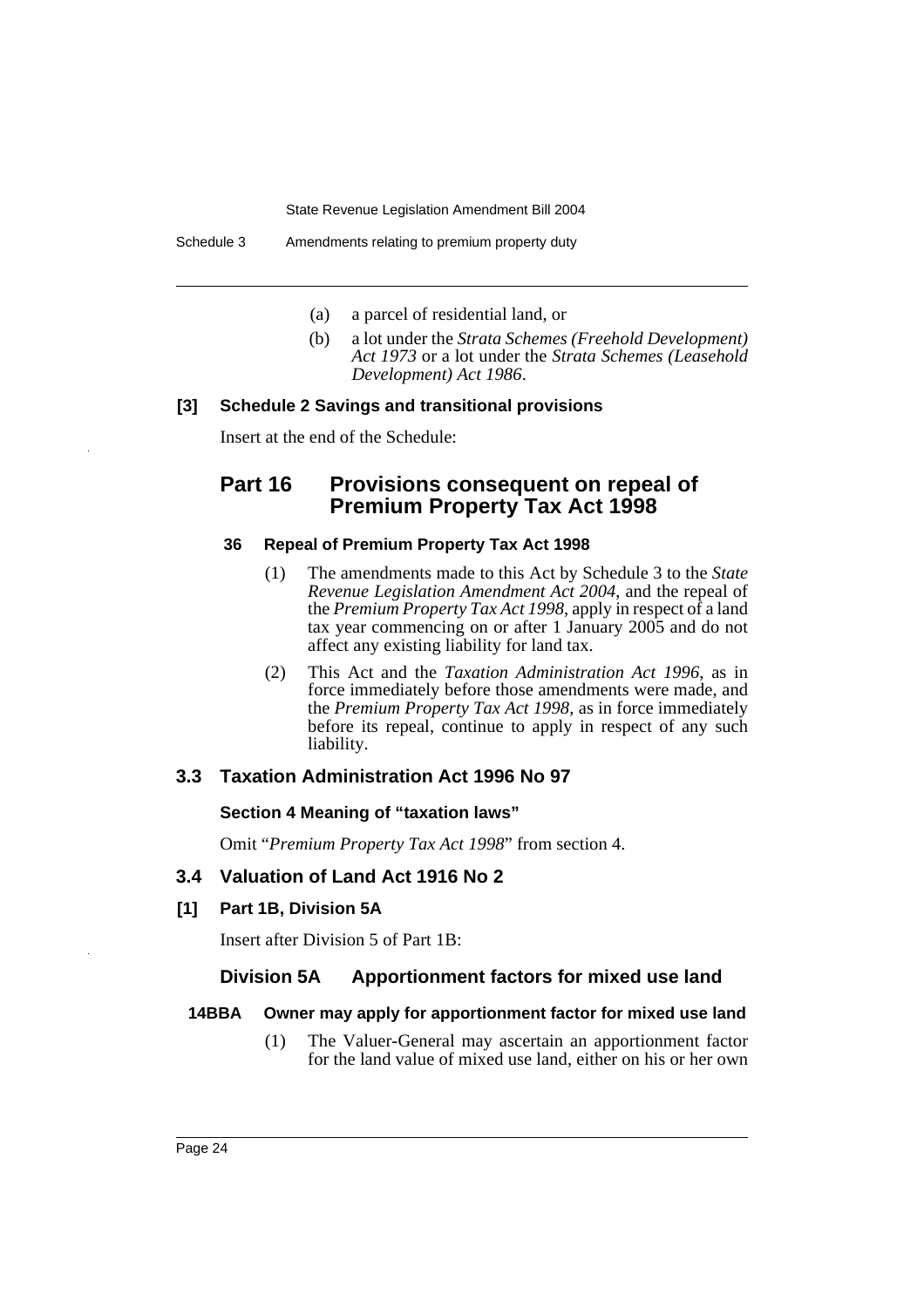(a) a parcel of residential land, or

(b) a lot under the *Strata Schemes (Freehold Development) Act 1973* or a lot under the *Strata Schemes (Leasehold Development) Act 1986*.

**[3] Schedule 2 Savings and transitional provisions**

Insert at the end of the Schedule:

## Part 16 Provisions consequent on repeal of Premium Property Tax Act 1998

**36 Repeal of Premium Property Tax Act 1998**

(1) The amendments made to this Act by Schedule 3 to the *State Revenue Legislation Amendment Act 2004*, and the repeal of the *Premium Property Tax Act 1998*, apply in respect of a land tax year commencing on or after 1 January 2005 and do not affect any existing liability for land tax.

(2) This Act and the *Taxation Administration Act 1996*, as in force immediately before those amendments were made, and the *Premium Property Tax Act 1998*, as in force immediately before its repeal, continue to apply in respect of any such liability.

## 3.3 Taxation Administration Act 1996 No 97

**Section 4 Meaning of "taxation laws"**

Omit "*Premium Property Tax Act 1998*" from section 4.

## 3.4 Valuation of Land Act 1916 No 2

**[1] Part 1B, Division 5A**

Insert after Division 5 of Part 1B:

### Division 5A Apportionment factors for mixed use land

**14BBA Owner may apply for apportionment factor for mixed use land**

(1) The Valuer-General may ascertain an apportionment factor for the land value of mixed use land, either on his or her own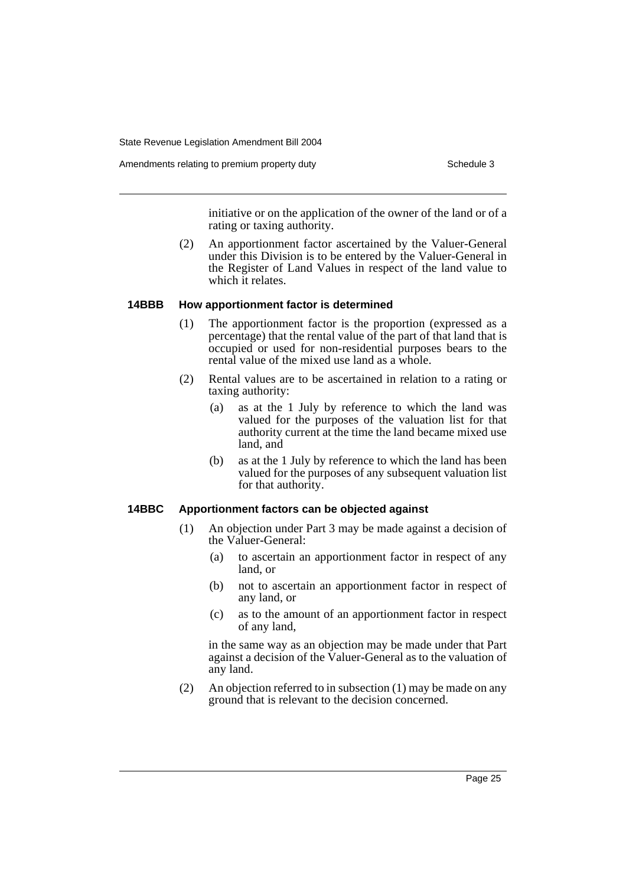initiative or on the application of the owner of the land or of a rating or taxing authority.

(2) An apportionment factor ascertained by the Valuer-General under this Division is to be entered by the Valuer-General in the Register of Land Values in respect of the land value to which it relates.

#### 14BBB How apportionment factor is determined

(1) The apportionment factor is the proportion (expressed as a percentage) that the rental value of the part of that land that is occupied or used for non-residential purposes bears to the rental value of the mixed use land as a whole.

(2) Rental values are to be ascertained in relation to a rating or taxing authority:

(a) as at the 1 July by reference to which the land was valued for the purposes of the valuation list for that authority current at the time the land became mixed use land, and

(b) as at the 1 July by reference to which the land has been valued for the purposes of any subsequent valuation list for that authority.

#### 14BBC Apportionment factors can be objected against

(1) An objection under Part 3 may be made against a decision of the Valuer-General:

(a) to ascertain an apportionment factor in respect of any land, or

(b) not to ascertain an apportionment factor in respect of any land, or

(c) as to the amount of an apportionment factor in respect of any land,

in the same way as an objection may be made under that Part against a decision of the Valuer-General as to the valuation of any land.

(2) An objection referred to in subsection (1) may be made on any ground that is relevant to the decision concerned.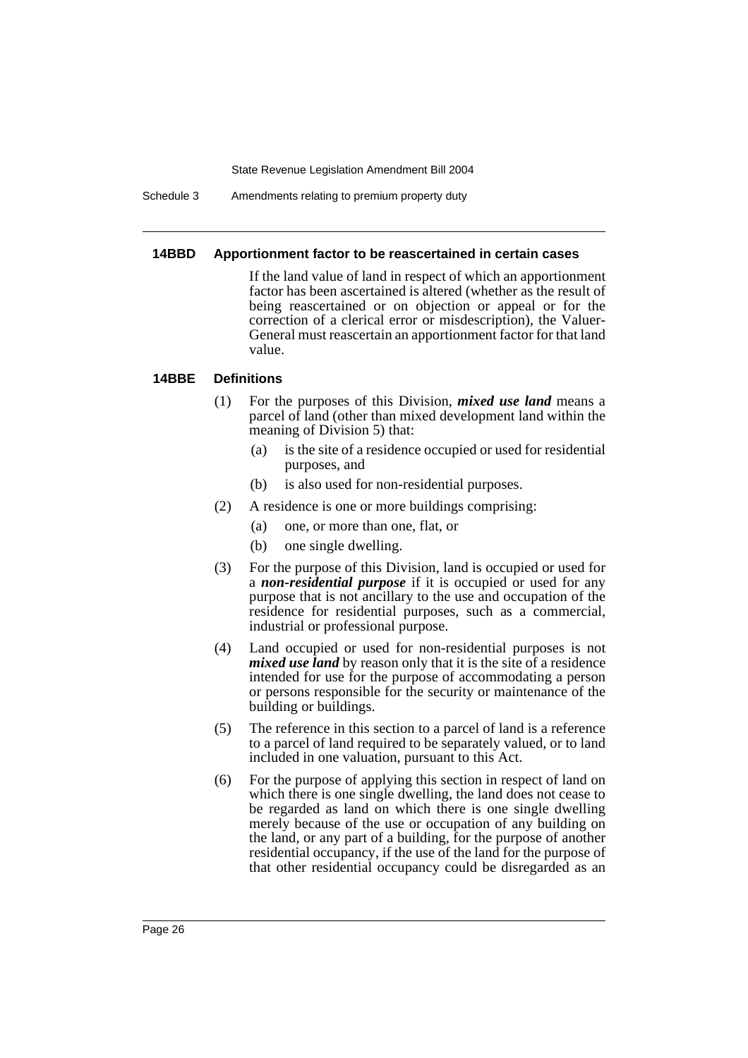#### 14BBD Apportionment factor to be reascertained in certain cases

If the land value of land in respect of which an apportionment factor has been ascertained is altered (whether as the result of being reascertained or on objection or appeal or for the correction of a clerical error or misdescription), the Valuer-General must reascertain an apportionment factor for that land value.

#### 14BBE Definitions

(1) For the purposes of this Division, ***mixed use land*** means a parcel of land (other than mixed development land within the meaning of Division 5) that:

  (a) is the site of a residence occupied or used for residential purposes, and

  (b) is also used for non-residential purposes.

(2) A residence is one or more buildings comprising:

  (a) one, or more than one, flat, or

  (b) one single dwelling.

(3) For the purpose of this Division, land is occupied or used for a ***non-residential purpose*** if it is occupied or used for any purpose that is not ancillary to the use and occupation of the residence for residential purposes, such as a commercial, industrial or professional purpose.

(4) Land occupied or used for non-residential purposes is not ***mixed use land*** by reason only that it is the site of a residence intended for use for the purpose of accommodating a person or persons responsible for the security or maintenance of the building or buildings.

(5) The reference in this section to a parcel of land is a reference to a parcel of land required to be separately valued, or to land included in one valuation, pursuant to this Act.

(6) For the purpose of applying this section in respect of land on which there is one single dwelling, the land does not cease to be regarded as land on which there is one single dwelling merely because of the use or occupation of any building on the land, or any part of a building, for the purpose of another residential occupancy, if the use of the land for the purpose of that other residential occupancy could be disregarded as an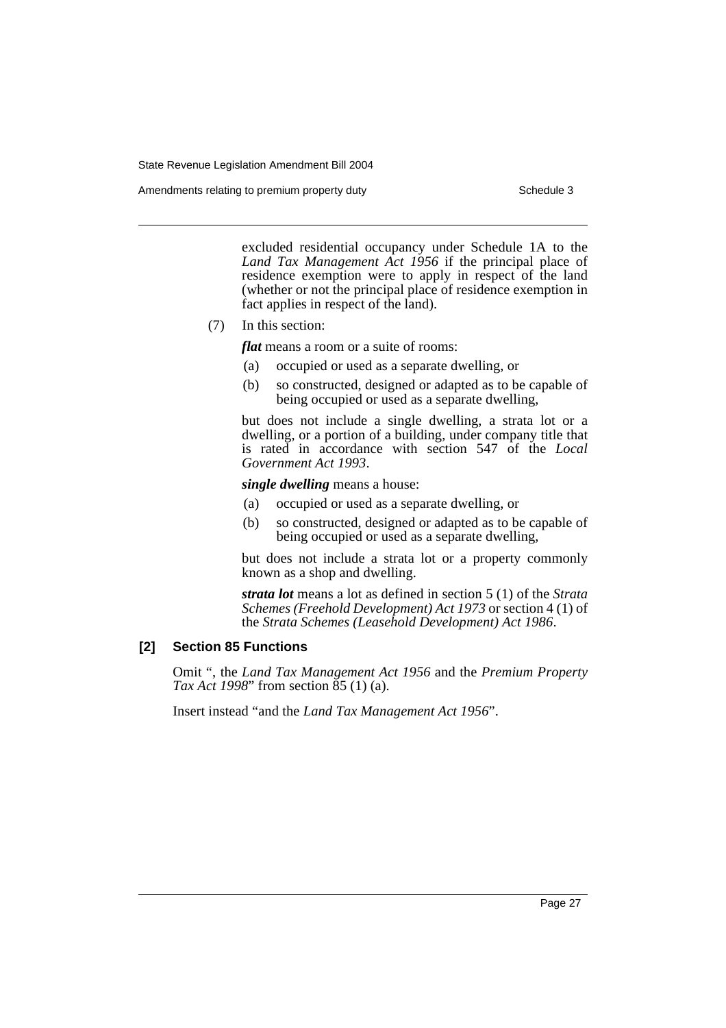excluded residential occupancy under Schedule 1A to the *Land Tax Management Act 1956* if the principal place of residence exemption were to apply in respect of the land (whether or not the principal place of residence exemption in fact applies in respect of the land).

(7) In this section:

***flat*** means a room or a suite of rooms:

(a) occupied or used as a separate dwelling, or

(b) so constructed, designed or adapted as to be capable of being occupied or used as a separate dwelling,

but does not include a single dwelling, a strata lot or a dwelling, or a portion of a building, under company title that is rated in accordance with section 547 of the *Local Government Act 1993*.

***single dwelling*** means a house:

(a) occupied or used as a separate dwelling, or

(b) so constructed, designed or adapted as to be capable of being occupied or used as a separate dwelling,

but does not include a strata lot or a property commonly known as a shop and dwelling.

***strata lot*** means a lot as defined in section 5 (1) of the *Strata Schemes (Freehold Development) Act 1973* or section 4 (1) of the *Strata Schemes (Leasehold Development) Act 1986*.

### [2] Section 85 Functions

Omit ", the *Land Tax Management Act 1956* and the *Premium Property Tax Act 1998*" from section 85 (1) (a).

Insert instead "and the *Land Tax Management Act 1956*".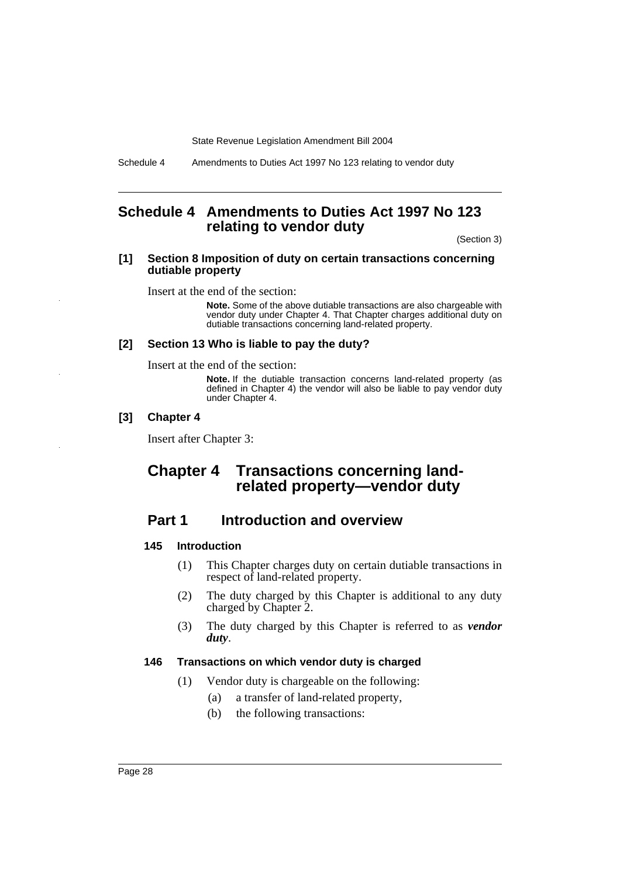# Schedule 4 Amendments to Duties Act 1997 No 123 relating to vendor duty

(Section 3)

### [1] Section 8 Imposition of duty on certain transactions concerning dutiable property

Insert at the end of the section:

**Note.** Some of the above dutiable transactions are also chargeable with vendor duty under Chapter 4. That Chapter charges additional duty on dutiable transactions concerning land-related property.

### [2] Section 13 Who is liable to pay the duty?

Insert at the end of the section:

**Note.** If the dutiable transaction concerns land-related property (as defined in Chapter 4) the vendor will also be liable to pay vendor duty under Chapter 4.

### [3] Chapter 4

Insert after Chapter 3:

## Chapter 4 Transactions concerning land-related property—vendor duty

## Part 1 Introduction and overview

#### 145 Introduction

(1) This Chapter charges duty on certain dutiable transactions in respect of land-related property.

(2) The duty charged by this Chapter is additional to any duty charged by Chapter 2.

(3) The duty charged by this Chapter is referred to as ***vendor duty***.

#### 146 Transactions on which vendor duty is charged

(1) Vendor duty is chargeable on the following:

(a) a transfer of land-related property,

(b) the following transactions: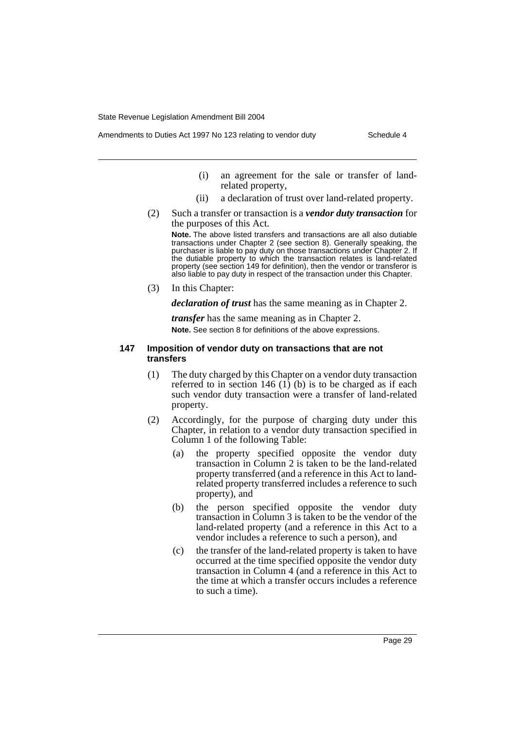(i) an agreement for the sale or transfer of land-related property,

(ii) a declaration of trust over land-related property.

(2) Such a transfer or transaction is a ***vendor duty transaction*** for the purposes of this Act.

**Note.** The above listed transfers and transactions are all also dutiable transactions under Chapter 2 (see section 8). Generally speaking, the purchaser is liable to pay duty on those transactions under Chapter 2. If the dutiable property to which the transaction relates is land-related property (see section 149 for definition), then the vendor or transferor is also liable to pay duty in respect of the transaction under this Chapter.

(3) In this Chapter:

***declaration of trust*** has the same meaning as in Chapter 2.

***transfer*** has the same meaning as in Chapter 2.

**Note.** See section 8 for definitions of the above expressions.

#### 147 Imposition of vendor duty on transactions that are not transfers

(1) The duty charged by this Chapter on a vendor duty transaction referred to in section 146 (1) (b) is to be charged as if each such vendor duty transaction were a transfer of land-related property.

(2) Accordingly, for the purpose of charging duty under this Chapter, in relation to a vendor duty transaction specified in Column 1 of the following Table:

(a) the property specified opposite the vendor duty transaction in Column 2 is taken to be the land-related property transferred (and a reference in this Act to land-related property transferred includes a reference to such property), and

(b) the person specified opposite the vendor duty transaction in Column 3 is taken to be the vendor of the land-related property (and a reference in this Act to a vendor includes a reference to such a person), and

(c) the transfer of the land-related property is taken to have occurred at the time specified opposite the vendor duty transaction in Column 4 (and a reference in this Act to the time at which a transfer occurs includes a reference to such a time).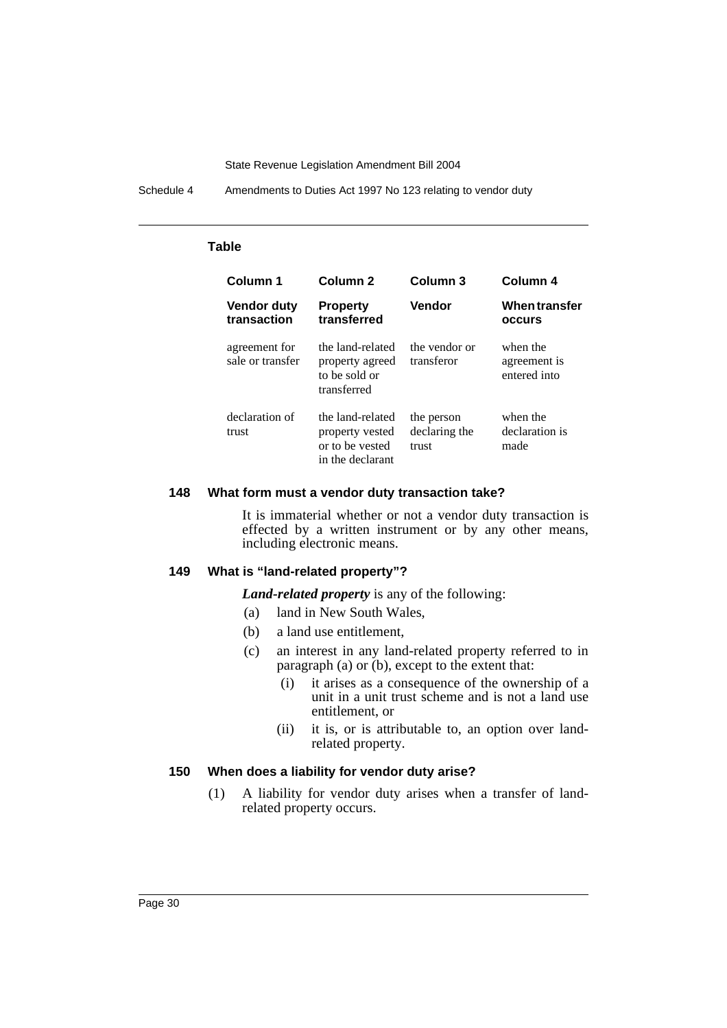**Table**

| Column 1 | Column 2 | Column 3 | Column 4 |
|---|---|---|---|
| **Vendor duty transaction** | **Property transferred** | **Vendor** | **When transfer occurs** |
| agreement for sale or transfer | the land-related property agreed to be sold or transferred | the vendor or transferor | when the agreement is entered into |
| declaration of trust | the land-related property vested or to be vested in the declarant | the person declaring the trust | when the declaration is made |

### 148 What form must a vendor duty transaction take?

It is immaterial whether or not a vendor duty transaction is effected by a written instrument or by any other means, including electronic means.

### 149 What is "land-related property"?

***Land-related property*** is any of the following:

(a) land in New South Wales,

(b) a land use entitlement,

(c) an interest in any land-related property referred to in paragraph (a) or (b), except to the extent that:

  (i) it arises as a consequence of the ownership of a unit in a unit trust scheme and is not a land use entitlement, or

  (ii) it is, or is attributable to, an option over land-related property.

### 150 When does a liability for vendor duty arise?

(1) A liability for vendor duty arises when a transfer of land-related property occurs.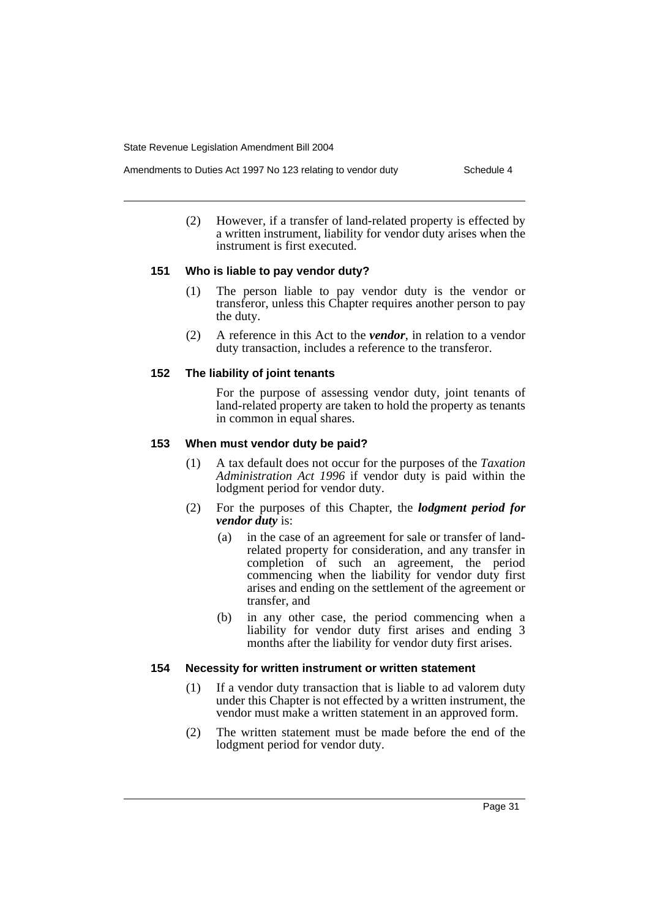(2) However, if a transfer of land-related property is effected by a written instrument, liability for vendor duty arises when the instrument is first executed.

### 151 Who is liable to pay vendor duty?

(1) The person liable to pay vendor duty is the vendor or transferor, unless this Chapter requires another person to pay the duty.

(2) A reference in this Act to the ***vendor***, in relation to a vendor duty transaction, includes a reference to the transferor.

### 152 The liability of joint tenants

For the purpose of assessing vendor duty, joint tenants of land-related property are taken to hold the property as tenants in common in equal shares.

### 153 When must vendor duty be paid?

(1) A tax default does not occur for the purposes of the *Taxation Administration Act 1996* if vendor duty is paid within the lodgment period for vendor duty.

(2) For the purposes of this Chapter, the ***lodgment period for vendor duty*** is:

(a) in the case of an agreement for sale or transfer of land-related property for consideration, and any transfer in completion of such an agreement, the period commencing when the liability for vendor duty first arises and ending on the settlement of the agreement or transfer, and

(b) in any other case, the period commencing when a liability for vendor duty first arises and ending 3 months after the liability for vendor duty first arises.

### 154 Necessity for written instrument or written statement

(1) If a vendor duty transaction that is liable to ad valorem duty under this Chapter is not effected by a written instrument, the vendor must make a written statement in an approved form.

(2) The written statement must be made before the end of the lodgment period for vendor duty.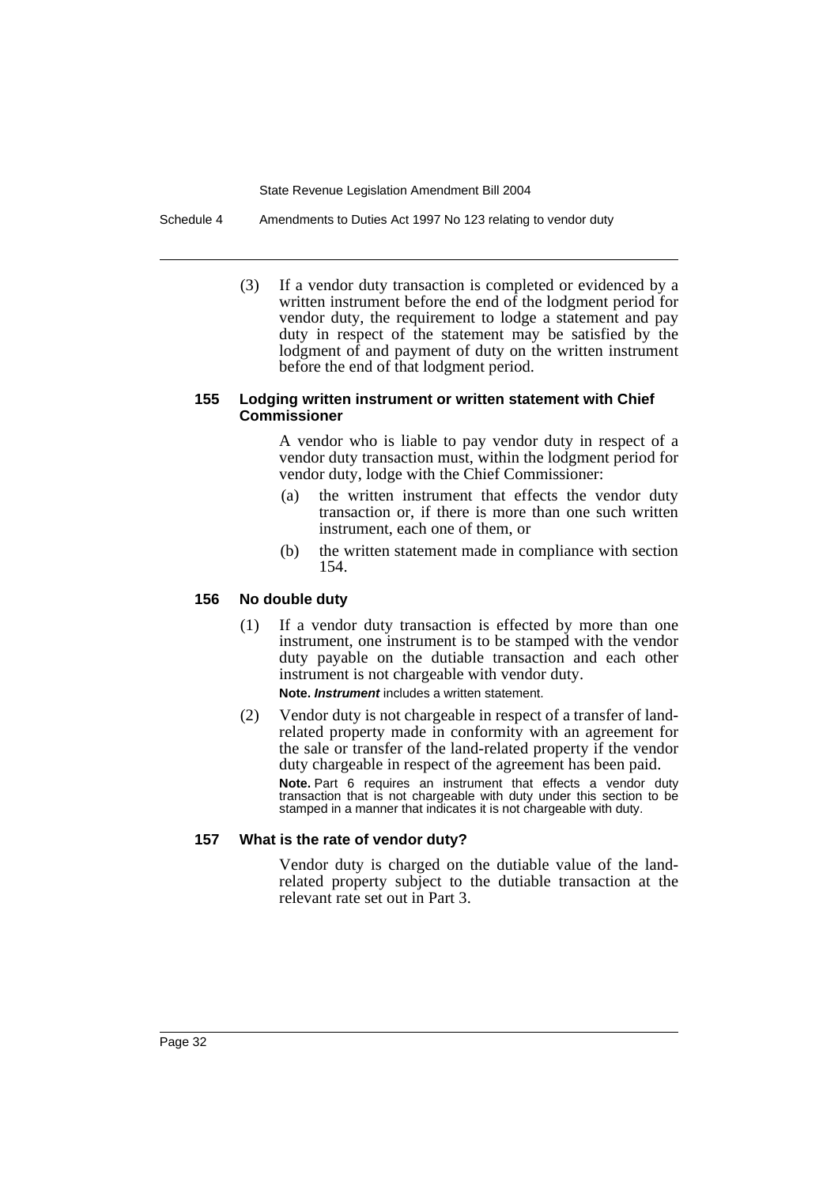(3) If a vendor duty transaction is completed or evidenced by a written instrument before the end of the lodgment period for vendor duty, the requirement to lodge a statement and pay duty in respect of the statement may be satisfied by the lodgment of and payment of duty on the written instrument before the end of that lodgment period.

#### 155 Lodging written instrument or written statement with Chief Commissioner

A vendor who is liable to pay vendor duty in respect of a vendor duty transaction must, within the lodgment period for vendor duty, lodge with the Chief Commissioner:

- (a) the written instrument that effects the vendor duty transaction or, if there is more than one such written instrument, each one of them, or
- (b) the written statement made in compliance with section 154.

#### 156 No double duty

(1) If a vendor duty transaction is effected by more than one instrument, one instrument is to be stamped with the vendor duty payable on the dutiable transaction and each other instrument is not chargeable with vendor duty.

**Note.** ***Instrument*** includes a written statement.

(2) Vendor duty is not chargeable in respect of a transfer of land-related property made in conformity with an agreement for the sale or transfer of the land-related property if the vendor duty chargeable in respect of the agreement has been paid.

**Note.** Part 6 requires an instrument that effects a vendor duty transaction that is not chargeable with duty under this section to be stamped in a manner that indicates it is not chargeable with duty.

#### 157 What is the rate of vendor duty?

Vendor duty is charged on the dutiable value of the land-related property subject to the dutiable transaction at the relevant rate set out in Part 3.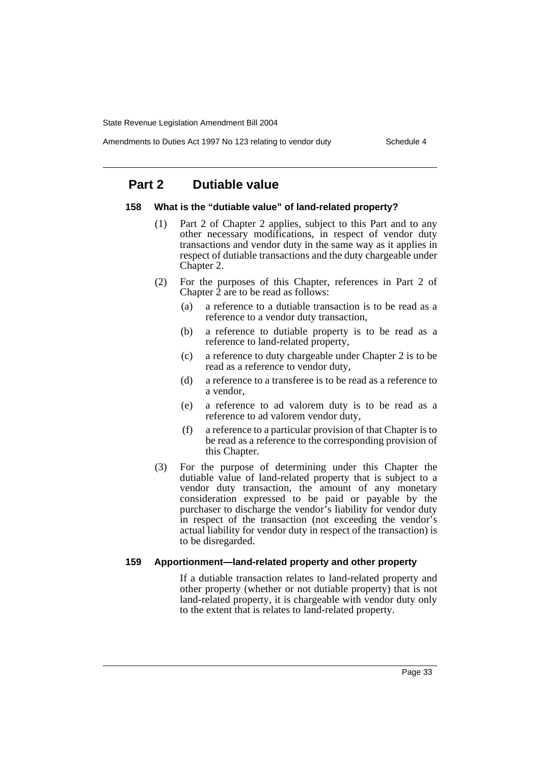## Part 2 Dutiable value

### 158 What is the "dutiable value" of land-related property?

(1) Part 2 of Chapter 2 applies, subject to this Part and to any other necessary modifications, in respect of vendor duty transactions and vendor duty in the same way as it applies in respect of dutiable transactions and the duty chargeable under Chapter 2.

(2) For the purposes of this Chapter, references in Part 2 of Chapter 2 are to be read as follows:

- (a) a reference to a dutiable transaction is to be read as a reference to a vendor duty transaction,
- (b) a reference to dutiable property is to be read as a reference to land-related property,
- (c) a reference to duty chargeable under Chapter 2 is to be read as a reference to vendor duty,
- (d) a reference to a transferee is to be read as a reference to a vendor,
- (e) a reference to ad valorem duty is to be read as a reference to ad valorem vendor duty,
- (f) a reference to a particular provision of that Chapter is to be read as a reference to the corresponding provision of this Chapter.

(3) For the purpose of determining under this Chapter the dutiable value of land-related property that is subject to a vendor duty transaction, the amount of any monetary consideration expressed to be paid or payable by the purchaser to discharge the vendor's liability for vendor duty in respect of the transaction (not exceeding the vendor's actual liability for vendor duty in respect of the transaction) is to be disregarded.

### 159 Apportionment—land-related property and other property

If a dutiable transaction relates to land-related property and other property (whether or not dutiable property) that is not land-related property, it is chargeable with vendor duty only to the extent that is relates to land-related property.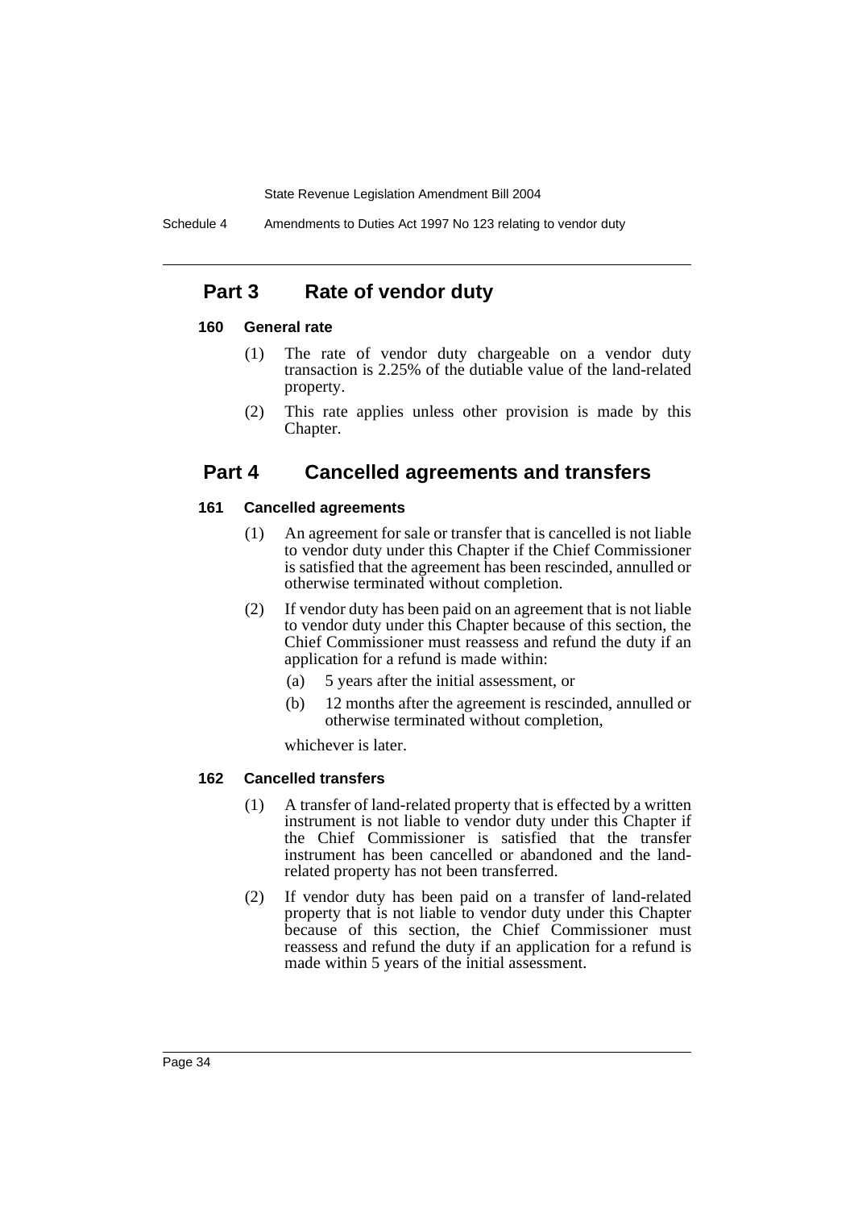## Part 3 Rate of vendor duty

### 160 General rate

(1) The rate of vendor duty chargeable on a vendor duty transaction is 2.25% of the dutiable value of the land-related property.

(2) This rate applies unless other provision is made by this Chapter.

## Part 4 Cancelled agreements and transfers

### 161 Cancelled agreements

(1) An agreement for sale or transfer that is cancelled is not liable to vendor duty under this Chapter if the Chief Commissioner is satisfied that the agreement has been rescinded, annulled or otherwise terminated without completion.

(2) If vendor duty has been paid on an agreement that is not liable to vendor duty under this Chapter because of this section, the Chief Commissioner must reassess and refund the duty if an application for a refund is made within:

(a) 5 years after the initial assessment, or

(b) 12 months after the agreement is rescinded, annulled or otherwise terminated without completion,

whichever is later.

### 162 Cancelled transfers

(1) A transfer of land-related property that is effected by a written instrument is not liable to vendor duty under this Chapter if the Chief Commissioner is satisfied that the transfer instrument has been cancelled or abandoned and the land-related property has not been transferred.

(2) If vendor duty has been paid on a transfer of land-related property that is not liable to vendor duty under this Chapter because of this section, the Chief Commissioner must reassess and refund the duty if an application for a refund is made within 5 years of the initial assessment.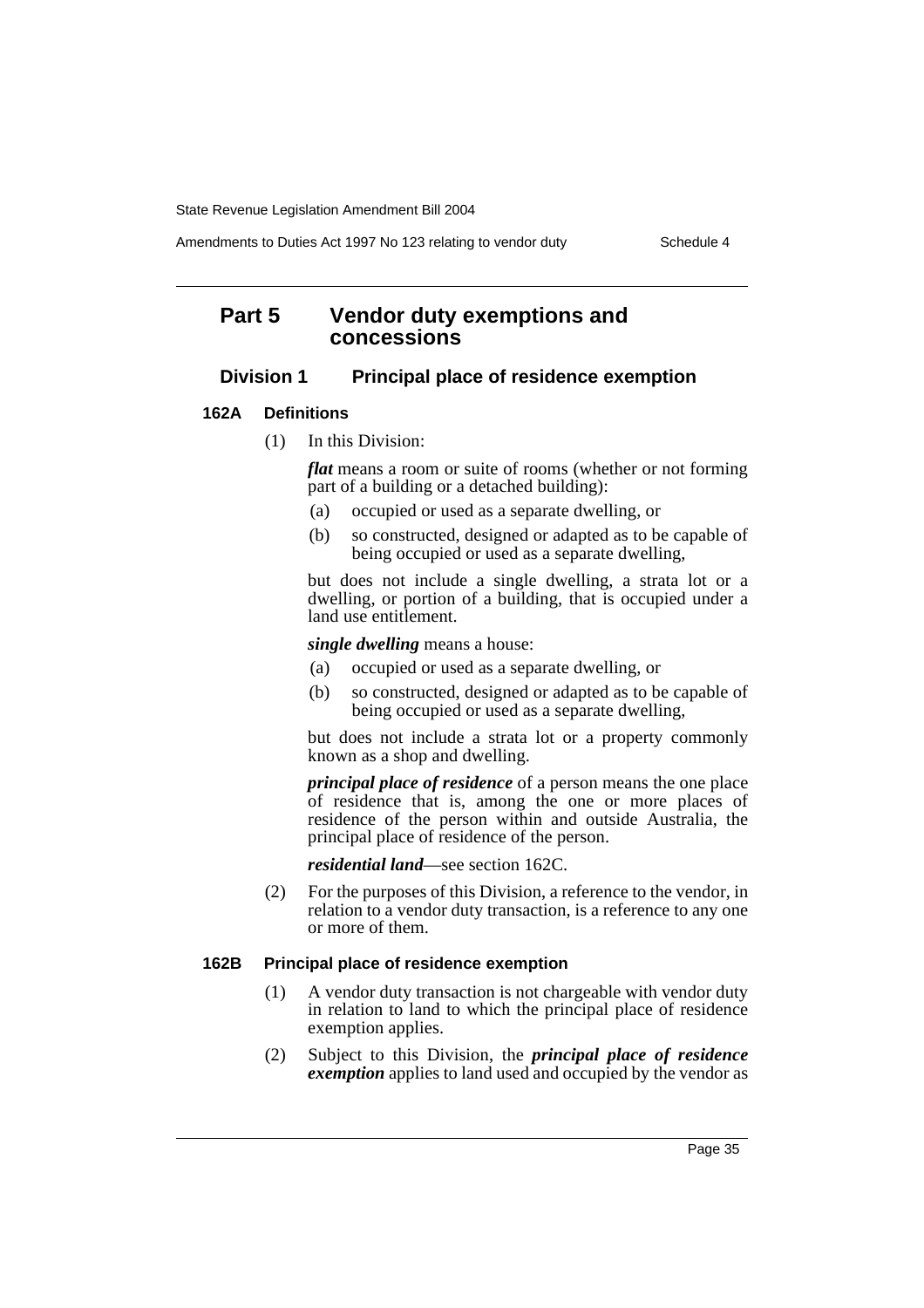## Part 5 Vendor duty exemptions and concessions

### Division 1 Principal place of residence exemption

#### 162A Definitions

(1) In this Division:

***flat*** means a room or suite of rooms (whether or not forming part of a building or a detached building):

(a) occupied or used as a separate dwelling, or

(b) so constructed, designed or adapted as to be capable of being occupied or used as a separate dwelling,

but does not include a single dwelling, a strata lot or a dwelling, or portion of a building, that is occupied under a land use entitlement.

***single dwelling*** means a house:

(a) occupied or used as a separate dwelling, or

(b) so constructed, designed or adapted as to be capable of being occupied or used as a separate dwelling,

but does not include a strata lot or a property commonly known as a shop and dwelling.

***principal place of residence*** of a person means the one place of residence that is, among the one or more places of residence of the person within and outside Australia, the principal place of residence of the person.

***residential land***—see section 162C.

(2) For the purposes of this Division, a reference to the vendor, in relation to a vendor duty transaction, is a reference to any one or more of them.

#### 162B Principal place of residence exemption

(1) A vendor duty transaction is not chargeable with vendor duty in relation to land to which the principal place of residence exemption applies.

(2) Subject to this Division, the ***principal place of residence exemption*** applies to land used and occupied by the vendor as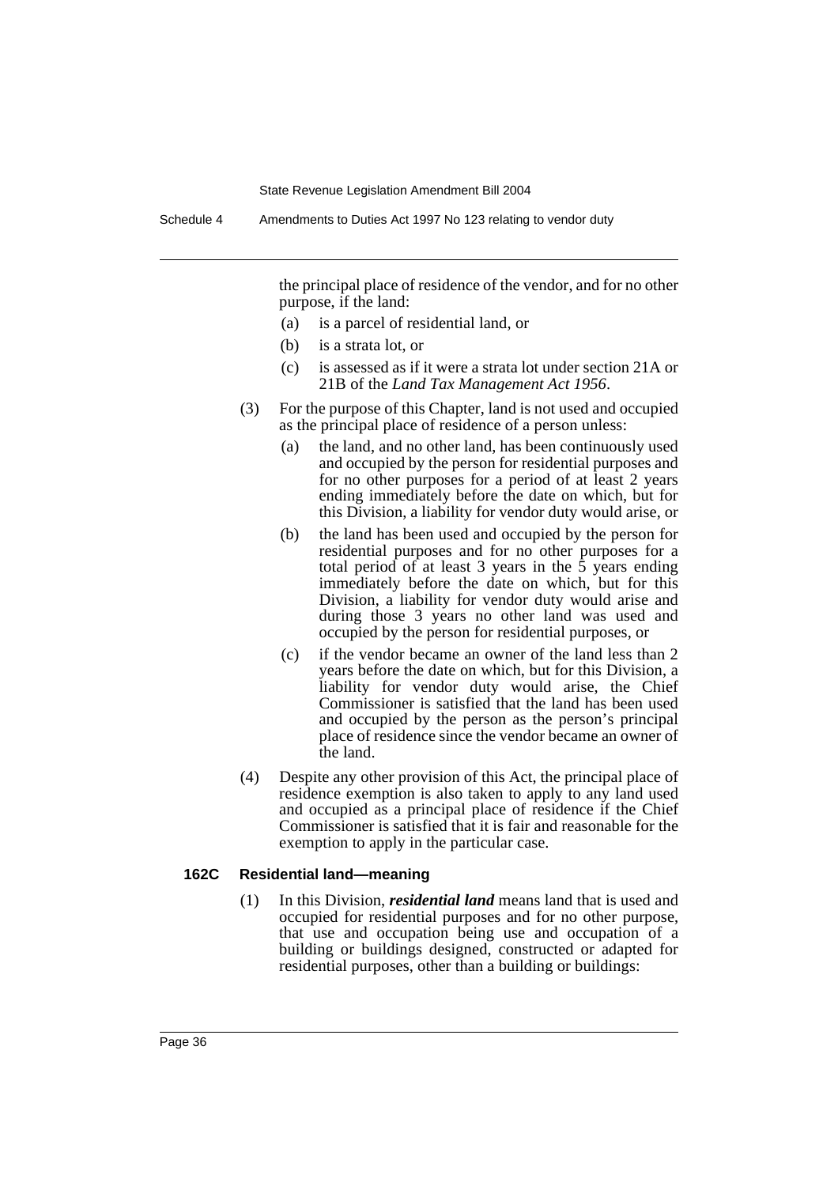the principal place of residence of the vendor, and for no other purpose, if the land:

(a) is a parcel of residential land, or

(b) is a strata lot, or

(c) is assessed as if it were a strata lot under section 21A or 21B of the *Land Tax Management Act 1956*.

(3) For the purpose of this Chapter, land is not used and occupied as the principal place of residence of a person unless:

(a) the land, and no other land, has been continuously used and occupied by the person for residential purposes and for no other purposes for a period of at least 2 years ending immediately before the date on which, but for this Division, a liability for vendor duty would arise, or

(b) the land has been used and occupied by the person for residential purposes and for no other purposes for a total period of at least 3 years in the 5 years ending immediately before the date on which, but for this Division, a liability for vendor duty would arise and during those 3 years no other land was used and occupied by the person for residential purposes, or

(c) if the vendor became an owner of the land less than 2 years before the date on which, but for this Division, a liability for vendor duty would arise, the Chief Commissioner is satisfied that the land has been used and occupied by the person as the person's principal place of residence since the vendor became an owner of the land.

(4) Despite any other provision of this Act, the principal place of residence exemption is also taken to apply to any land used and occupied as a principal place of residence if the Chief Commissioner is satisfied that it is fair and reasonable for the exemption to apply in the particular case.

### 162C Residential land—meaning

(1) In this Division, ***residential land*** means land that is used and occupied for residential purposes and for no other purpose, that use and occupation being use and occupation of a building or buildings designed, constructed or adapted for residential purposes, other than a building or buildings: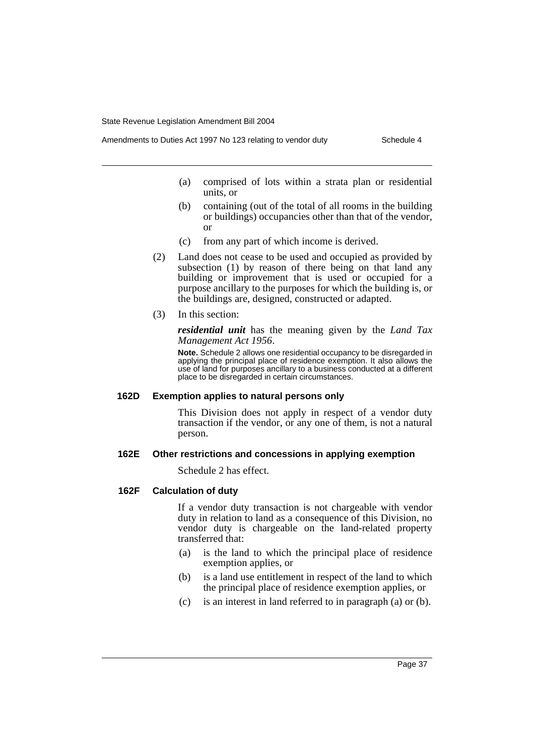(a) comprised of lots within a strata plan or residential units, or

(b) containing (out of the total of all rooms in the building or buildings) occupancies other than that of the vendor, or

(c) from any part of which income is derived.

(2) Land does not cease to be used and occupied as provided by subsection (1) by reason of there being on that land any building or improvement that is used or occupied for a purpose ancillary to the purposes for which the building is, or the buildings are, designed, constructed or adapted.

(3) In this section:

***residential unit*** has the meaning given by the *Land Tax Management Act 1956*.

**Note.** Schedule 2 allows one residential occupancy to be disregarded in applying the principal place of residence exemption. It also allows the use of land for purposes ancillary to a business conducted at a different place to be disregarded in certain circumstances.

#### 162D Exemption applies to natural persons only

This Division does not apply in respect of a vendor duty transaction if the vendor, or any one of them, is not a natural person.

#### 162E Other restrictions and concessions in applying exemption

Schedule 2 has effect.

#### 162F Calculation of duty

If a vendor duty transaction is not chargeable with vendor duty in relation to land as a consequence of this Division, no vendor duty is chargeable on the land-related property transferred that:

(a) is the land to which the principal place of residence exemption applies, or

(b) is a land use entitlement in respect of the land to which the principal place of residence exemption applies, or

(c) is an interest in land referred to in paragraph (a) or (b).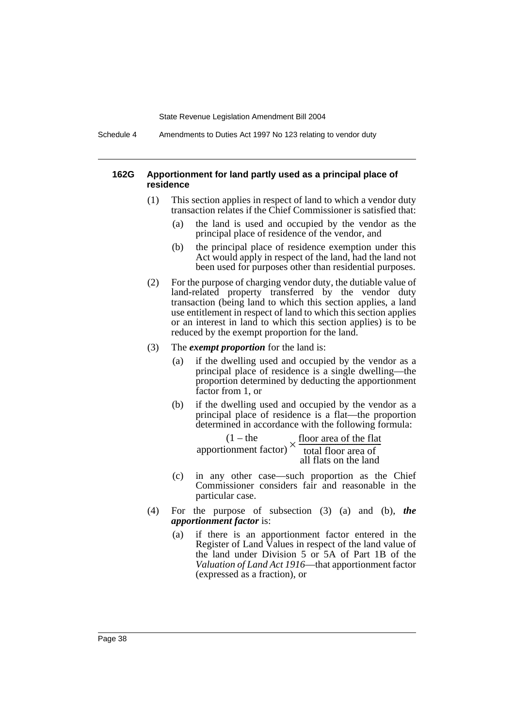#### 162G Apportionment for land partly used as a principal place of residence

(1) This section applies in respect of land to which a vendor duty transaction relates if the Chief Commissioner is satisfied that:

- (a) the land is used and occupied by the vendor as the principal place of residence of the vendor, and
- (b) the principal place of residence exemption under this Act would apply in respect of the land, had the land not been used for purposes other than residential purposes.

(2) For the purpose of charging vendor duty, the dutiable value of land-related property transferred by the vendor duty transaction (being land to which this section applies, a land use entitlement in respect of land to which this section applies or an interest in land to which this section applies) is to be reduced by the exempt proportion for the land.

(3) The ***exempt proportion*** for the land is:

- (a) if the dwelling used and occupied by the vendor as a principal place of residence is a single dwelling—the proportion determined by deducting the apportionment factor from 1, or
- (b) if the dwelling used and occupied by the vendor as a principal place of residence is a flat—the proportion determined in accordance with the following formula:

$$(1 - \text{the apportionment factor}) \times \frac{\text{floor area of the flat}}{\text{total floor area of all flats on the land}}$$

- (c) in any other case—such proportion as the Chief Commissioner considers fair and reasonable in the particular case.

(4) For the purpose of subsection (3) (a) and (b), ***the apportionment factor*** is:

- (a) if there is an apportionment factor entered in the Register of Land Values in respect of the land value of the land under Division 5 or 5A of Part 1B of the *Valuation of Land Act 1916*—that apportionment factor (expressed as a fraction), or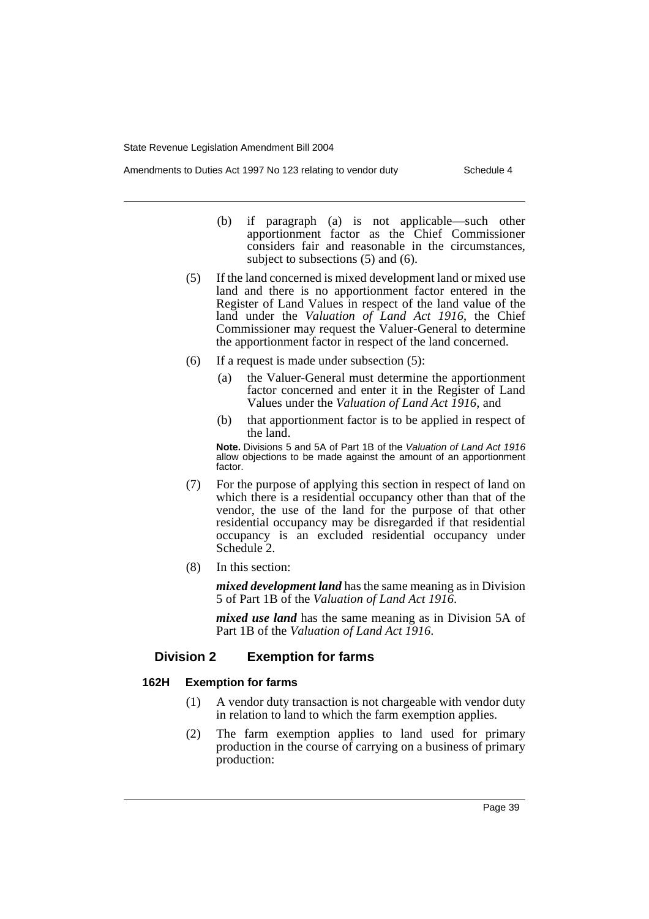(b) if paragraph (a) is not applicable—such other apportionment factor as the Chief Commissioner considers fair and reasonable in the circumstances, subject to subsections (5) and (6).

(5) If the land concerned is mixed development land or mixed use land and there is no apportionment factor entered in the Register of Land Values in respect of the land value of the land under the *Valuation of Land Act 1916*, the Chief Commissioner may request the Valuer-General to determine the apportionment factor in respect of the land concerned.

(6) If a request is made under subsection (5):

(a) the Valuer-General must determine the apportionment factor concerned and enter it in the Register of Land Values under the *Valuation of Land Act 1916*, and

(b) that apportionment factor is to be applied in respect of the land.

**Note.** Divisions 5 and 5A of Part 1B of the *Valuation of Land Act 1916* allow objections to be made against the amount of an apportionment factor.

(7) For the purpose of applying this section in respect of land on which there is a residential occupancy other than that of the vendor, the use of the land for the purpose of that other residential occupancy may be disregarded if that residential occupancy is an excluded residential occupancy under Schedule 2.

(8) In this section:

***mixed development land*** has the same meaning as in Division 5 of Part 1B of the *Valuation of Land Act 1916*.

***mixed use land*** has the same meaning as in Division 5A of Part 1B of the *Valuation of Land Act 1916*.

## Division 2 Exemption for farms

### 162H Exemption for farms

(1) A vendor duty transaction is not chargeable with vendor duty in relation to land to which the farm exemption applies.

(2) The farm exemption applies to land used for primary production in the course of carrying on a business of primary production: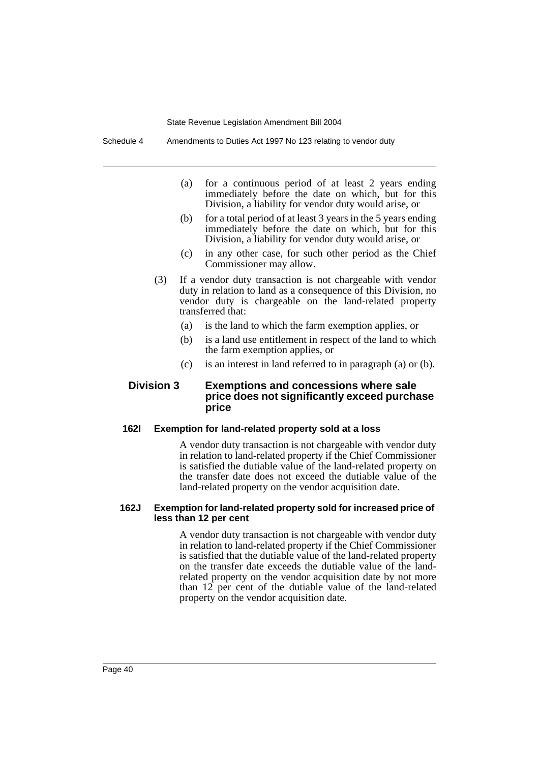(a) for a continuous period of at least 2 years ending immediately before the date on which, but for this Division, a liability for vendor duty would arise, or

(b) for a total period of at least 3 years in the 5 years ending immediately before the date on which, but for this Division, a liability for vendor duty would arise, or

(c) in any other case, for such other period as the Chief Commissioner may allow.

(3) If a vendor duty transaction is not chargeable with vendor duty in relation to land as a consequence of this Division, no vendor duty is chargeable on the land-related property transferred that:

(a) is the land to which the farm exemption applies, or

(b) is a land use entitlement in respect of the land to which the farm exemption applies, or

(c) is an interest in land referred to in paragraph (a) or (b).

## Division 3 Exemptions and concessions where sale price does not significantly exceed purchase price

### 162I Exemption for land-related property sold at a loss

A vendor duty transaction is not chargeable with vendor duty in relation to land-related property if the Chief Commissioner is satisfied the dutiable value of the land-related property on the transfer date does not exceed the dutiable value of the land-related property on the vendor acquisition date.

### 162J Exemption for land-related property sold for increased price of less than 12 per cent

A vendor duty transaction is not chargeable with vendor duty in relation to land-related property if the Chief Commissioner is satisfied that the dutiable value of the land-related property on the transfer date exceeds the dutiable value of the land-related property on the vendor acquisition date by not more than 12 per cent of the dutiable value of the land-related property on the vendor acquisition date.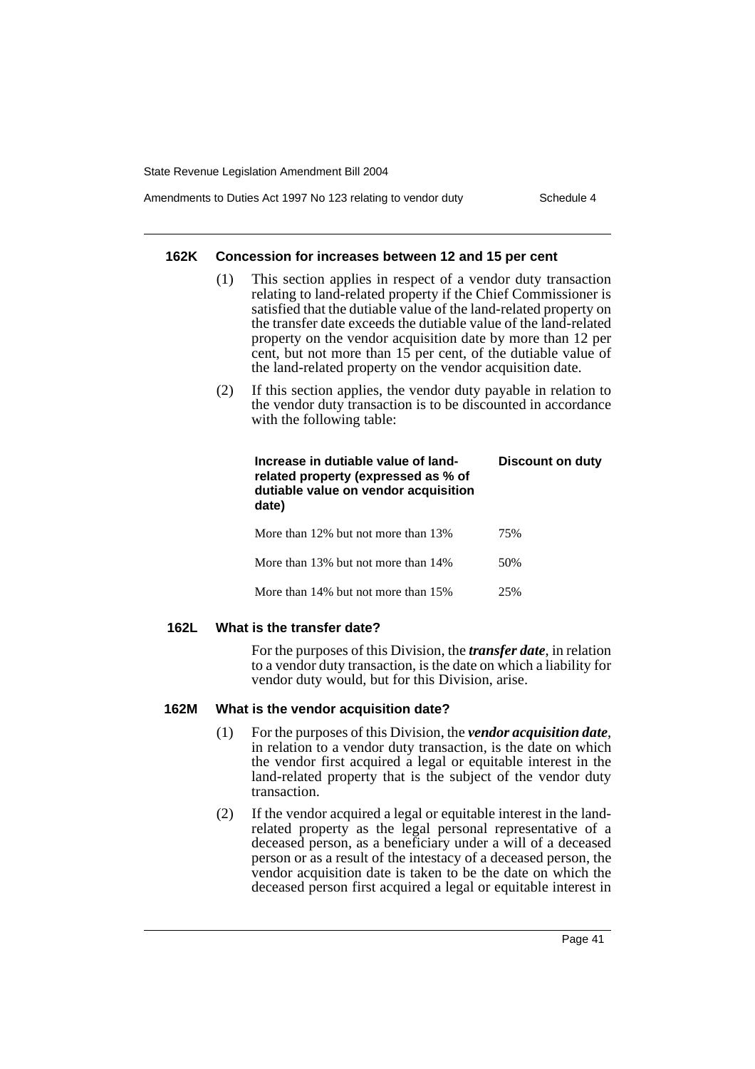#### 162K Concession for increases between 12 and 15 per cent

(1) This section applies in respect of a vendor duty transaction relating to land-related property if the Chief Commissioner is satisfied that the dutiable value of the land-related property on the transfer date exceeds the dutiable value of the land-related property on the vendor acquisition date by more than 12 per cent, but not more than 15 per cent, of the dutiable value of the land-related property on the vendor acquisition date.

(2) If this section applies, the vendor duty payable in relation to the vendor duty transaction is to be discounted in accordance with the following table:

| Increase in dutiable value of land-related property (expressed as % of dutiable value on vendor acquisition date) | Discount on duty |
|---|---|
| More than 12% but not more than 13% | 75% |
| More than 13% but not more than 14% | 50% |
| More than 14% but not more than 15% | 25% |

#### 162L What is the transfer date?

For the purposes of this Division, the ***transfer date***, in relation to a vendor duty transaction, is the date on which a liability for vendor duty would, but for this Division, arise.

#### 162M What is the vendor acquisition date?

(1) For the purposes of this Division, the ***vendor acquisition date***, in relation to a vendor duty transaction, is the date on which the vendor first acquired a legal or equitable interest in the land-related property that is the subject of the vendor duty transaction.

(2) If the vendor acquired a legal or equitable interest in the land-related property as the legal personal representative of a deceased person, as a beneficiary under a will of a deceased person or as a result of the intestacy of a deceased person, the vendor acquisition date is taken to be the date on which the deceased person first acquired a legal or equitable interest in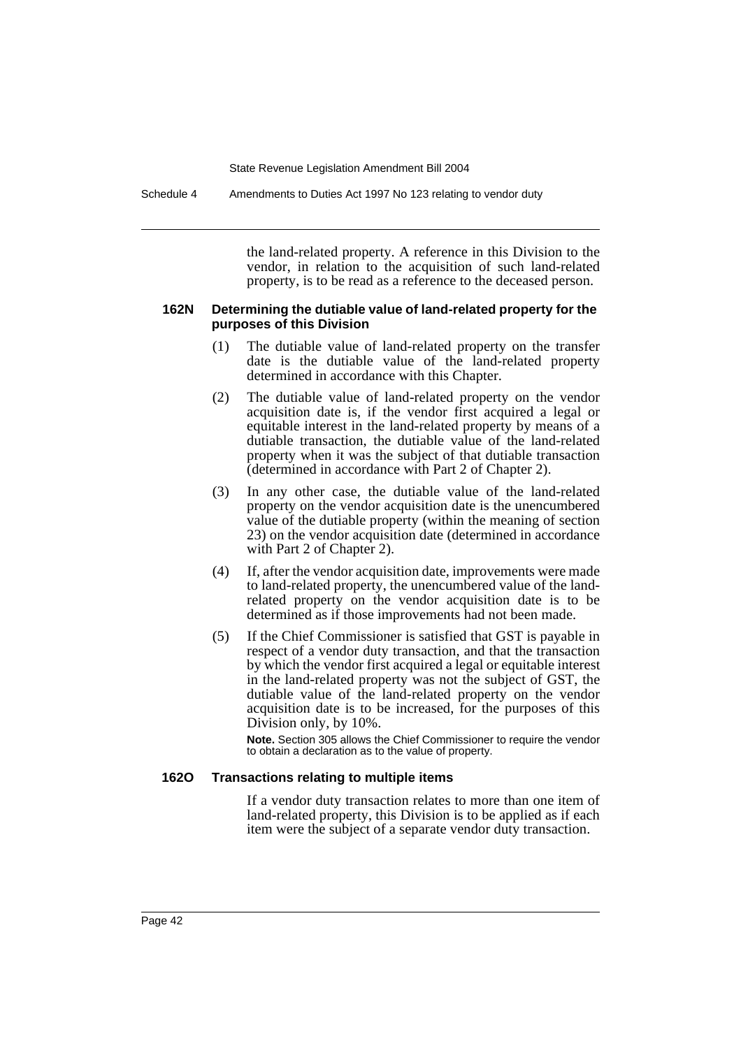the land-related property. A reference in this Division to the vendor, in relation to the acquisition of such land-related property, is to be read as a reference to the deceased person.

#### 162N Determining the dutiable value of land-related property for the purposes of this Division

(1) The dutiable value of land-related property on the transfer date is the dutiable value of the land-related property determined in accordance with this Chapter.

(2) The dutiable value of land-related property on the vendor acquisition date is, if the vendor first acquired a legal or equitable interest in the land-related property by means of a dutiable transaction, the dutiable value of the land-related property when it was the subject of that dutiable transaction (determined in accordance with Part 2 of Chapter 2).

(3) In any other case, the dutiable value of the land-related property on the vendor acquisition date is the unencumbered value of the dutiable property (within the meaning of section 23) on the vendor acquisition date (determined in accordance with Part 2 of Chapter 2).

(4) If, after the vendor acquisition date, improvements were made to land-related property, the unencumbered value of the land-related property on the vendor acquisition date is to be determined as if those improvements had not been made.

(5) If the Chief Commissioner is satisfied that GST is payable in respect of a vendor duty transaction, and that the transaction by which the vendor first acquired a legal or equitable interest in the land-related property was not the subject of GST, the dutiable value of the land-related property on the vendor acquisition date is to be increased, for the purposes of this Division only, by 10%.

**Note.** Section 305 allows the Chief Commissioner to require the vendor to obtain a declaration as to the value of property.

#### 162O Transactions relating to multiple items

If a vendor duty transaction relates to more than one item of land-related property, this Division is to be applied as if each item were the subject of a separate vendor duty transaction.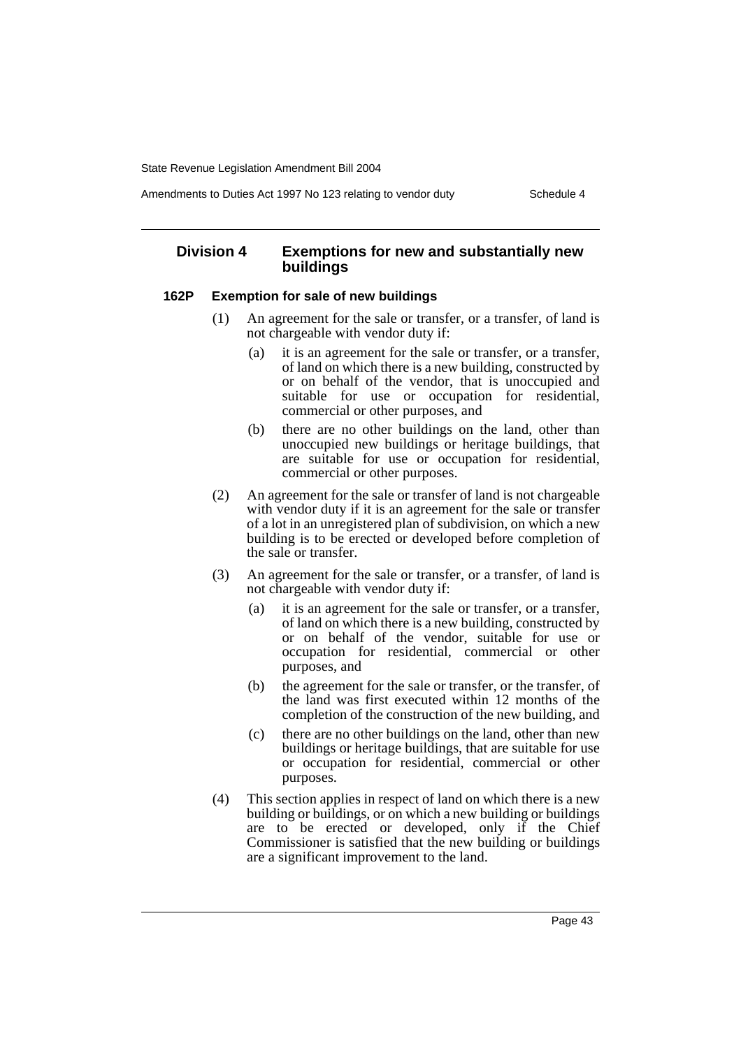## Division 4 Exemptions for new and substantially new buildings

### 162P Exemption for sale of new buildings

(1) An agreement for the sale or transfer, or a transfer, of land is not chargeable with vendor duty if:

- (a) it is an agreement for the sale or transfer, or a transfer, of land on which there is a new building, constructed by or on behalf of the vendor, that is unoccupied and suitable for use or occupation for residential, commercial or other purposes, and
- (b) there are no other buildings on the land, other than unoccupied new buildings or heritage buildings, that are suitable for use or occupation for residential, commercial or other purposes.

(2) An agreement for the sale or transfer of land is not chargeable with vendor duty if it is an agreement for the sale or transfer of a lot in an unregistered plan of subdivision, on which a new building is to be erected or developed before completion of the sale or transfer.

(3) An agreement for the sale or transfer, or a transfer, of land is not chargeable with vendor duty if:

- (a) it is an agreement for the sale or transfer, or a transfer, of land on which there is a new building, constructed by or on behalf of the vendor, suitable for use or occupation for residential, commercial or other purposes, and
- (b) the agreement for the sale or transfer, or the transfer, of the land was first executed within 12 months of the completion of the construction of the new building, and
- (c) there are no other buildings on the land, other than new buildings or heritage buildings, that are suitable for use or occupation for residential, commercial or other purposes.

(4) This section applies in respect of land on which there is a new building or buildings, or on which a new building or buildings are to be erected or developed, only if the Chief Commissioner is satisfied that the new building or buildings are a significant improvement to the land.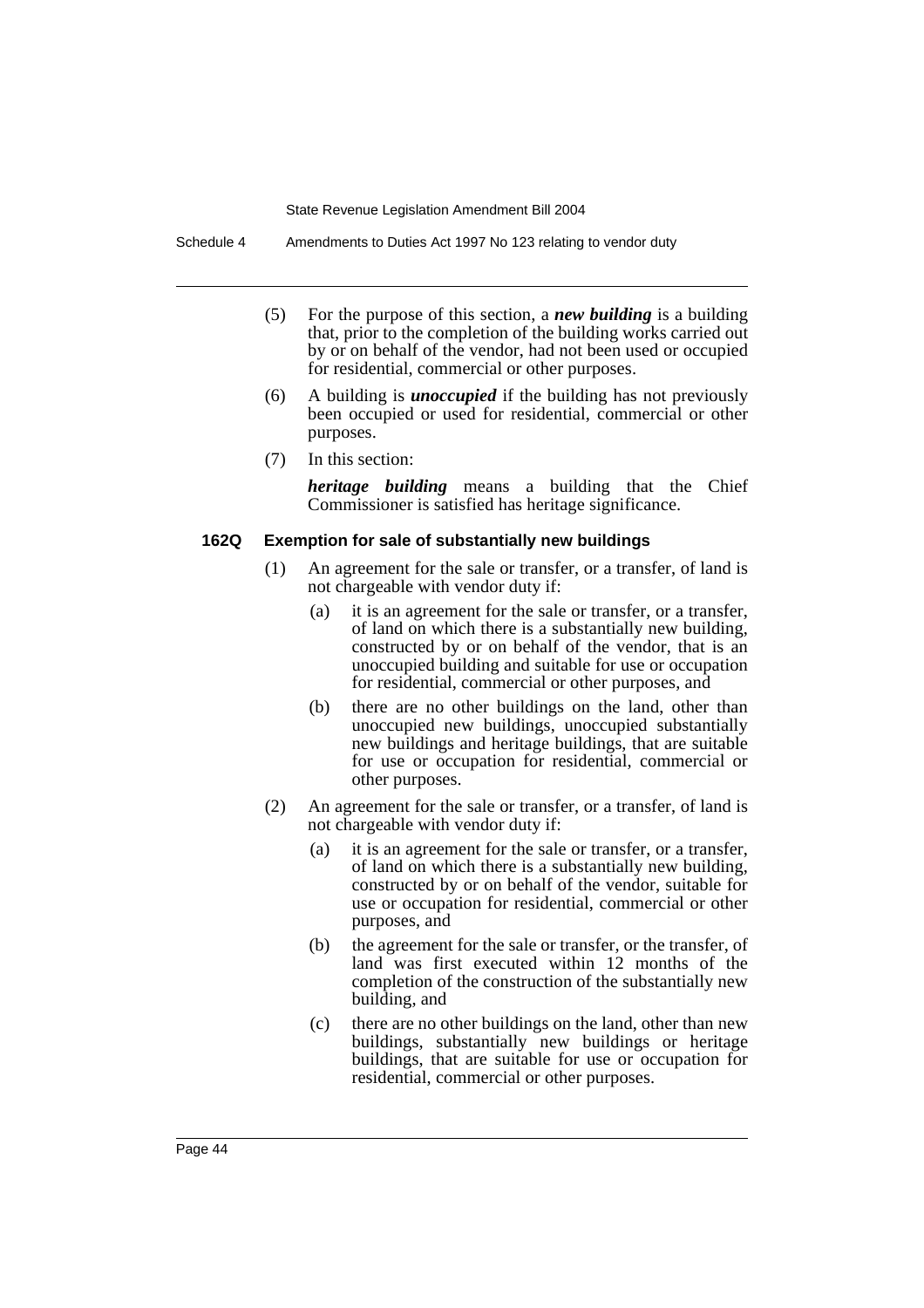(5) For the purpose of this section, a ***new building*** is a building that, prior to the completion of the building works carried out by or on behalf of the vendor, had not been used or occupied for residential, commercial or other purposes.

(6) A building is ***unoccupied*** if the building has not previously been occupied or used for residential, commercial or other purposes.

(7) In this section:

***heritage building*** means a building that the Chief Commissioner is satisfied has heritage significance.

#### 162Q Exemption for sale of substantially new buildings

(1) An agreement for the sale or transfer, or a transfer, of land is not chargeable with vendor duty if:

- (a) it is an agreement for the sale or transfer, or a transfer, of land on which there is a substantially new building, constructed by or on behalf of the vendor, that is an unoccupied building and suitable for use or occupation for residential, commercial or other purposes, and
- (b) there are no other buildings on the land, other than unoccupied new buildings, unoccupied substantially new buildings and heritage buildings, that are suitable for use or occupation for residential, commercial or other purposes.

(2) An agreement for the sale or transfer, or a transfer, of land is not chargeable with vendor duty if:

- (a) it is an agreement for the sale or transfer, or a transfer, of land on which there is a substantially new building, constructed by or on behalf of the vendor, suitable for use or occupation for residential, commercial or other purposes, and
- (b) the agreement for the sale or transfer, or the transfer, of land was first executed within 12 months of the completion of the construction of the substantially new building, and
- (c) there are no other buildings on the land, other than new buildings, substantially new buildings or heritage buildings, that are suitable for use or occupation for residential, commercial or other purposes.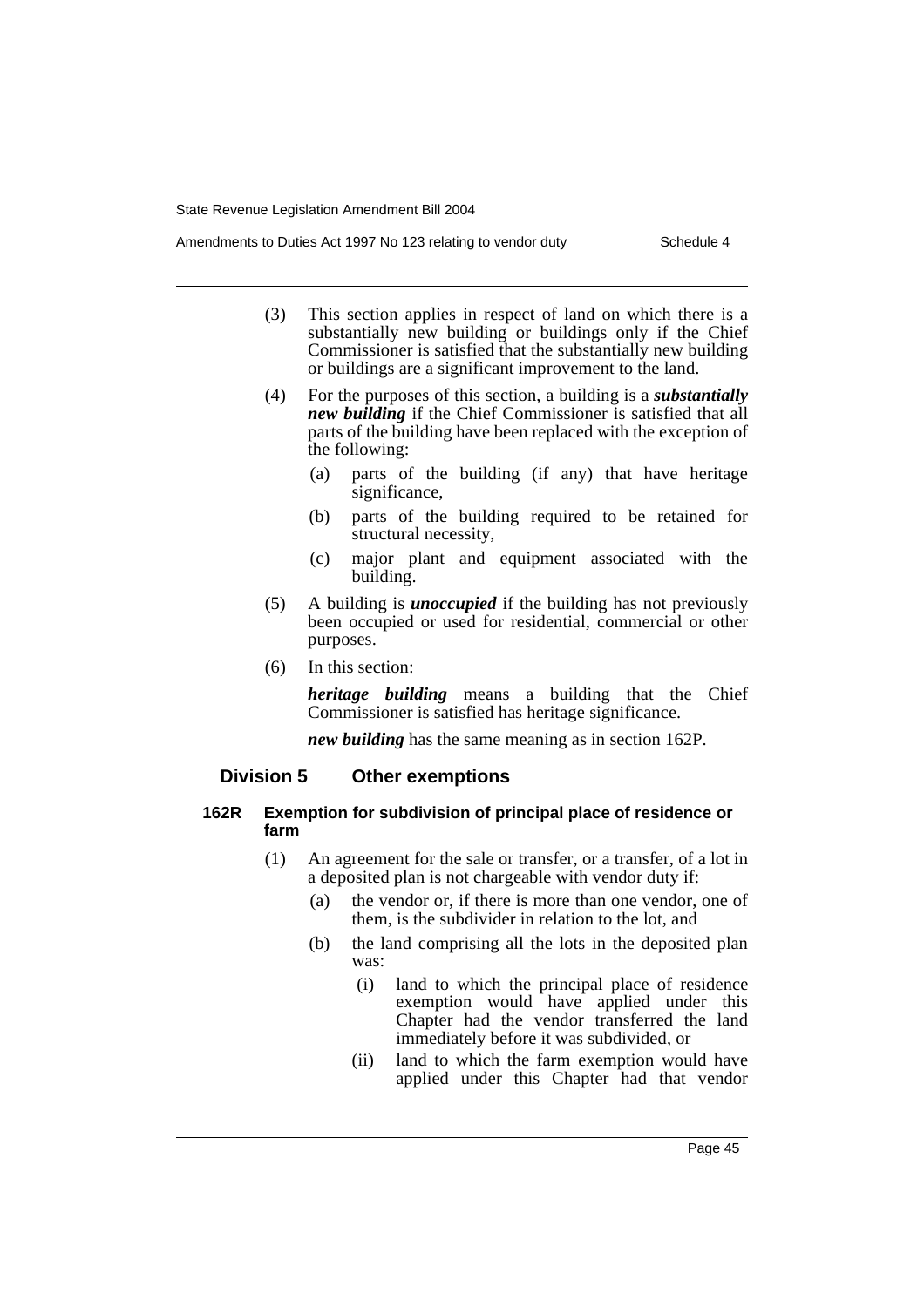(3) This section applies in respect of land on which there is a substantially new building or buildings only if the Chief Commissioner is satisfied that the substantially new building or buildings are a significant improvement to the land.

(4) For the purposes of this section, a building is a ***substantially new building*** if the Chief Commissioner is satisfied that all parts of the building have been replaced with the exception of the following:

   (a) parts of the building (if any) that have heritage significance,

   (b) parts of the building required to be retained for structural necessity,

   (c) major plant and equipment associated with the building.

(5) A building is ***unoccupied*** if the building has not previously been occupied or used for residential, commercial or other purposes.

(6) In this section:

***heritage building*** means a building that the Chief Commissioner is satisfied has heritage significance.

***new building*** has the same meaning as in section 162P.

## Division 5 Other exemptions

### 162R Exemption for subdivision of principal place of residence or farm

(1) An agreement for the sale or transfer, or a transfer, of a lot in a deposited plan is not chargeable with vendor duty if:

   (a) the vendor or, if there is more than one vendor, one of them, is the subdivider in relation to the lot, and

   (b) the land comprising all the lots in the deposited plan was:

      (i) land to which the principal place of residence exemption would have applied under this Chapter had the vendor transferred the land immediately before it was subdivided, or

      (ii) land to which the farm exemption would have applied under this Chapter had that vendor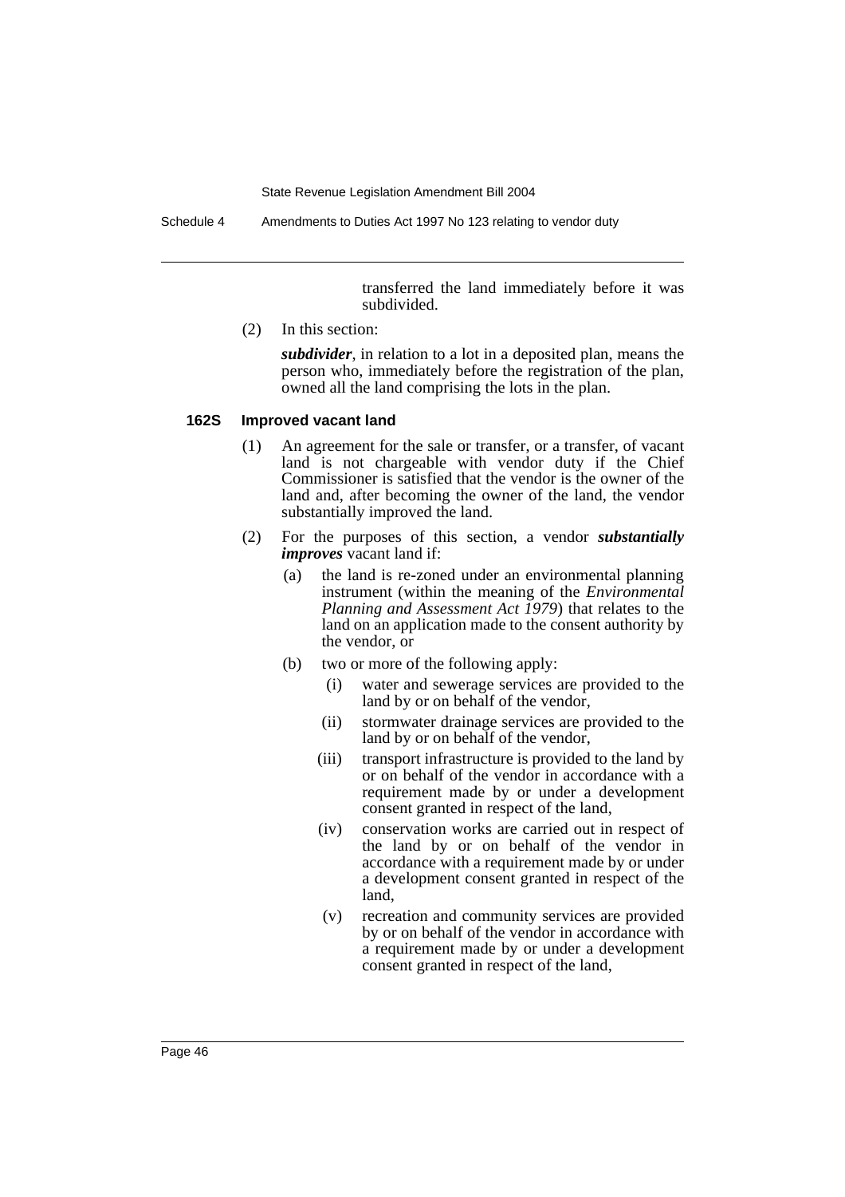transferred the land immediately before it was subdivided.

(2) In this section:

***subdivider***, in relation to a lot in a deposited plan, means the person who, immediately before the registration of the plan, owned all the land comprising the lots in the plan.

#### 162S Improved vacant land

(1) An agreement for the sale or transfer, or a transfer, of vacant land is not chargeable with vendor duty if the Chief Commissioner is satisfied that the vendor is the owner of the land and, after becoming the owner of the land, the vendor substantially improved the land.

(2) For the purposes of this section, a vendor ***substantially improves*** vacant land if:

(a) the land is re-zoned under an environmental planning instrument (within the meaning of the *Environmental Planning and Assessment Act 1979*) that relates to the land on an application made to the consent authority by the vendor, or

(b) two or more of the following apply:

(i) water and sewerage services are provided to the land by or on behalf of the vendor,

(ii) stormwater drainage services are provided to the land by or on behalf of the vendor,

(iii) transport infrastructure is provided to the land by or on behalf of the vendor in accordance with a requirement made by or under a development consent granted in respect of the land,

(iv) conservation works are carried out in respect of the land by or on behalf of the vendor in accordance with a requirement made by or under a development consent granted in respect of the land,

(v) recreation and community services are provided by or on behalf of the vendor in accordance with a requirement made by or under a development consent granted in respect of the land,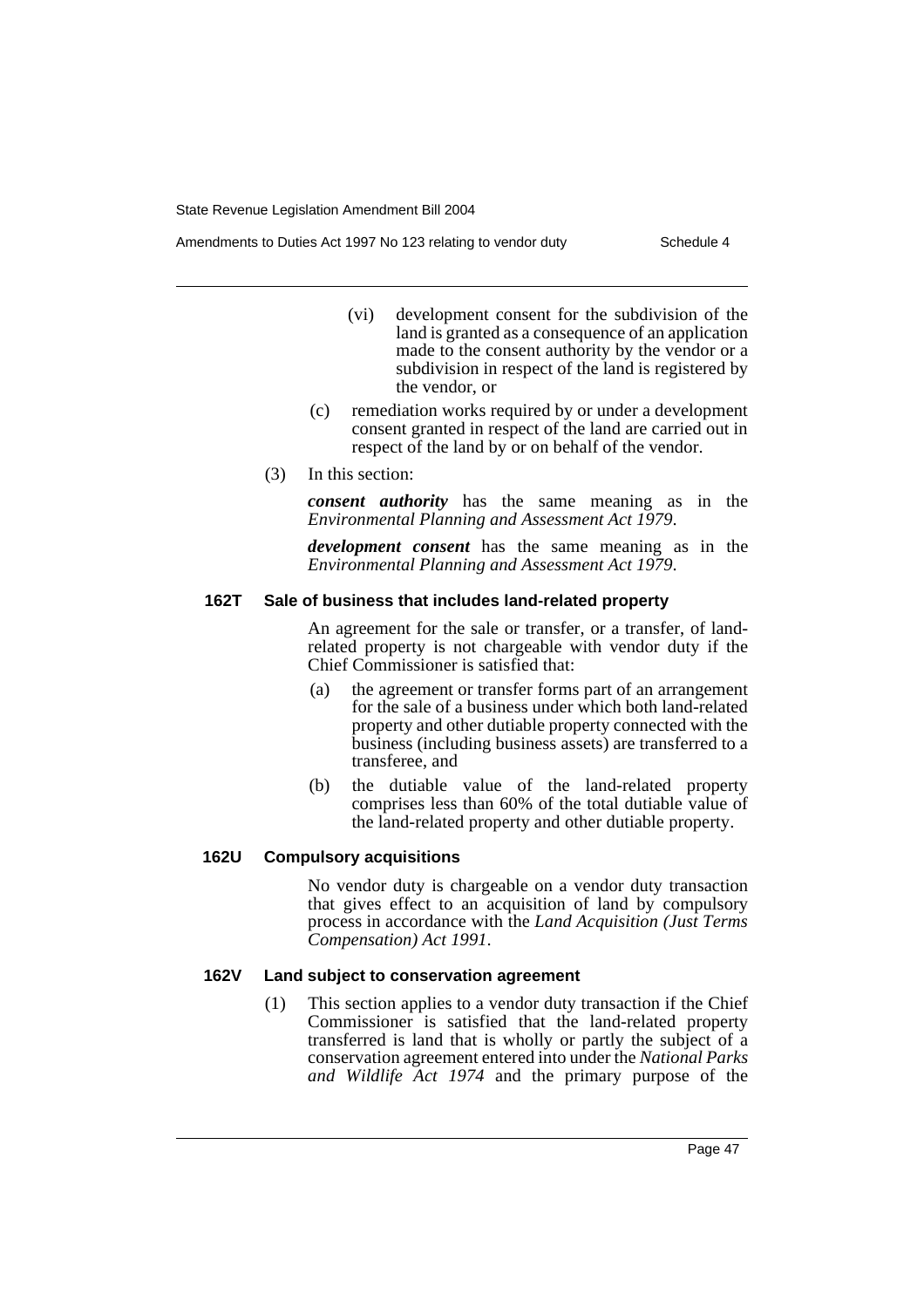(vi) development consent for the subdivision of the land is granted as a consequence of an application made to the consent authority by the vendor or a subdivision in respect of the land is registered by the vendor, or

(c) remediation works required by or under a development consent granted in respect of the land are carried out in respect of the land by or on behalf of the vendor.

(3) In this section:

***consent authority*** has the same meaning as in the *Environmental Planning and Assessment Act 1979*.

***development consent*** has the same meaning as in the *Environmental Planning and Assessment Act 1979*.

#### 162T Sale of business that includes land-related property

An agreement for the sale or transfer, or a transfer, of land-related property is not chargeable with vendor duty if the Chief Commissioner is satisfied that:

(a) the agreement or transfer forms part of an arrangement for the sale of a business under which both land-related property and other dutiable property connected with the business (including business assets) are transferred to a transferee, and

(b) the dutiable value of the land-related property comprises less than 60% of the total dutiable value of the land-related property and other dutiable property.

#### 162U Compulsory acquisitions

No vendor duty is chargeable on a vendor duty transaction that gives effect to an acquisition of land by compulsory process in accordance with the *Land Acquisition (Just Terms Compensation) Act 1991*.

#### 162V Land subject to conservation agreement

(1) This section applies to a vendor duty transaction if the Chief Commissioner is satisfied that the land-related property transferred is land that is wholly or partly the subject of a conservation agreement entered into under the *National Parks and Wildlife Act 1974* and the primary purpose of the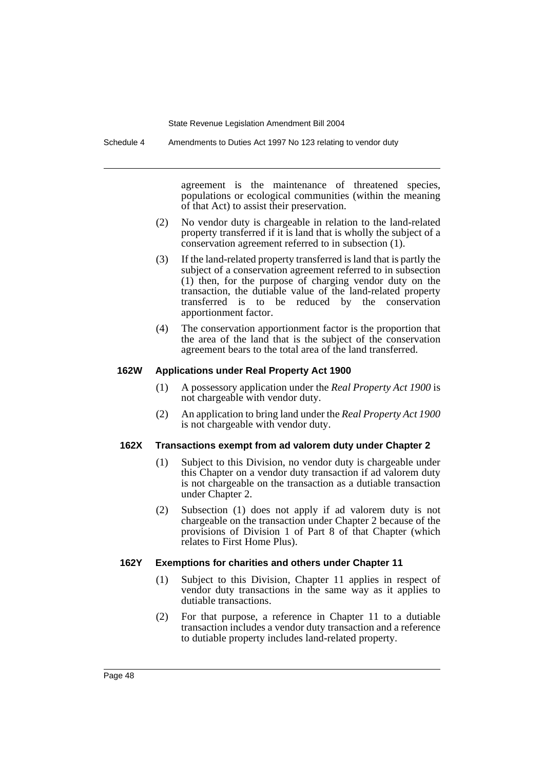agreement is the maintenance of threatened species, populations or ecological communities (within the meaning of that Act) to assist their preservation.

(2) No vendor duty is chargeable in relation to the land-related property transferred if it is land that is wholly the subject of a conservation agreement referred to in subsection (1).

(3) If the land-related property transferred is land that is partly the subject of a conservation agreement referred to in subsection (1) then, for the purpose of charging vendor duty on the transaction, the dutiable value of the land-related property transferred is to be reduced by the conservation apportionment factor.

(4) The conservation apportionment factor is the proportion that the area of the land that is the subject of the conservation agreement bears to the total area of the land transferred.

#### 162W Applications under Real Property Act 1900

(1) A possessory application under the *Real Property Act 1900* is not chargeable with vendor duty.

(2) An application to bring land under the *Real Property Act 1900* is not chargeable with vendor duty.

#### 162X Transactions exempt from ad valorem duty under Chapter 2

(1) Subject to this Division, no vendor duty is chargeable under this Chapter on a vendor duty transaction if ad valorem duty is not chargeable on the transaction as a dutiable transaction under Chapter 2.

(2) Subsection (1) does not apply if ad valorem duty is not chargeable on the transaction under Chapter 2 because of the provisions of Division 1 of Part 8 of that Chapter (which relates to First Home Plus).

#### 162Y Exemptions for charities and others under Chapter 11

(1) Subject to this Division, Chapter 11 applies in respect of vendor duty transactions in the same way as it applies to dutiable transactions.

(2) For that purpose, a reference in Chapter 11 to a dutiable transaction includes a vendor duty transaction and a reference to dutiable property includes land-related property.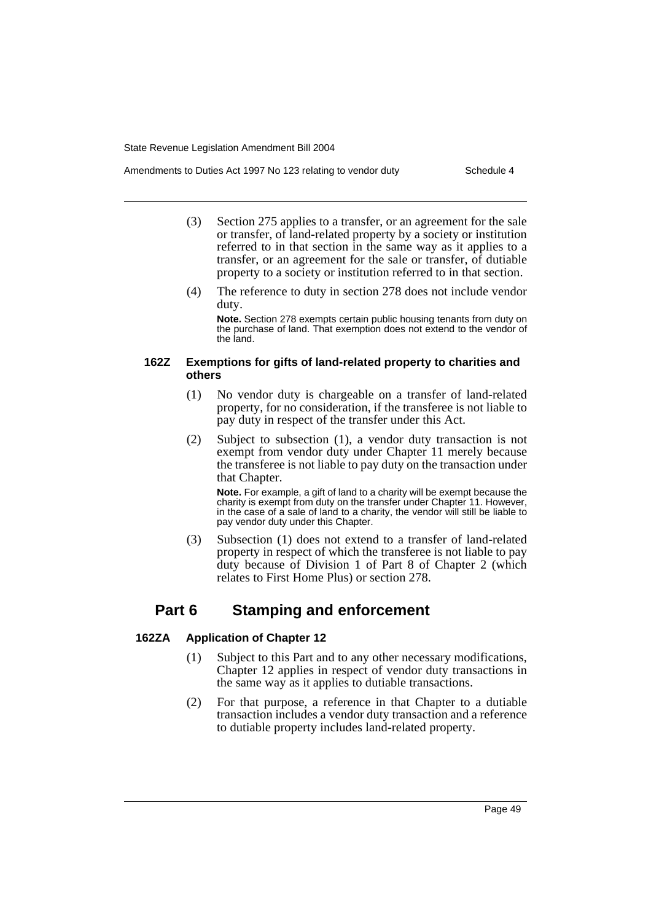(3) Section 275 applies to a transfer, or an agreement for the sale or transfer, of land-related property by a society or institution referred to in that section in the same way as it applies to a transfer, or an agreement for the sale or transfer, of dutiable property to a society or institution referred to in that section.

(4) The reference to duty in section 278 does not include vendor duty.

**Note.** Section 278 exempts certain public housing tenants from duty on the purchase of land. That exemption does not extend to the vendor of the land.

### 162Z Exemptions for gifts of land-related property to charities and others

(1) No vendor duty is chargeable on a transfer of land-related property, for no consideration, if the transferee is not liable to pay duty in respect of the transfer under this Act.

(2) Subject to subsection (1), a vendor duty transaction is not exempt from vendor duty under Chapter 11 merely because the transferee is not liable to pay duty on the transaction under that Chapter.

**Note.** For example, a gift of land to a charity will be exempt because the charity is exempt from duty on the transfer under Chapter 11. However, in the case of a sale of land to a charity, the vendor will still be liable to pay vendor duty under this Chapter.

(3) Subsection (1) does not extend to a transfer of land-related property in respect of which the transferee is not liable to pay duty because of Division 1 of Part 8 of Chapter 2 (which relates to First Home Plus) or section 278.

## Part 6 Stamping and enforcement

### 162ZA Application of Chapter 12

(1) Subject to this Part and to any other necessary modifications, Chapter 12 applies in respect of vendor duty transactions in the same way as it applies to dutiable transactions.

(2) For that purpose, a reference in that Chapter to a dutiable transaction includes a vendor duty transaction and a reference to dutiable property includes land-related property.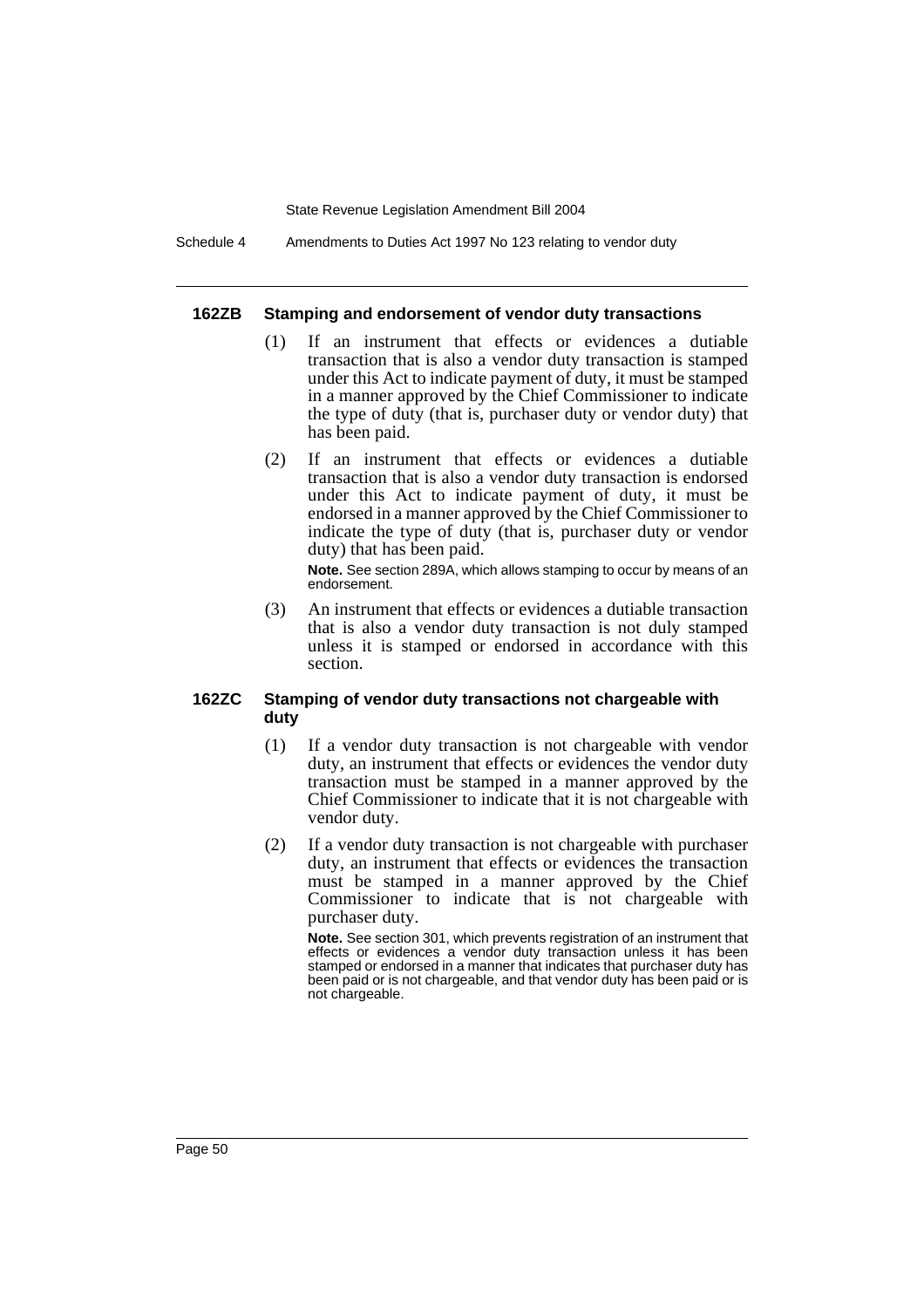#### 162ZB Stamping and endorsement of vendor duty transactions

(1) If an instrument that effects or evidences a dutiable transaction that is also a vendor duty transaction is stamped under this Act to indicate payment of duty, it must be stamped in a manner approved by the Chief Commissioner to indicate the type of duty (that is, purchaser duty or vendor duty) that has been paid.

(2) If an instrument that effects or evidences a dutiable transaction that is also a vendor duty transaction is endorsed under this Act to indicate payment of duty, it must be endorsed in a manner approved by the Chief Commissioner to indicate the type of duty (that is, purchaser duty or vendor duty) that has been paid.

**Note.** See section 289A, which allows stamping to occur by means of an endorsement.

(3) An instrument that effects or evidences a dutiable transaction that is also a vendor duty transaction is not duly stamped unless it is stamped or endorsed in accordance with this section.

#### 162ZC Stamping of vendor duty transactions not chargeable with duty

(1) If a vendor duty transaction is not chargeable with vendor duty, an instrument that effects or evidences the vendor duty transaction must be stamped in a manner approved by the Chief Commissioner to indicate that it is not chargeable with vendor duty.

(2) If a vendor duty transaction is not chargeable with purchaser duty, an instrument that effects or evidences the transaction must be stamped in a manner approved by the Chief Commissioner to indicate that is not chargeable with purchaser duty.

**Note.** See section 301, which prevents registration of an instrument that effects or evidences a vendor duty transaction unless it has been stamped or endorsed in a manner that indicates that purchaser duty has been paid or is not chargeable, and that vendor duty has been paid or is not chargeable.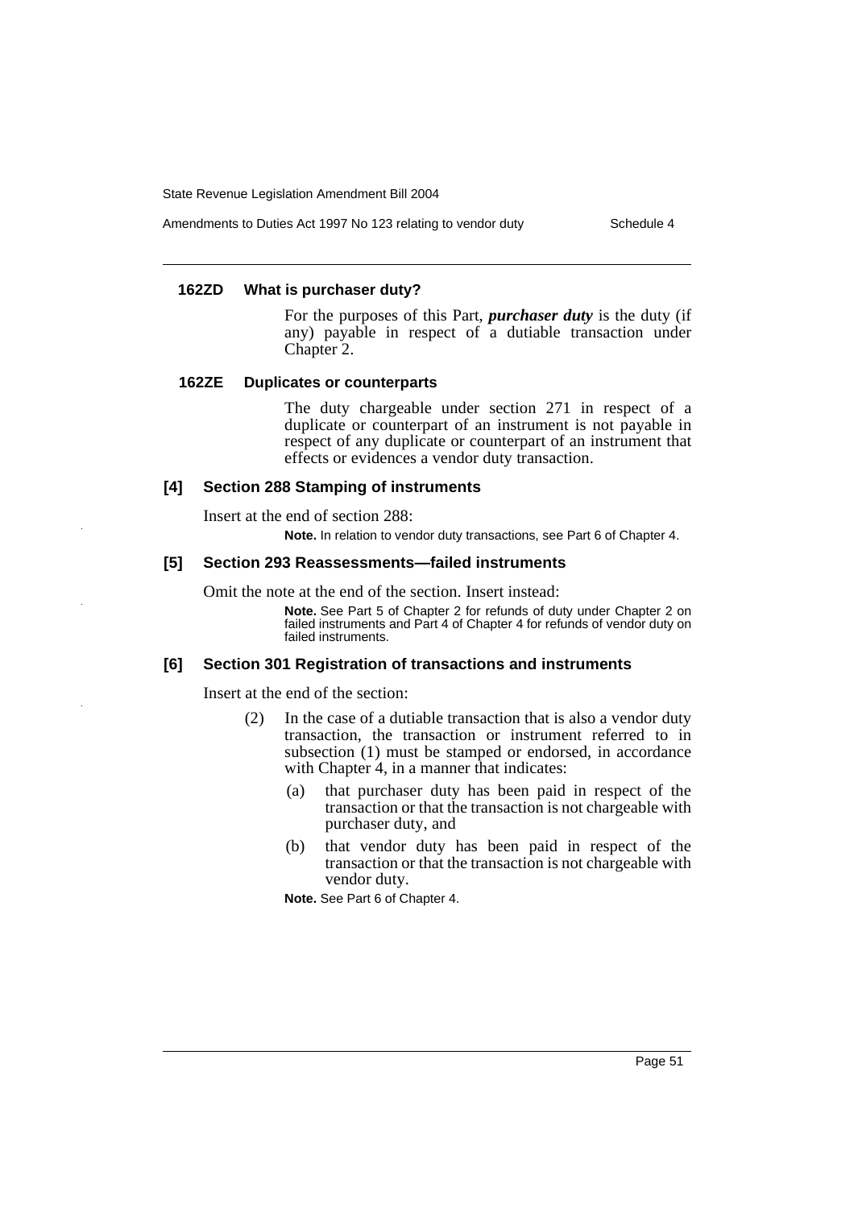#### 162ZD What is purchaser duty?

For the purposes of this Part, ***purchaser duty*** is the duty (if any) payable in respect of a dutiable transaction under Chapter 2.

#### 162ZE Duplicates or counterparts

The duty chargeable under section 271 in respect of a duplicate or counterpart of an instrument is not payable in respect of any duplicate or counterpart of an instrument that effects or evidences a vendor duty transaction.

### [4] Section 288 Stamping of instruments

Insert at the end of section 288:

**Note.** In relation to vendor duty transactions, see Part 6 of Chapter 4.

### [5] Section 293 Reassessments—failed instruments

Omit the note at the end of the section. Insert instead:

**Note.** See Part 5 of Chapter 2 for refunds of duty under Chapter 2 on failed instruments and Part 4 of Chapter 4 for refunds of vendor duty on failed instruments.

### [6] Section 301 Registration of transactions and instruments

Insert at the end of the section:

(2) In the case of a dutiable transaction that is also a vendor duty transaction, the transaction or instrument referred to in subsection (1) must be stamped or endorsed, in accordance with Chapter 4, in a manner that indicates:

- (a) that purchaser duty has been paid in respect of the transaction or that the transaction is not chargeable with purchaser duty, and
- (b) that vendor duty has been paid in respect of the transaction or that the transaction is not chargeable with vendor duty.

**Note.** See Part 6 of Chapter 4.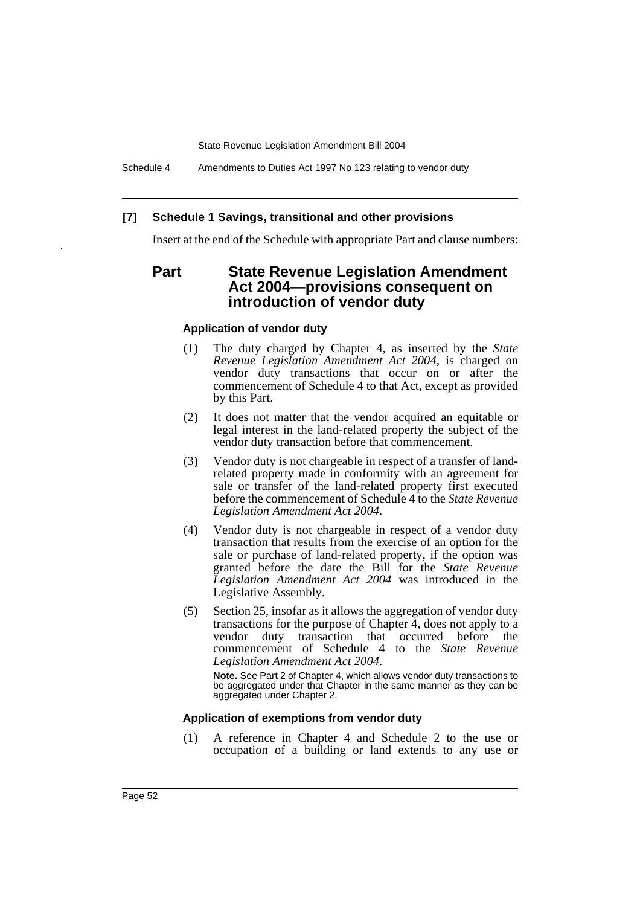**[7] Schedule 1 Savings, transitional and other provisions**

Insert at the end of the Schedule with appropriate Part and clause numbers:

## Part State Revenue Legislation Amendment Act 2004—provisions consequent on introduction of vendor duty

#### Application of vendor duty

(1) The duty charged by Chapter 4, as inserted by the *State Revenue Legislation Amendment Act 2004*, is charged on vendor duty transactions that occur on or after the commencement of Schedule 4 to that Act, except as provided by this Part.

(2) It does not matter that the vendor acquired an equitable or legal interest in the land-related property the subject of the vendor duty transaction before that commencement.

(3) Vendor duty is not chargeable in respect of a transfer of land-related property made in conformity with an agreement for sale or transfer of the land-related property first executed before the commencement of Schedule 4 to the *State Revenue Legislation Amendment Act 2004*.

(4) Vendor duty is not chargeable in respect of a vendor duty transaction that results from the exercise of an option for the sale or purchase of land-related property, if the option was granted before the date the Bill for the *State Revenue Legislation Amendment Act 2004* was introduced in the Legislative Assembly.

(5) Section 25, insofar as it allows the aggregation of vendor duty transactions for the purpose of Chapter 4, does not apply to a vendor duty transaction that occurred before the commencement of Schedule 4 to the *State Revenue Legislation Amendment Act 2004*.

**Note.** See Part 2 of Chapter 4, which allows vendor duty transactions to be aggregated under that Chapter in the same manner as they can be aggregated under Chapter 2.

#### Application of exemptions from vendor duty

(1) A reference in Chapter 4 and Schedule 2 to the use or occupation of a building or land extends to any use or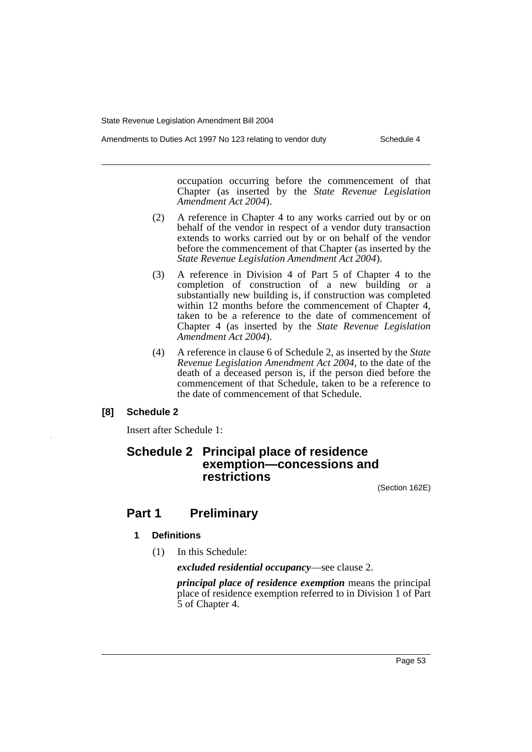occupation occurring before the commencement of that Chapter (as inserted by the *State Revenue Legislation Amendment Act 2004*).

(2) A reference in Chapter 4 to any works carried out by or on behalf of the vendor in respect of a vendor duty transaction extends to works carried out by or on behalf of the vendor before the commencement of that Chapter (as inserted by the *State Revenue Legislation Amendment Act 2004*).

(3) A reference in Division 4 of Part 5 of Chapter 4 to the completion of construction of a new building or a substantially new building is, if construction was completed within 12 months before the commencement of Chapter 4, taken to be a reference to the date of commencement of Chapter 4 (as inserted by the *State Revenue Legislation Amendment Act 2004*).

(4) A reference in clause 6 of Schedule 2, as inserted by the *State Revenue Legislation Amendment Act 2004*, to the date of the death of a deceased person is, if the person died before the commencement of that Schedule, taken to be a reference to the date of commencement of that Schedule.

**[8] Schedule 2**

Insert after Schedule 1:

# Schedule 2 Principal place of residence exemption—concessions and restrictions

(Section 162E)

## Part 1 Preliminary

### 1 Definitions

(1) In this Schedule:

***excluded residential occupancy***—see clause 2.

***principal place of residence exemption*** means the principal place of residence exemption referred to in Division 1 of Part 5 of Chapter 4.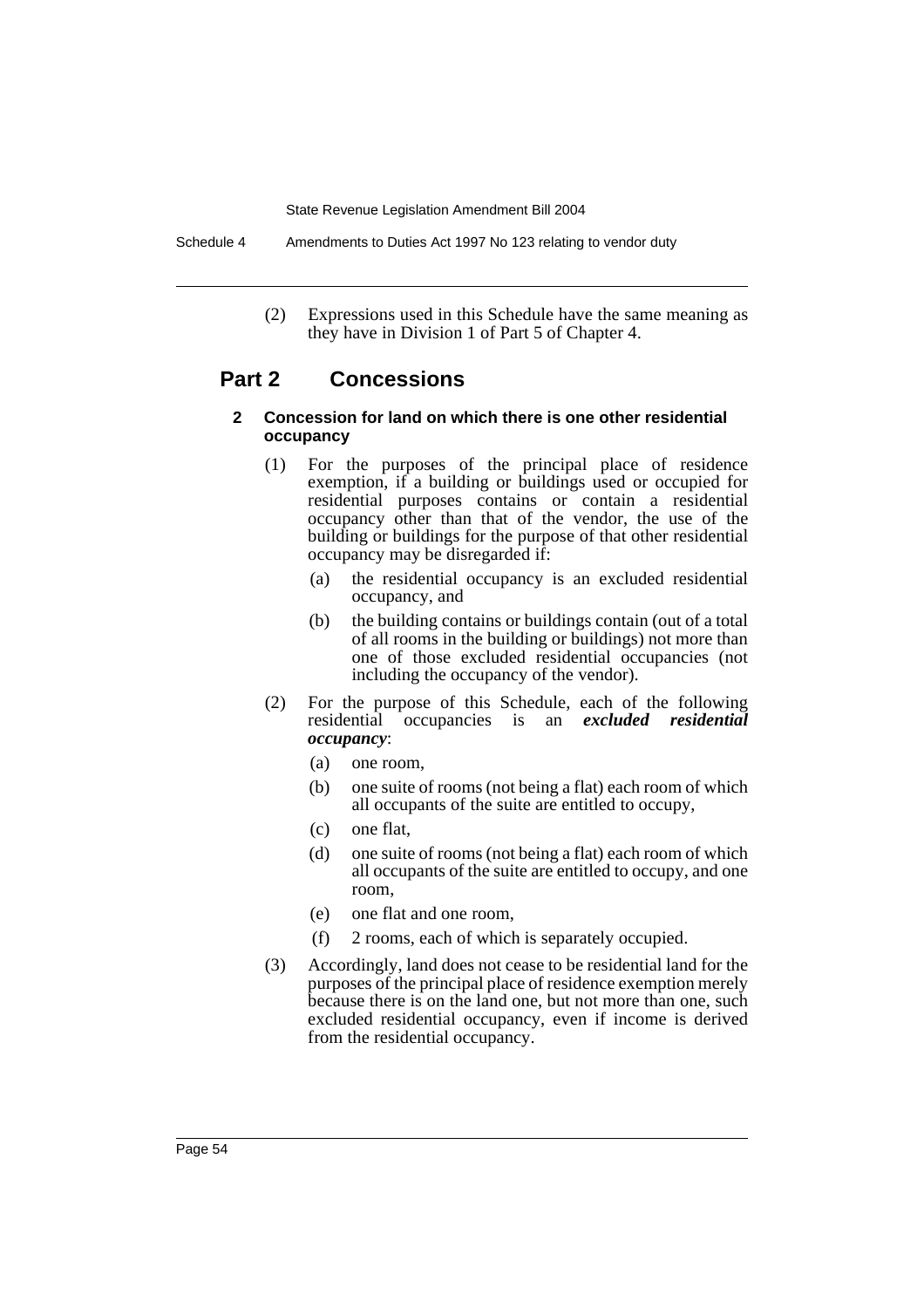(2) Expressions used in this Schedule have the same meaning as they have in Division 1 of Part 5 of Chapter 4.

## Part 2 Concessions

### 2 Concession for land on which there is one other residential occupancy

(1) For the purposes of the principal place of residence exemption, if a building or buildings used or occupied for residential purposes contains or contain a residential occupancy other than that of the vendor, the use of the building or buildings for the purpose of that other residential occupancy may be disregarded if:

- (a) the residential occupancy is an excluded residential occupancy, and
- (b) the building contains or buildings contain (out of a total of all rooms in the building or buildings) not more than one of those excluded residential occupancies (not including the occupancy of the vendor).

(2) For the purpose of this Schedule, each of the following residential occupancies is an ***excluded residential occupancy***:

- (a) one room,
- (b) one suite of rooms (not being a flat) each room of which all occupants of the suite are entitled to occupy,
- (c) one flat,
- (d) one suite of rooms (not being a flat) each room of which all occupants of the suite are entitled to occupy, and one room,
- (e) one flat and one room,
- (f) 2 rooms, each of which is separately occupied.

(3) Accordingly, land does not cease to be residential land for the purposes of the principal place of residence exemption merely because there is on the land one, but not more than one, such excluded residential occupancy, even if income is derived from the residential occupancy.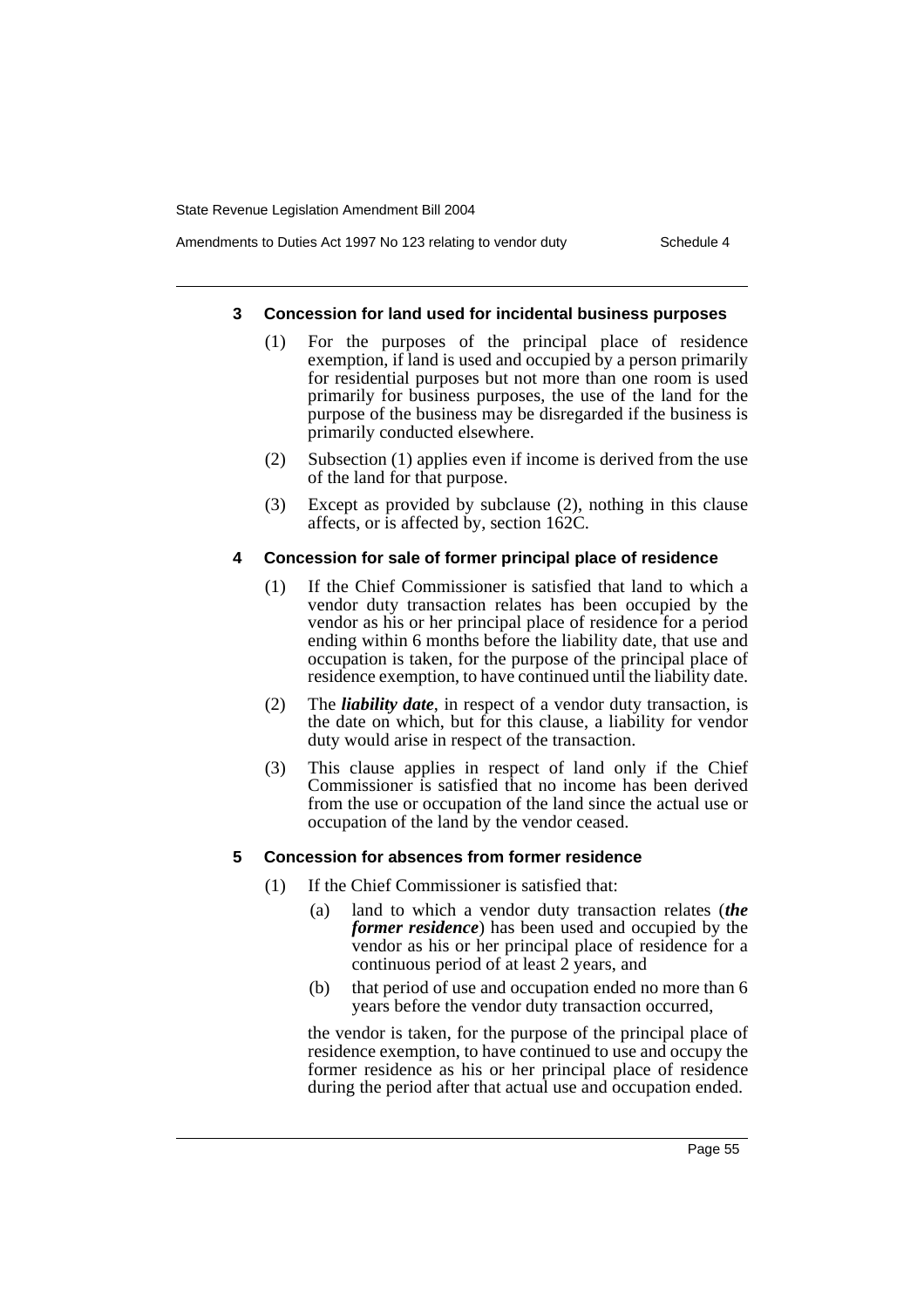### 3 Concession for land used for incidental business purposes

(1) For the purposes of the principal place of residence exemption, if land is used and occupied by a person primarily for residential purposes but not more than one room is used primarily for business purposes, the use of the land for the purpose of the business may be disregarded if the business is primarily conducted elsewhere.

(2) Subsection (1) applies even if income is derived from the use of the land for that purpose.

(3) Except as provided by subclause (2), nothing in this clause affects, or is affected by, section 162C.

### 4 Concession for sale of former principal place of residence

(1) If the Chief Commissioner is satisfied that land to which a vendor duty transaction relates has been occupied by the vendor as his or her principal place of residence for a period ending within 6 months before the liability date, that use and occupation is taken, for the purpose of the principal place of residence exemption, to have continued until the liability date.

(2) The ***liability date***, in respect of a vendor duty transaction, is the date on which, but for this clause, a liability for vendor duty would arise in respect of the transaction.

(3) This clause applies in respect of land only if the Chief Commissioner is satisfied that no income has been derived from the use or occupation of the land since the actual use or occupation of the land by the vendor ceased.

### 5 Concession for absences from former residence

(1) If the Chief Commissioner is satisfied that:

   (a) land to which a vendor duty transaction relates (***the former residence***) has been used and occupied by the vendor as his or her principal place of residence for a continuous period of at least 2 years, and

   (b) that period of use and occupation ended no more than 6 years before the vendor duty transaction occurred,

   the vendor is taken, for the purpose of the principal place of residence exemption, to have continued to use and occupy the former residence as his or her principal place of residence during the period after that actual use and occupation ended.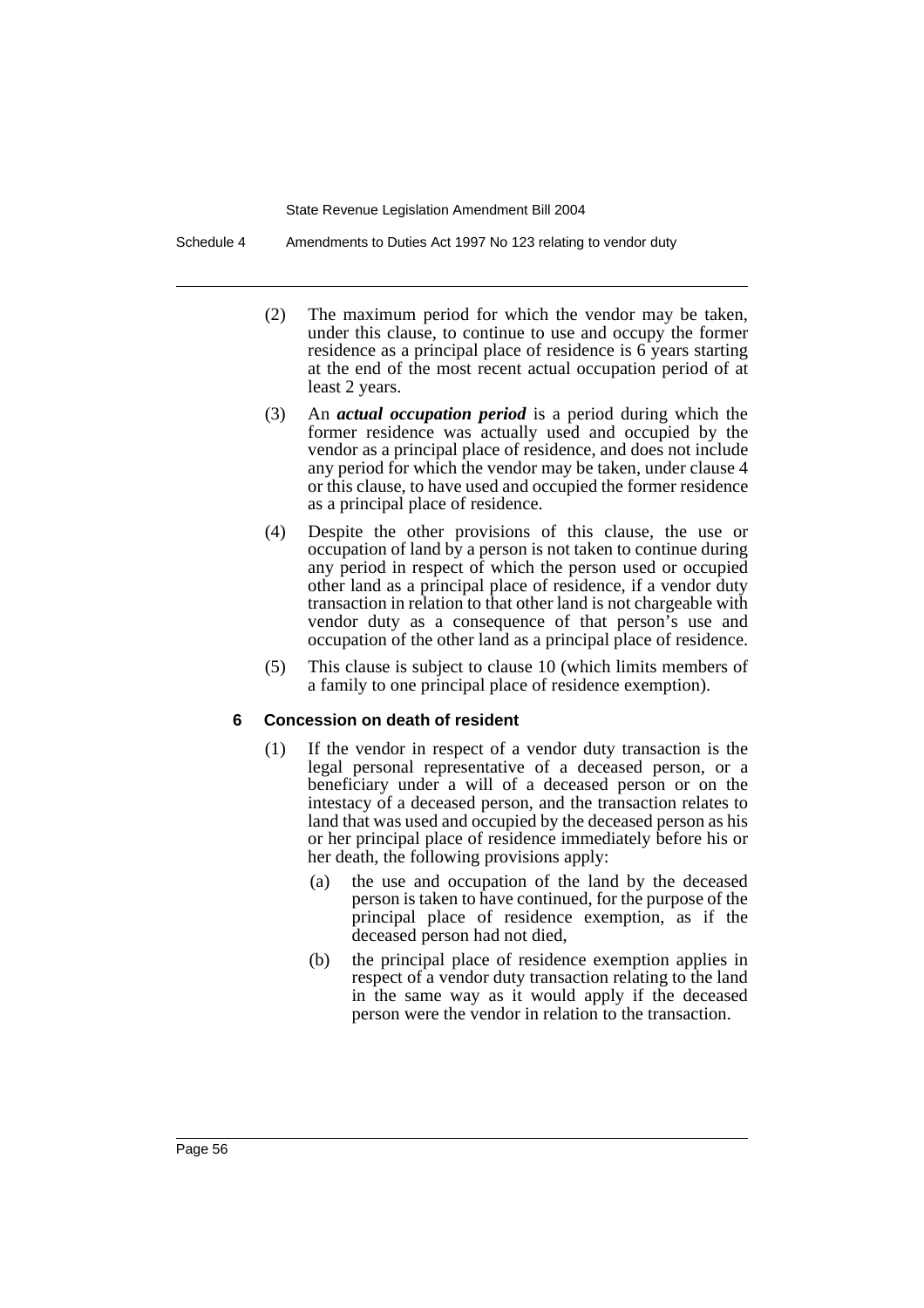(2) The maximum period for which the vendor may be taken, under this clause, to continue to use and occupy the former residence as a principal place of residence is 6 years starting at the end of the most recent actual occupation period of at least 2 years.

(3) An ***actual occupation period*** is a period during which the former residence was actually used and occupied by the vendor as a principal place of residence, and does not include any period for which the vendor may be taken, under clause 4 or this clause, to have used and occupied the former residence as a principal place of residence.

(4) Despite the other provisions of this clause, the use or occupation of land by a person is not taken to continue during any period in respect of which the person used or occupied other land as a principal place of residence, if a vendor duty transaction in relation to that other land is not chargeable with vendor duty as a consequence of that person's use and occupation of the other land as a principal place of residence.

(5) This clause is subject to clause 10 (which limits members of a family to one principal place of residence exemption).

**6 Concession on death of resident**

(1) If the vendor in respect of a vendor duty transaction is the legal personal representative of a deceased person, or a beneficiary under a will of a deceased person or on the intestacy of a deceased person, and the transaction relates to land that was used and occupied by the deceased person as his or her principal place of residence immediately before his or her death, the following provisions apply:

(a) the use and occupation of the land by the deceased person is taken to have continued, for the purpose of the principal place of residence exemption, as if the deceased person had not died,

(b) the principal place of residence exemption applies in respect of a vendor duty transaction relating to the land in the same way as it would apply if the deceased person were the vendor in relation to the transaction.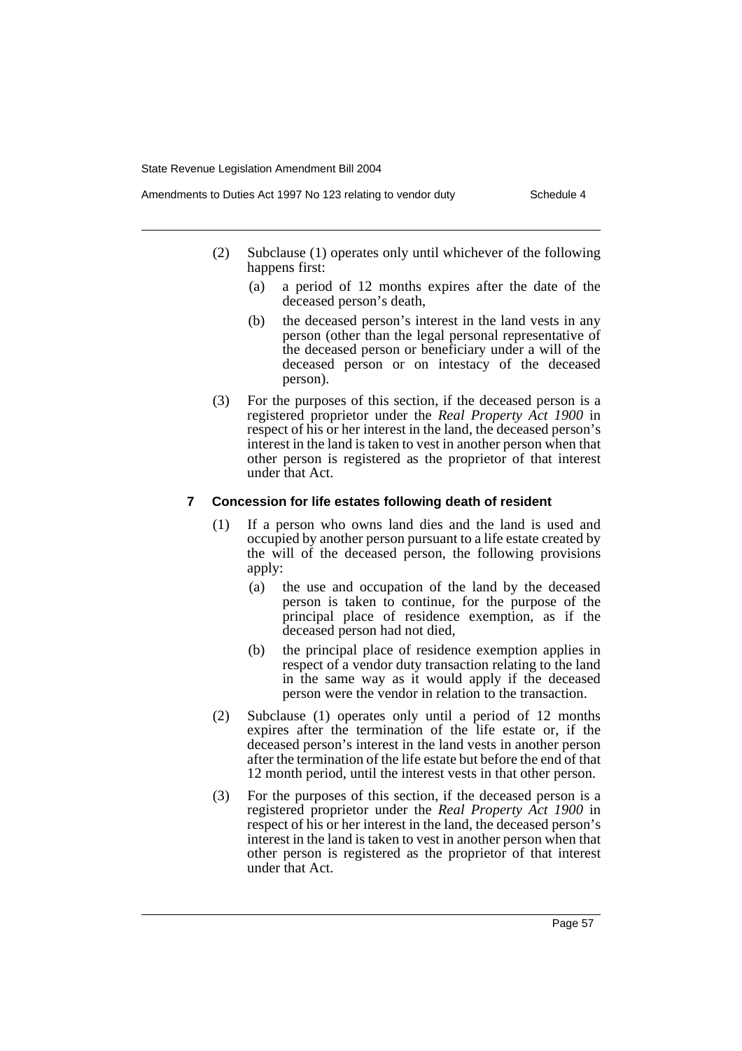(2) Subclause (1) operates only until whichever of the following happens first:

(a) a period of 12 months expires after the date of the deceased person's death,

(b) the deceased person's interest in the land vests in any person (other than the legal personal representative of the deceased person or beneficiary under a will of the deceased person or on intestacy of the deceased person).

(3) For the purposes of this section, if the deceased person is a registered proprietor under the *Real Property Act 1900* in respect of his or her interest in the land, the deceased person's interest in the land is taken to vest in another person when that other person is registered as the proprietor of that interest under that Act.

### 7 Concession for life estates following death of resident

(1) If a person who owns land dies and the land is used and occupied by another person pursuant to a life estate created by the will of the deceased person, the following provisions apply:

(a) the use and occupation of the land by the deceased person is taken to continue, for the purpose of the principal place of residence exemption, as if the deceased person had not died,

(b) the principal place of residence exemption applies in respect of a vendor duty transaction relating to the land in the same way as it would apply if the deceased person were the vendor in relation to the transaction.

(2) Subclause (1) operates only until a period of 12 months expires after the termination of the life estate or, if the deceased person's interest in the land vests in another person after the termination of the life estate but before the end of that 12 month period, until the interest vests in that other person.

(3) For the purposes of this section, if the deceased person is a registered proprietor under the *Real Property Act 1900* in respect of his or her interest in the land, the deceased person's interest in the land is taken to vest in another person when that other person is registered as the proprietor of that interest under that Act.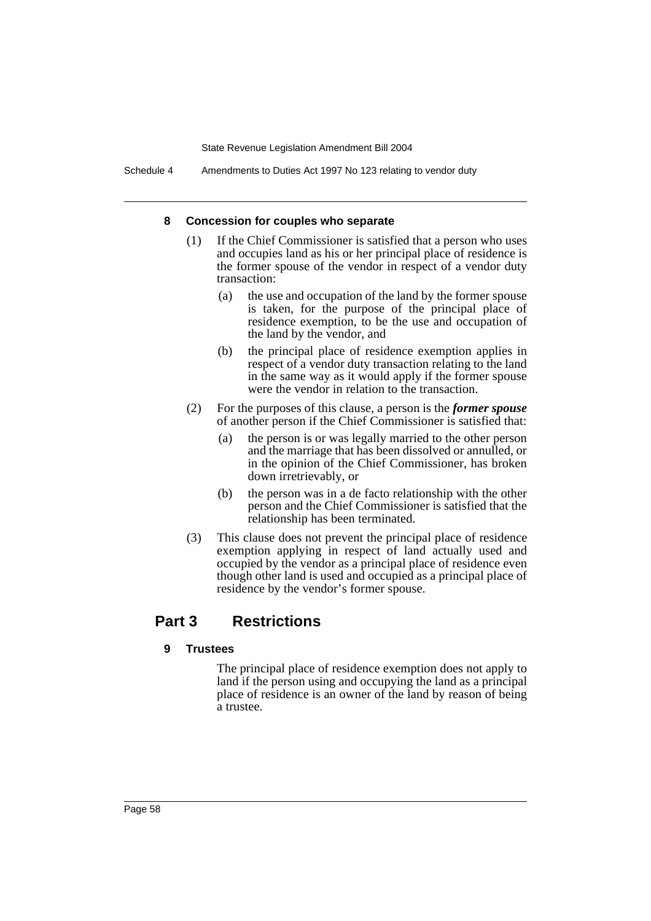#### 8 Concession for couples who separate

(1) If the Chief Commissioner is satisfied that a person who uses and occupies land as his or her principal place of residence is the former spouse of the vendor in respect of a vendor duty transaction:

(a) the use and occupation of the land by the former spouse is taken, for the purpose of the principal place of residence exemption, to be the use and occupation of the land by the vendor, and

(b) the principal place of residence exemption applies in respect of a vendor duty transaction relating to the land in the same way as it would apply if the former spouse were the vendor in relation to the transaction.

(2) For the purposes of this clause, a person is the ***former spouse*** of another person if the Chief Commissioner is satisfied that:

(a) the person is or was legally married to the other person and the marriage that has been dissolved or annulled, or in the opinion of the Chief Commissioner, has broken down irretrievably, or

(b) the person was in a de facto relationship with the other person and the Chief Commissioner is satisfied that the relationship has been terminated.

(3) This clause does not prevent the principal place of residence exemption applying in respect of land actually used and occupied by the vendor as a principal place of residence even though other land is used and occupied as a principal place of residence by the vendor's former spouse.

## Part 3 Restrictions

#### 9 Trustees

The principal place of residence exemption does not apply to land if the person using and occupying the land as a principal place of residence is an owner of the land by reason of being a trustee.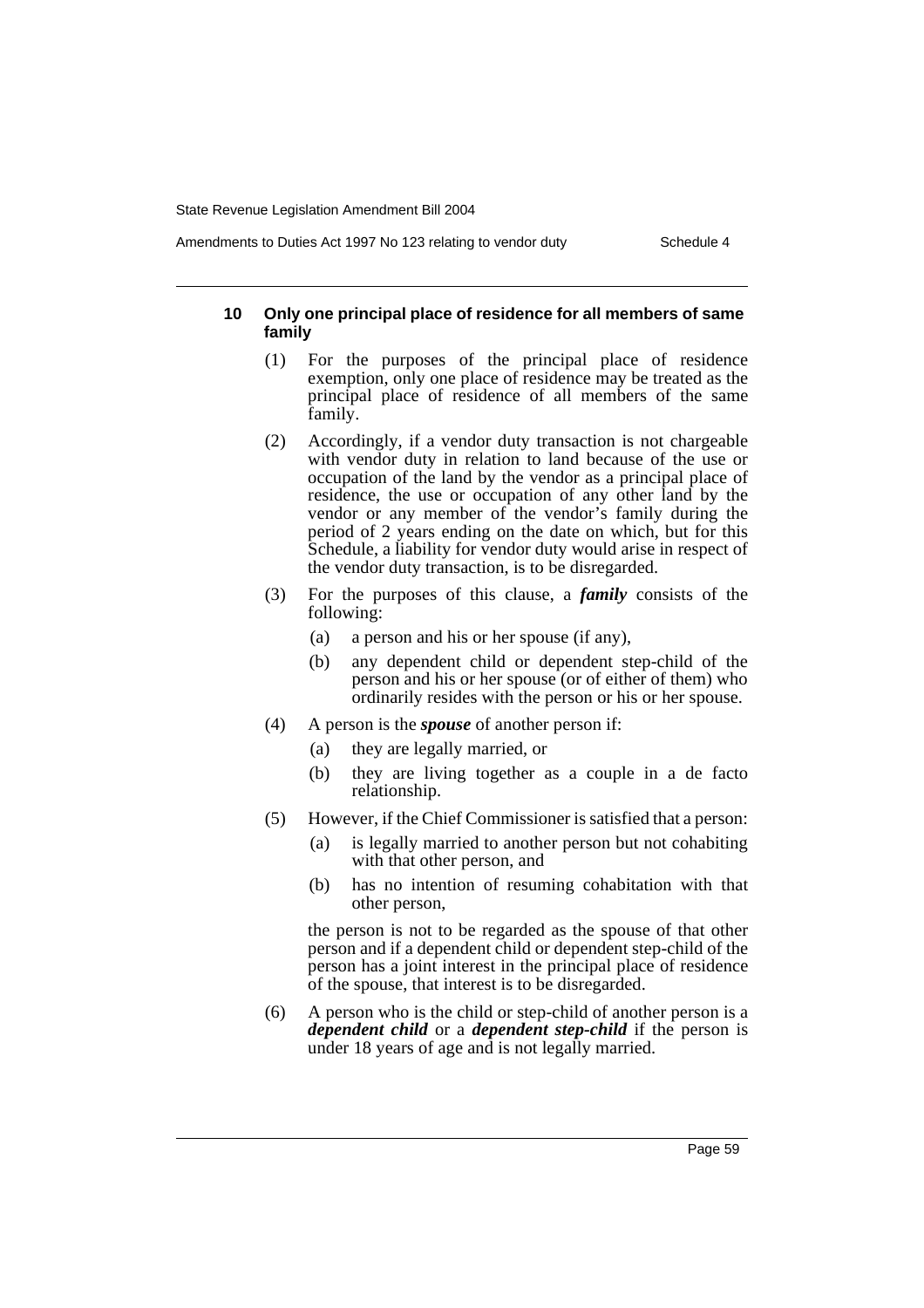### 10 Only one principal place of residence for all members of same family

(1) For the purposes of the principal place of residence exemption, only one place of residence may be treated as the principal place of residence of all members of the same family.

(2) Accordingly, if a vendor duty transaction is not chargeable with vendor duty in relation to land because of the use or occupation of the land by the vendor as a principal place of residence, the use or occupation of any other land by the vendor or any member of the vendor's family during the period of 2 years ending on the date on which, but for this Schedule, a liability for vendor duty would arise in respect of the vendor duty transaction, is to be disregarded.

(3) For the purposes of this clause, a ***family*** consists of the following:

- (a) a person and his or her spouse (if any),
- (b) any dependent child or dependent step-child of the person and his or her spouse (or of either of them) who ordinarily resides with the person or his or her spouse.

(4) A person is the ***spouse*** of another person if:

- (a) they are legally married, or
- (b) they are living together as a couple in a de facto relationship.

(5) However, if the Chief Commissioner is satisfied that a person:

- (a) is legally married to another person but not cohabiting with that other person, and
- (b) has no intention of resuming cohabitation with that other person,

the person is not to be regarded as the spouse of that other person and if a dependent child or dependent step-child of the person has a joint interest in the principal place of residence of the spouse, that interest is to be disregarded.

(6) A person who is the child or step-child of another person is a ***dependent child*** or a ***dependent step-child*** if the person is under 18 years of age and is not legally married.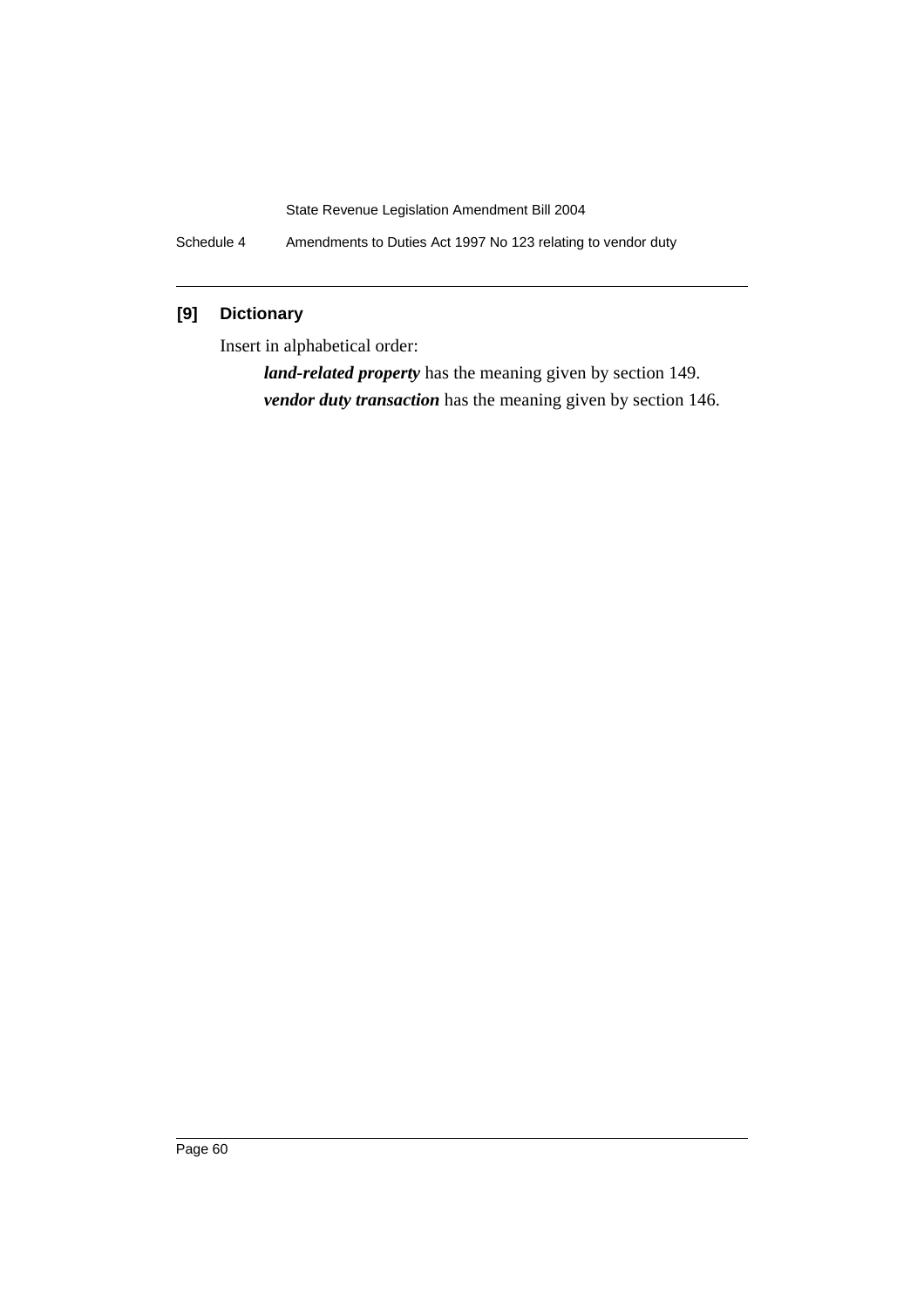## [9] Dictionary

Insert in alphabetical order:

> ***land-related property*** has the meaning given by section 149.
>
> ***vendor duty transaction*** has the meaning given by section 146.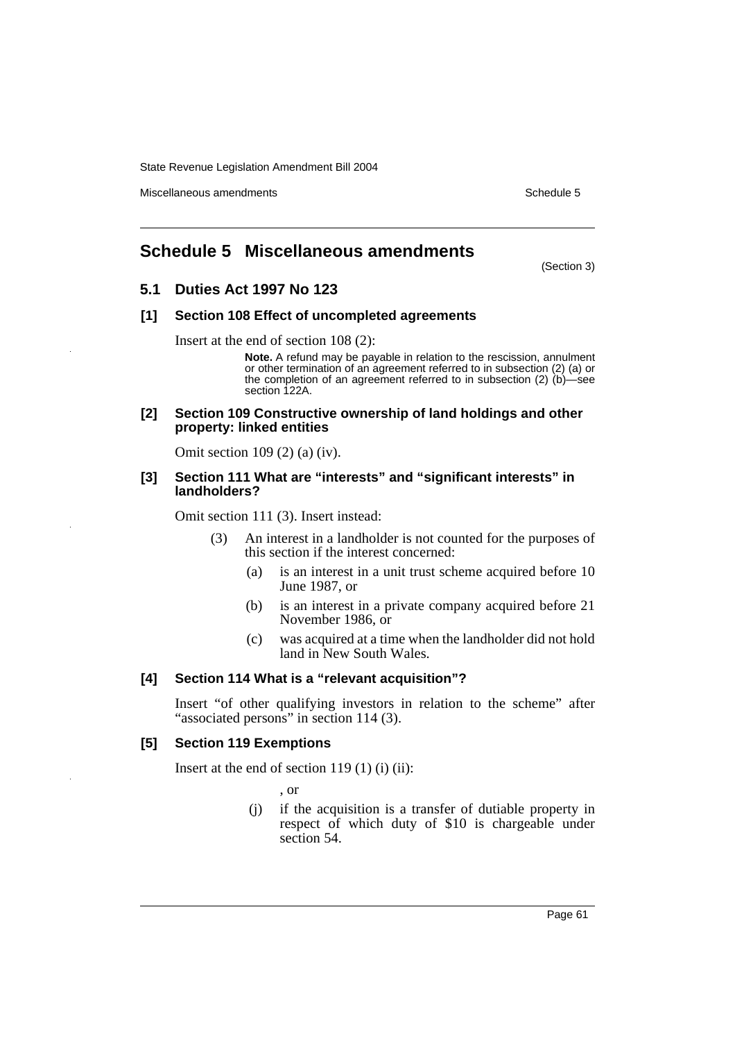# Schedule 5 Miscellaneous amendments

(Section 3)

## 5.1 Duties Act 1997 No 123

### [1] Section 108 Effect of uncompleted agreements

Insert at the end of section 108 (2):

> **Note.** A refund may be payable in relation to the rescission, annulment or other termination of an agreement referred to in subsection (2) (a) or the completion of an agreement referred to in subsection (2) (b)—see section 122A.

### [2] Section 109 Constructive ownership of land holdings and other property: linked entities

Omit section 109 (2) (a) (iv).

### [3] Section 111 What are "interests" and "significant interests" in landholders?

Omit section 111 (3). Insert instead:

(3) An interest in a landholder is not counted for the purposes of this section if the interest concerned:

- (a) is an interest in a unit trust scheme acquired before 10 June 1987, or
- (b) is an interest in a private company acquired before 21 November 1986, or
- (c) was acquired at a time when the landholder did not hold land in New South Wales.

### [4] Section 114 What is a "relevant acquisition"?

Insert "of other qualifying investors in relation to the scheme" after "associated persons" in section 114 (3).

### [5] Section 119 Exemptions

Insert at the end of section 119 (1) (i) (ii):

, or

- (j) if the acquisition is a transfer of dutiable property in respect of which duty of $10 is chargeable under section 54.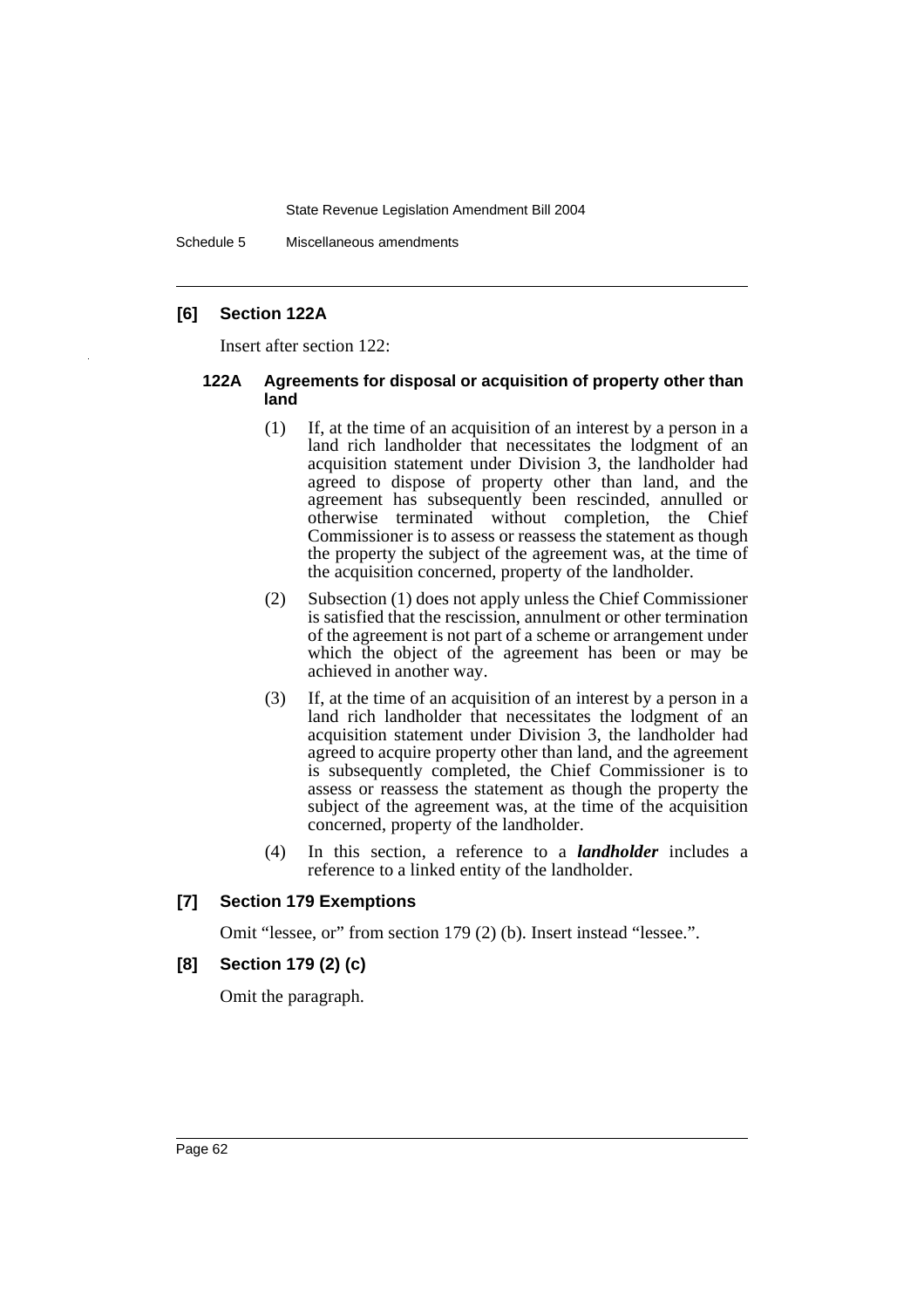### [6] Section 122A

Insert after section 122:

#### 122A Agreements for disposal or acquisition of property other than land

(1) If, at the time of an acquisition of an interest by a person in a land rich landholder that necessitates the lodgment of an acquisition statement under Division 3, the landholder had agreed to dispose of property other than land, and the agreement has subsequently been rescinded, annulled or otherwise terminated without completion, the Chief Commissioner is to assess or reassess the statement as though the property the subject of the agreement was, at the time of the acquisition concerned, property of the landholder.

(2) Subsection (1) does not apply unless the Chief Commissioner is satisfied that the rescission, annulment or other termination of the agreement is not part of a scheme or arrangement under which the object of the agreement has been or may be achieved in another way.

(3) If, at the time of an acquisition of an interest by a person in a land rich landholder that necessitates the lodgment of an acquisition statement under Division 3, the landholder had agreed to acquire property other than land, and the agreement is subsequently completed, the Chief Commissioner is to assess or reassess the statement as though the property the subject of the agreement was, at the time of the acquisition concerned, property of the landholder.

(4) In this section, a reference to a ***landholder*** includes a reference to a linked entity of the landholder.

### [7] Section 179 Exemptions

Omit "lessee, or" from section 179 (2) (b). Insert instead "lessee.".

### [8] Section 179 (2) (c)

Omit the paragraph.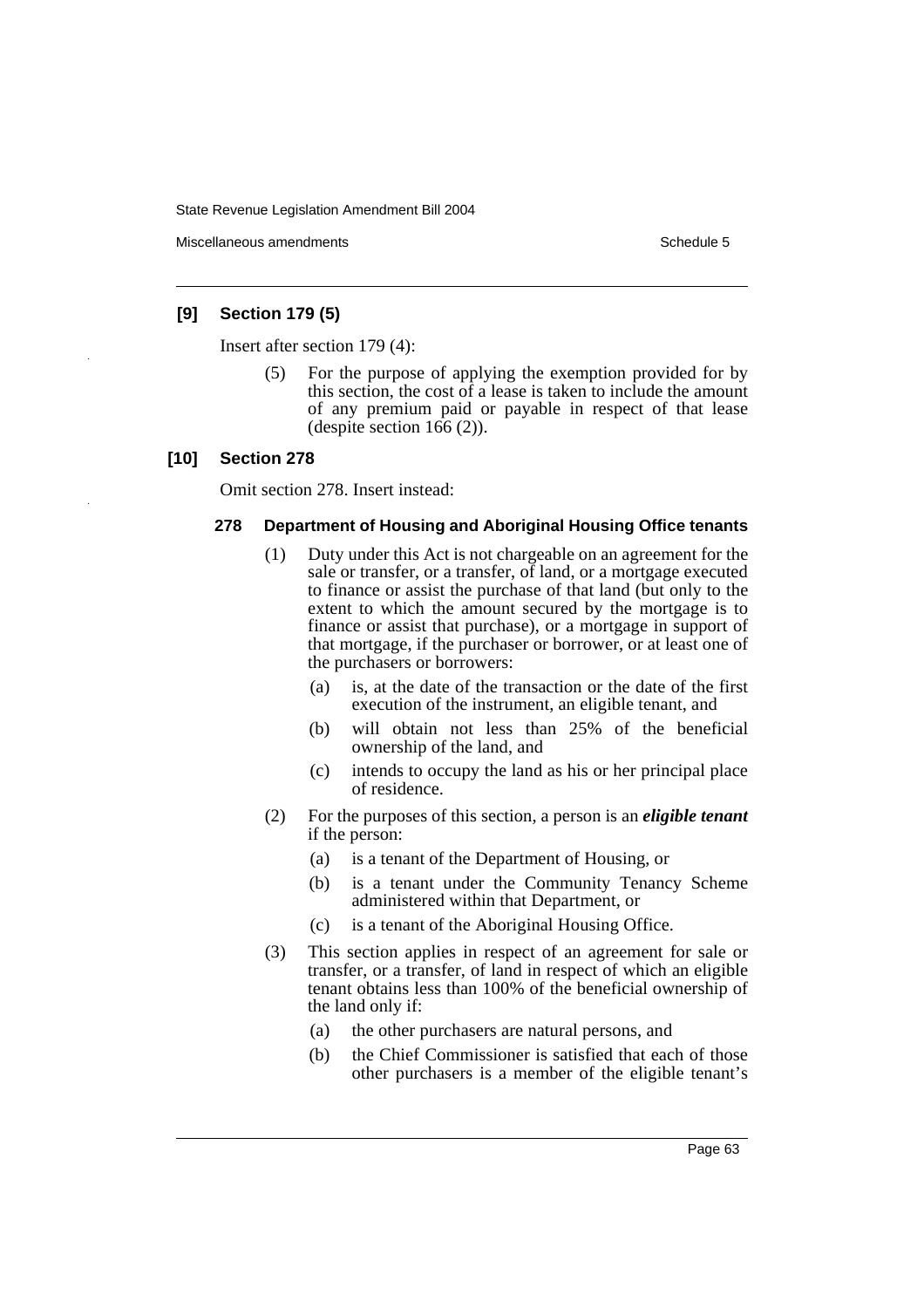### [9] Section 179 (5)

Insert after section 179 (4):

(5) For the purpose of applying the exemption provided for by this section, the cost of a lease is taken to include the amount of any premium paid or payable in respect of that lease (despite section 166 (2)).

### [10] Section 278

Omit section 278. Insert instead:

#### 278 Department of Housing and Aboriginal Housing Office tenants

(1) Duty under this Act is not chargeable on an agreement for the sale or transfer, or a transfer, of land, or a mortgage executed to finance or assist the purchase of that land (but only to the extent to which the amount secured by the mortgage is to finance or assist that purchase), or a mortgage in support of that mortgage, if the purchaser or borrower, or at least one of the purchasers or borrowers:

- (a) is, at the date of the transaction or the date of the first execution of the instrument, an eligible tenant, and
- (b) will obtain not less than 25% of the beneficial ownership of the land, and
- (c) intends to occupy the land as his or her principal place of residence.

(2) For the purposes of this section, a person is an ***eligible tenant*** if the person:

- (a) is a tenant of the Department of Housing, or
- (b) is a tenant under the Community Tenancy Scheme administered within that Department, or
- (c) is a tenant of the Aboriginal Housing Office.

(3) This section applies in respect of an agreement for sale or transfer, or a transfer, of land in respect of which an eligible tenant obtains less than 100% of the beneficial ownership of the land only if:

- (a) the other purchasers are natural persons, and
- (b) the Chief Commissioner is satisfied that each of those other purchasers is a member of the eligible tenant's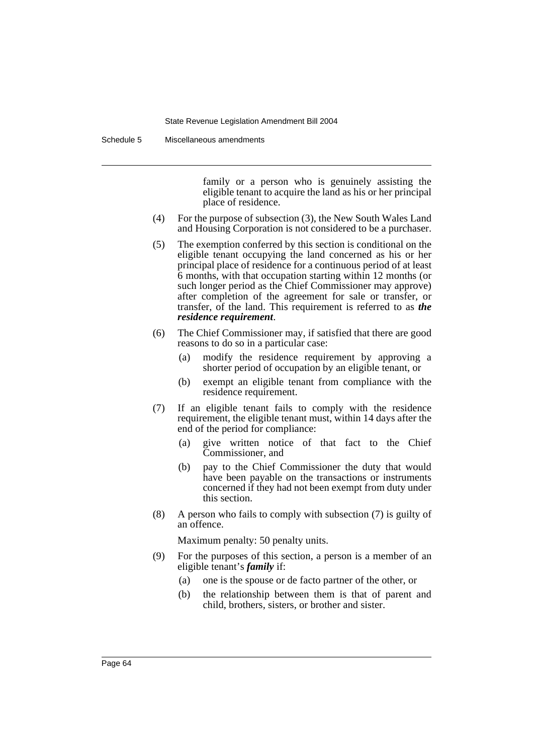family or a person who is genuinely assisting the eligible tenant to acquire the land as his or her principal place of residence.

(4) For the purpose of subsection (3), the New South Wales Land and Housing Corporation is not considered to be a purchaser.

(5) The exemption conferred by this section is conditional on the eligible tenant occupying the land concerned as his or her principal place of residence for a continuous period of at least 6 months, with that occupation starting within 12 months (or such longer period as the Chief Commissioner may approve) after completion of the agreement for sale or transfer, or transfer, of the land. This requirement is referred to as ***the residence requirement***.

(6) The Chief Commissioner may, if satisfied that there are good reasons to do so in a particular case:

- (a) modify the residence requirement by approving a shorter period of occupation by an eligible tenant, or
- (b) exempt an eligible tenant from compliance with the residence requirement.

(7) If an eligible tenant fails to comply with the residence requirement, the eligible tenant must, within 14 days after the end of the period for compliance:

- (a) give written notice of that fact to the Chief Commissioner, and
- (b) pay to the Chief Commissioner the duty that would have been payable on the transactions or instruments concerned if they had not been exempt from duty under this section.

(8) A person who fails to comply with subsection (7) is guilty of an offence.

Maximum penalty: 50 penalty units.

(9) For the purposes of this section, a person is a member of an eligible tenant's ***family*** if:

- (a) one is the spouse or de facto partner of the other, or
- (b) the relationship between them is that of parent and child, brothers, sisters, or brother and sister.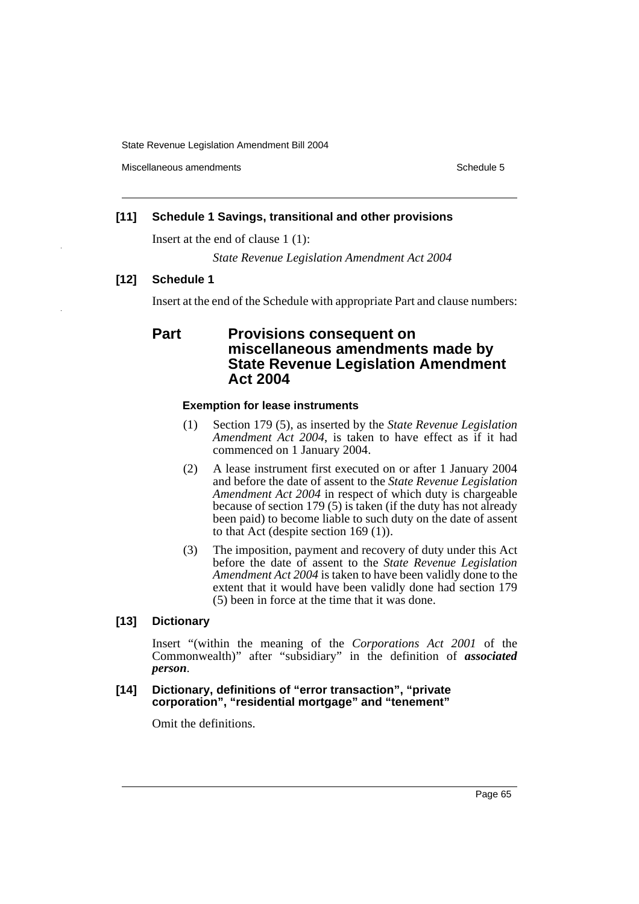### [11] Schedule 1 Savings, transitional and other provisions

Insert at the end of clause 1 (1):

*State Revenue Legislation Amendment Act 2004*

### [12] Schedule 1

Insert at the end of the Schedule with appropriate Part and clause numbers:

## Part Provisions consequent on miscellaneous amendments made by State Revenue Legislation Amendment Act 2004

#### Exemption for lease instruments

(1) Section 179 (5), as inserted by the *State Revenue Legislation Amendment Act 2004*, is taken to have effect as if it had commenced on 1 January 2004.

(2) A lease instrument first executed on or after 1 January 2004 and before the date of assent to the *State Revenue Legislation Amendment Act 2004* in respect of which duty is chargeable because of section 179 (5) is taken (if the duty has not already been paid) to become liable to such duty on the date of assent to that Act (despite section 169 (1)).

(3) The imposition, payment and recovery of duty under this Act before the date of assent to the *State Revenue Legislation Amendment Act 2004* is taken to have been validly done to the extent that it would have been validly done had section 179 (5) been in force at the time that it was done.

### [13] Dictionary

Insert "(within the meaning of the *Corporations Act 2001* of the Commonwealth)" after "subsidiary" in the definition of ***associated person***.

### [14] Dictionary, definitions of "error transaction", "private corporation", "residential mortgage" and "tenement"

Omit the definitions.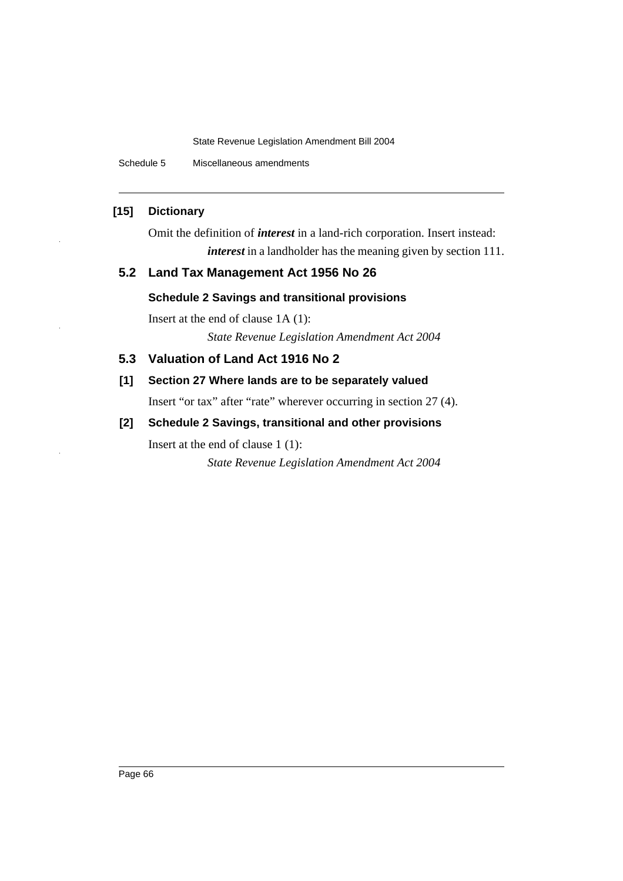### [15] Dictionary

Omit the definition of ***interest*** in a land-rich corporation. Insert instead:

> ***interest*** in a landholder has the meaning given by section 111.

## 5.2 Land Tax Management Act 1956 No 26

### Schedule 2 Savings and transitional provisions

Insert at the end of clause 1A (1):

> *State Revenue Legislation Amendment Act 2004*

## 5.3 Valuation of Land Act 1916 No 2

### [1] Section 27 Where lands are to be separately valued

Insert "or tax" after "rate" wherever occurring in section 27 (4).

### [2] Schedule 2 Savings, transitional and other provisions

Insert at the end of clause 1 (1):

> *State Revenue Legislation Amendment Act 2004*